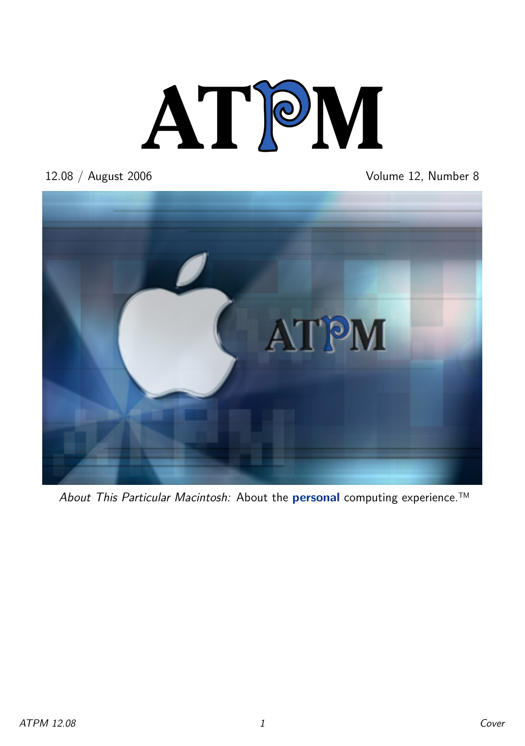# ATPM

12.08 / August 2006

Volume 12, Number 8

*About This Particular Macintosh:* About the **personal** computing experience.™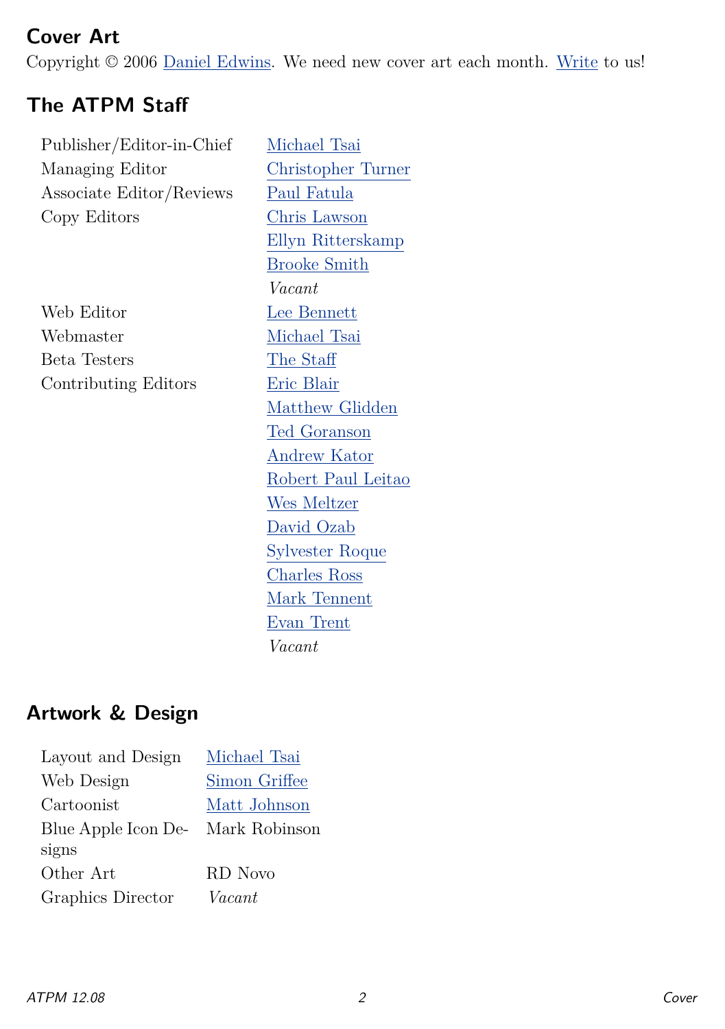## Cover Art

Copyright © 2006 Daniel Edwins. We need new cover art each month. Write to us!

## The ATPM Staff

| | |
|---|---|
| Publisher/Editor-in-Chief | Michael Tsai |
| Managing Editor | Christopher Turner |
| Associate Editor/Reviews | Paul Fatula |
| Copy Editors | Chris Lawson |
| | Ellyn Ritterskamp |
| | Brooke Smith |
| | *Vacant* |
| Web Editor | Lee Bennett |
| Webmaster | Michael Tsai |
| Beta Testers | The Staff |
| Contributing Editors | Eric Blair |
| | Matthew Glidden |
| | Ted Goranson |
| | Andrew Kator |
| | Robert Paul Leitao |
| | Wes Meltzer |
| | David Ozab |
| | Sylvester Roque |
| | Charles Ross |
| | Mark Tennent |
| | Evan Trent |
| | *Vacant* |

## Artwork & Design

| | |
|---|---|
| Layout and Design | Michael Tsai |
| Web Design | Simon Griffee |
| Cartoonist | Matt Johnson |
| Blue Apple Icon Designs | Mark Robinson |
| Other Art | RD Novo |
| Graphics Director | *Vacant* |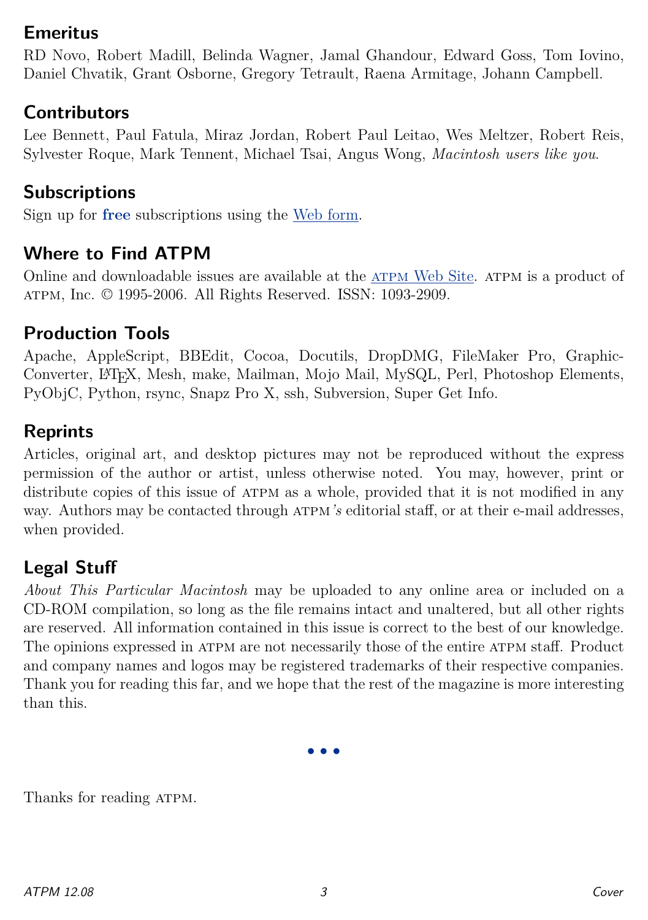## Emeritus

RD Novo, Robert Madill, Belinda Wagner, Jamal Ghandour, Edward Goss, Tom Iovino, Daniel Chvatik, Grant Osborne, Gregory Tetrault, Raena Armitage, Johann Campbell.

## Contributors

Lee Bennett, Paul Fatula, Miraz Jordan, Robert Paul Leitao, Wes Meltzer, Robert Reis, Sylvester Roque, Mark Tennent, Michael Tsai, Angus Wong, *Macintosh users like you*.

## Subscriptions

Sign up for **free** subscriptions using the Web form.

## Where to Find ATPM

Online and downloadable issues are available at the ATPM Web Site. ATPM is a product of ATPM, Inc. © 1995-2006. All Rights Reserved. ISSN: 1093-2909.

## Production Tools

Apache, AppleScript, BBEdit, Cocoa, Docutils, DropDMG, FileMaker Pro, GraphicConverter, LaTeX, Mesh, make, Mailman, Mojo Mail, MySQL, Perl, Photoshop Elements, PyObjC, Python, rsync, Snapz Pro X, ssh, Subversion, Super Get Info.

## Reprints

Articles, original art, and desktop pictures may not be reproduced without the express permission of the author or artist, unless otherwise noted. You may, however, print or distribute copies of this issue of ATPM as a whole, provided that it is not modified in any way. Authors may be contacted through ATPM*'s* editorial staff, or at their e-mail addresses, when provided.

## Legal Stuff

*About This Particular Macintosh* may be uploaded to any online area or included on a CD-ROM compilation, so long as the file remains intact and unaltered, but all other rights are reserved. All information contained in this issue is correct to the best of our knowledge. The opinions expressed in ATPM are not necessarily those of the entire ATPM staff. Product and company names and logos may be registered trademarks of their respective companies. Thank you for reading this far, and we hope that the rest of the magazine is more interesting than this.

• • •

Thanks for reading ATPM.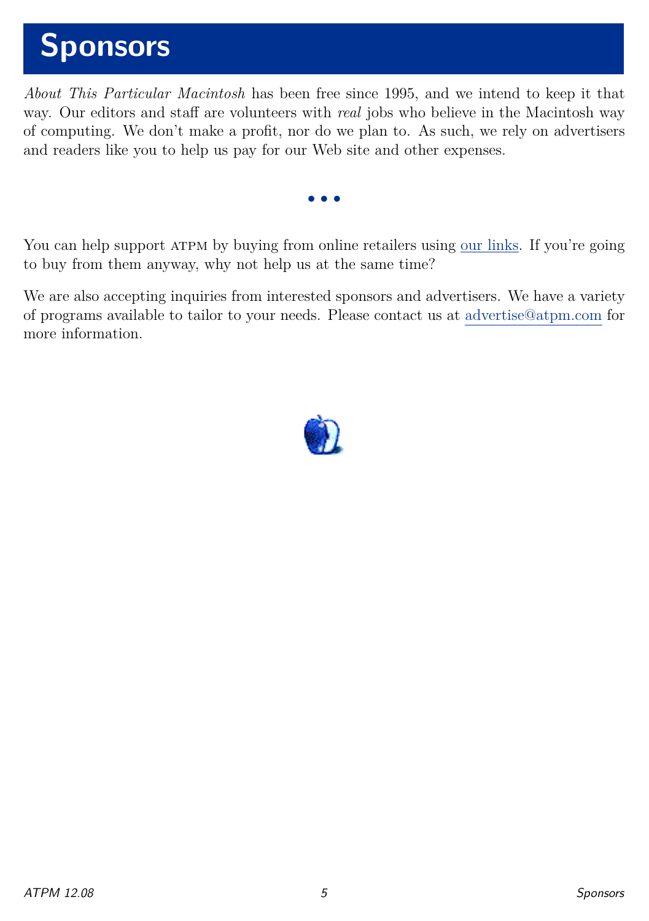# Sponsors

*About This Particular Macintosh* has been free since 1995, and we intend to keep it that way. Our editors and staff are volunteers with *real* jobs who believe in the Macintosh way of computing. We don't make a profit, nor do we plan to. As such, we rely on advertisers and readers like you to help us pay for our Web site and other expenses.

• • •

You can help support ATPM by buying from online retailers using our links. If you're going to buy from them anyway, why not help us at the same time?

We are also accepting inquiries from interested sponsors and advertisers. We have a variety of programs available to tailor to your needs. Please contact us at advertise@atpm.com for more information.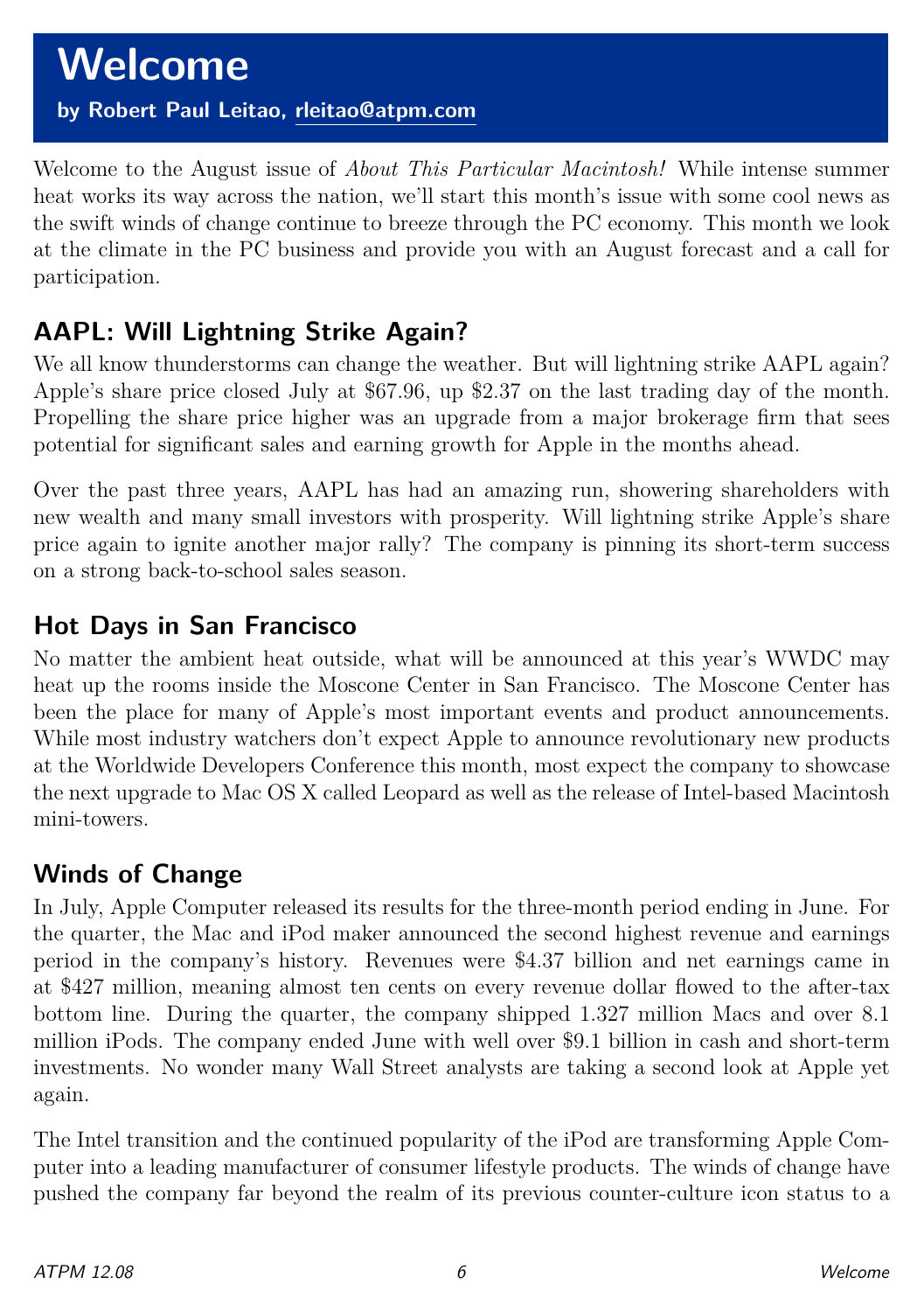# Welcome

**by Robert Paul Leitao, rleitao@atpm.com**

Welcome to the August issue of *About This Particular Macintosh!* While intense summer heat works its way across the nation, we'll start this month's issue with some cool news as the swift winds of change continue to breeze through the PC economy. This month we look at the climate in the PC business and provide you with an August forecast and a call for participation.

## AAPL: Will Lightning Strike Again?

We all know thunderstorms can change the weather. But will lightning strike AAPL again? Apple's share price closed July at $67.96, up $2.37 on the last trading day of the month. Propelling the share price higher was an upgrade from a major brokerage firm that sees potential for significant sales and earning growth for Apple in the months ahead.

Over the past three years, AAPL has had an amazing run, showering shareholders with new wealth and many small investors with prosperity. Will lightning strike Apple's share price again to ignite another major rally? The company is pinning its short-term success on a strong back-to-school sales season.

## Hot Days in San Francisco

No matter the ambient heat outside, what will be announced at this year's WWDC may heat up the rooms inside the Moscone Center in San Francisco. The Moscone Center has been the place for many of Apple's most important events and product announcements. While most industry watchers don't expect Apple to announce revolutionary new products at the Worldwide Developers Conference this month, most expect the company to showcase the next upgrade to Mac OS X called Leopard as well as the release of Intel-based Macintosh mini-towers.

## Winds of Change

In July, Apple Computer released its results for the three-month period ending in June. For the quarter, the Mac and iPod maker announced the second highest revenue and earnings period in the company's history. Revenues were $4.37 billion and net earnings came in at $427 million, meaning almost ten cents on every revenue dollar flowed to the after-tax bottom line. During the quarter, the company shipped 1.327 million Macs and over 8.1 million iPods. The company ended June with well over $9.1 billion in cash and short-term investments. No wonder many Wall Street analysts are taking a second look at Apple yet again.

The Intel transition and the continued popularity of the iPod are transforming Apple Computer into a leading manufacturer of consumer lifestyle products. The winds of change have pushed the company far beyond the realm of its previous counter-culture icon status to a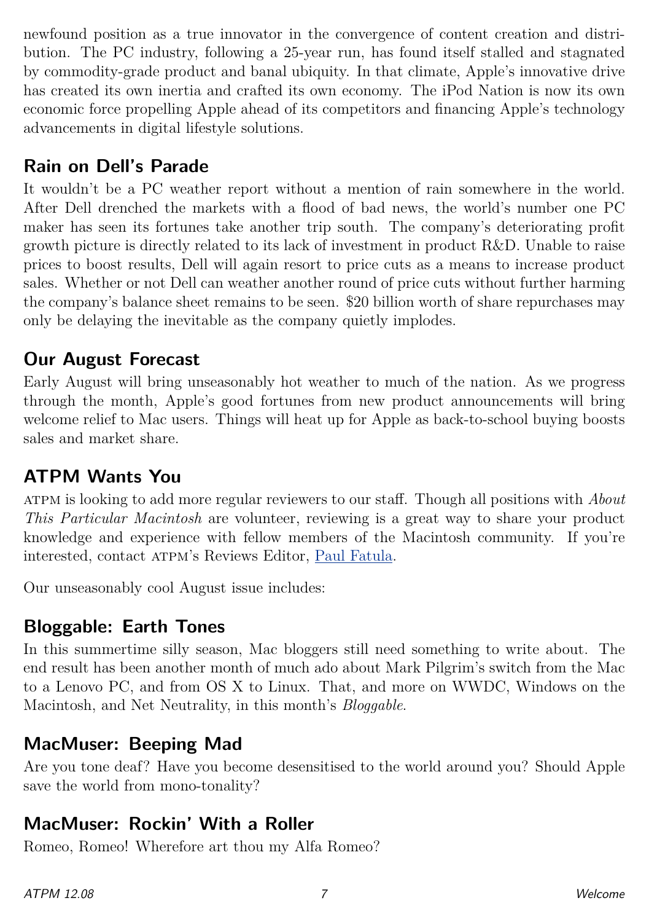newfound position as a true innovator in the convergence of content creation and distribution. The PC industry, following a 25-year run, has found itself stalled and stagnated by commodity-grade product and banal ubiquity. In that climate, Apple's innovative drive has created its own inertia and crafted its own economy. The iPod Nation is now its own economic force propelling Apple ahead of its competitors and financing Apple's technology advancements in digital lifestyle solutions.

## Rain on Dell's Parade

It wouldn't be a PC weather report without a mention of rain somewhere in the world. After Dell drenched the markets with a flood of bad news, the world's number one PC maker has seen its fortunes take another trip south. The company's deteriorating profit growth picture is directly related to its lack of investment in product R&D. Unable to raise prices to boost results, Dell will again resort to price cuts as a means to increase product sales. Whether or not Dell can weather another round of price cuts without further harming the company's balance sheet remains to be seen. $20 billion worth of share repurchases may only be delaying the inevitable as the company quietly implodes.

## Our August Forecast

Early August will bring unseasonably hot weather to much of the nation. As we progress through the month, Apple's good fortunes from new product announcements will bring welcome relief to Mac users. Things will heat up for Apple as back-to-school buying boosts sales and market share.

## ATPM Wants You

ATPM is looking to add more regular reviewers to our staff. Though all positions with *About This Particular Macintosh* are volunteer, reviewing is a great way to share your product knowledge and experience with fellow members of the Macintosh community. If you're interested, contact ATPM's Reviews Editor, Paul Fatula.

Our unseasonably cool August issue includes:

## Bloggable: Earth Tones

In this summertime silly season, Mac bloggers still need something to write about. The end result has been another month of much ado about Mark Pilgrim's switch from the Mac to a Lenovo PC, and from OS X to Linux. That, and more on WWDC, Windows on the Macintosh, and Net Neutrality, in this month's *Bloggable*.

## MacMuser: Beeping Mad

Are you tone deaf? Have you become desensitised to the world around you? Should Apple save the world from mono-tonality?

## MacMuser: Rockin' With a Roller

Romeo, Romeo! Wherefore art thou my Alfa Romeo?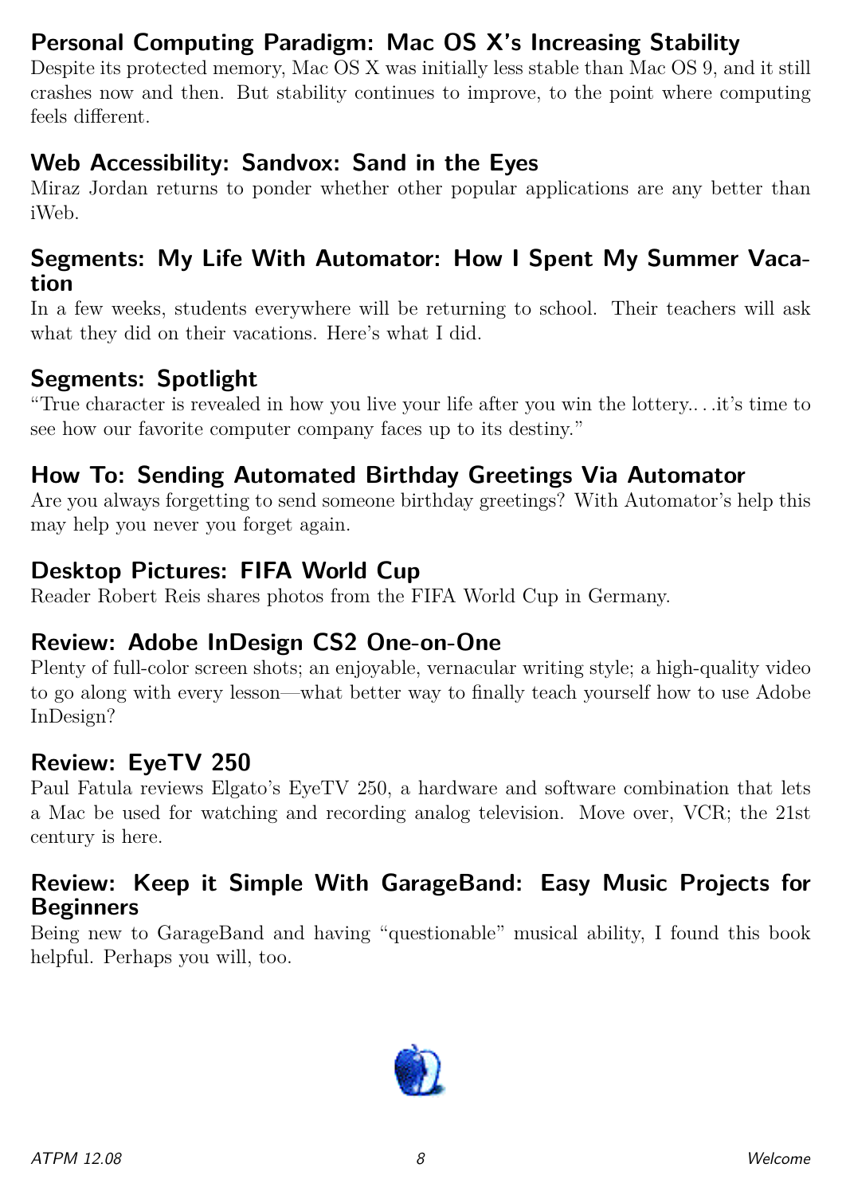## Personal Computing Paradigm: Mac OS X's Increasing Stability

Despite its protected memory, Mac OS X was initially less stable than Mac OS 9, and it still crashes now and then. But stability continues to improve, to the point where computing feels different.

## Web Accessibility: Sandvox: Sand in the Eyes

Miraz Jordan returns to ponder whether other popular applications are any better than iWeb.

## Segments: My Life With Automator: How I Spent My Summer Vacation

In a few weeks, students everywhere will be returning to school. Their teachers will ask what they did on their vacations. Here's what I did.

## Segments: Spotlight

"True character is revealed in how you live your life after you win the lottery.. . .it's time to see how our favorite computer company faces up to its destiny."

## How To: Sending Automated Birthday Greetings Via Automator

Are you always forgetting to send someone birthday greetings? With Automator's help this may help you never you forget again.

## Desktop Pictures: FIFA World Cup

Reader Robert Reis shares photos from the FIFA World Cup in Germany.

## Review: Adobe InDesign CS2 One-on-One

Plenty of full-color screen shots; an enjoyable, vernacular writing style; a high-quality video to go along with every lesson—what better way to finally teach yourself how to use Adobe InDesign?

## Review: EyeTV 250

Paul Fatula reviews Elgato's EyeTV 250, a hardware and software combination that lets a Mac be used for watching and recording analog television. Move over, VCR; the 21st century is here.

## Review: Keep it Simple With GarageBand: Easy Music Projects for Beginners

Being new to GarageBand and having "questionable" musical ability, I found this book helpful. Perhaps you will, too.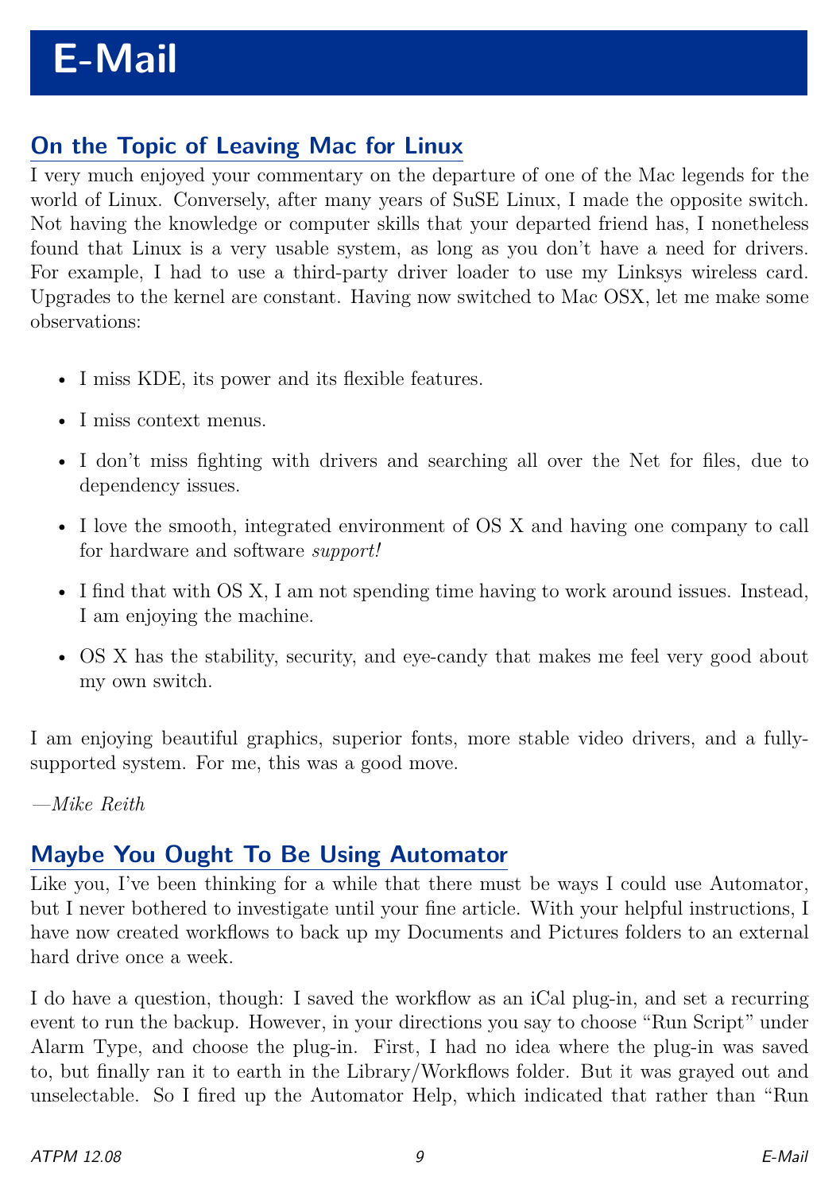# E-Mail

## On the Topic of Leaving Mac for Linux

I very much enjoyed your commentary on the departure of one of the Mac legends for the world of Linux. Conversely, after many years of SuSE Linux, I made the opposite switch. Not having the knowledge or computer skills that your departed friend has, I nonetheless found that Linux is a very usable system, as long as you don't have a need for drivers. For example, I had to use a third-party driver loader to use my Linksys wireless card. Upgrades to the kernel are constant. Having now switched to Mac OSX, let me make some observations:

- I miss KDE, its power and its flexible features.
- I miss context menus.
- I don't miss fighting with drivers and searching all over the Net for files, due to dependency issues.
- I love the smooth, integrated environment of OS X and having one company to call for hardware and software *support!*
- I find that with OS X, I am not spending time having to work around issues. Instead, I am enjoying the machine.
- OS X has the stability, security, and eye-candy that makes me feel very good about my own switch.

I am enjoying beautiful graphics, superior fonts, more stable video drivers, and a fully-supported system. For me, this was a good move.

*—Mike Reith*

## Maybe You Ought To Be Using Automator

Like you, I've been thinking for a while that there must be ways I could use Automator, but I never bothered to investigate until your fine article. With your helpful instructions, I have now created workflows to back up my Documents and Pictures folders to an external hard drive once a week.

I do have a question, though: I saved the workflow as an iCal plug-in, and set a recurring event to run the backup. However, in your directions you say to choose "Run Script" under Alarm Type, and choose the plug-in. First, I had no idea where the plug-in was saved to, but finally ran it to earth in the Library/Workflows folder. But it was grayed out and unselectable. So I fired up the Automator Help, which indicated that rather than "Run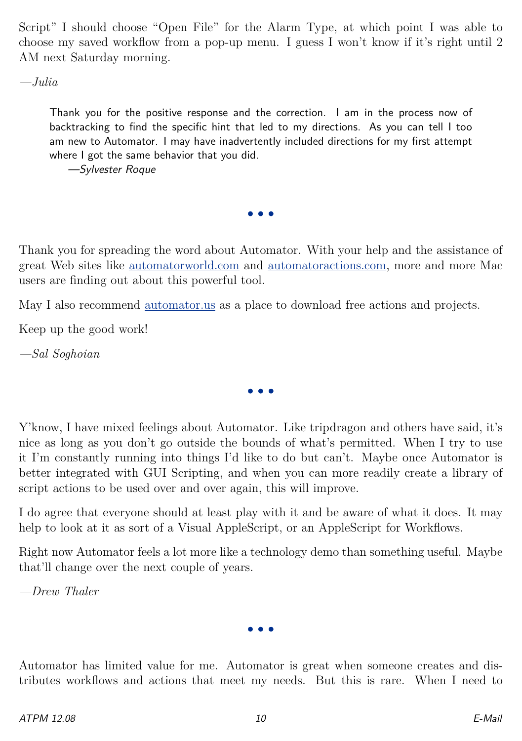Script" I should choose "Open File" for the Alarm Type, at which point I was able to choose my saved workflow from a pop-up menu. I guess I won't know if it's right until 2 AM next Saturday morning.

*—Julia*

> Thank you for the positive response and the correction. I am in the process now of backtracking to find the specific hint that led to my directions. As you can tell I too am new to Automator. I may have inadvertently included directions for my first attempt where I got the same behavior that you did.
>
> *—Sylvester Roque*

• • •

Thank you for spreading the word about Automator. With your help and the assistance of great Web sites like automatorworld.com and automatoractions.com, more and more Mac users are finding out about this powerful tool.

May I also recommend automator.us as a place to download free actions and projects.

Keep up the good work!

*—Sal Soghoian*

• • •

Y'know, I have mixed feelings about Automator. Like tripdragon and others have said, it's nice as long as you don't go outside the bounds of what's permitted. When I try to use it I'm constantly running into things I'd like to do but can't. Maybe once Automator is better integrated with GUI Scripting, and when you can more readily create a library of script actions to be used over and over again, this will improve.

I do agree that everyone should at least play with it and be aware of what it does. It may help to look at it as sort of a Visual AppleScript, or an AppleScript for Workflows.

Right now Automator feels a lot more like a technology demo than something useful. Maybe that'll change over the next couple of years.

*—Drew Thaler*

• • •

Automator has limited value for me. Automator is great when someone creates and distributes workflows and actions that meet my needs. But this is rare. When I need to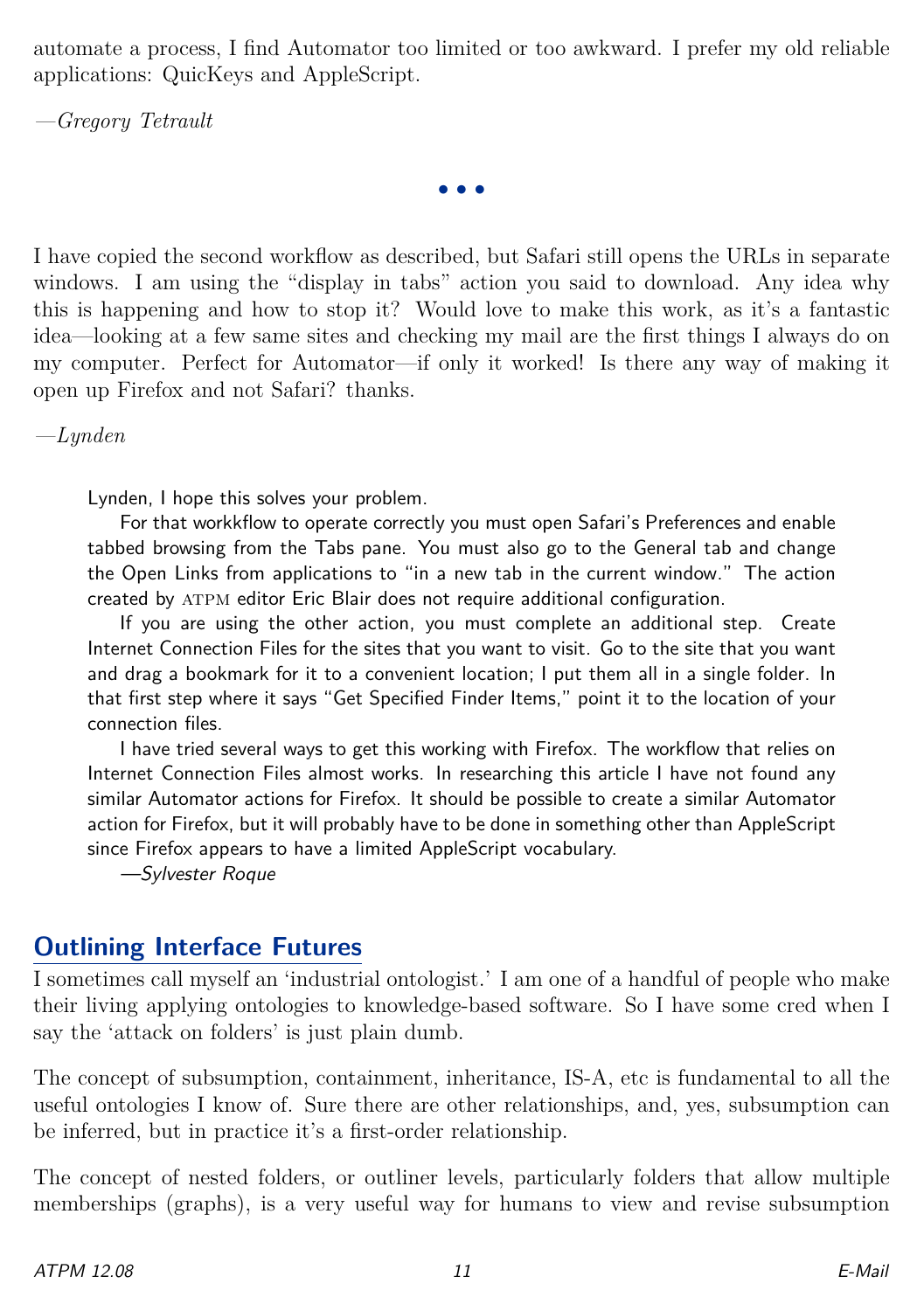automate a process, I find Automator too limited or too awkward. I prefer my old reliable applications: QuicKeys and AppleScript.

*—Gregory Tetrault*

• • •

I have copied the second workflow as described, but Safari still opens the URLs in separate windows. I am using the "display in tabs" action you said to download. Any idea why this is happening and how to stop it? Would love to make this work, as it's a fantastic idea—looking at a few same sites and checking my mail are the first things I always do on my computer. Perfect for Automator—if only it worked! Is there any way of making it open up Firefox and not Safari? thanks.

*—Lynden*

> Lynden, I hope this solves your problem.
>
> For that workkflow to operate correctly you must open Safari's Preferences and enable tabbed browsing from the Tabs pane. You must also go to the General tab and change the Open Links from applications to "in a new tab in the current window." The action created by ATPM editor Eric Blair does not require additional configuration.
>
> If you are using the other action, you must complete an additional step. Create Internet Connection Files for the sites that you want to visit. Go to the site that you want and drag a bookmark for it to a convenient location; I put them all in a single folder. In that first step where it says "Get Specified Finder Items," point it to the location of your connection files.
>
> I have tried several ways to get this working with Firefox. The workflow that relies on Internet Connection Files almost works. In researching this article I have not found any similar Automator actions for Firefox. It should be possible to create a similar Automator action for Firefox, but it will probably have to be done in something other than AppleScript since Firefox appears to have a limited AppleScript vocabulary.
>
> *—Sylvester Roque*

## Outlining Interface Futures

I sometimes call myself an 'industrial ontologist.' I am one of a handful of people who make their living applying ontologies to knowledge-based software. So I have some cred when I say the 'attack on folders' is just plain dumb.

The concept of subsumption, containment, inheritance, IS-A, etc is fundamental to all the useful ontologies I know of. Sure there are other relationships, and, yes, subsumption can be inferred, but in practice it's a first-order relationship.

The concept of nested folders, or outliner levels, particularly folders that allow multiple memberships (graphs), is a very useful way for humans to view and revise subsumption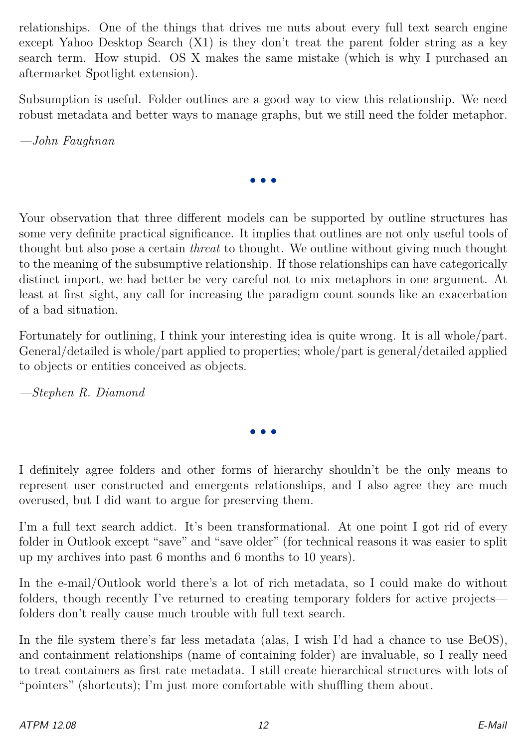relationships. One of the things that drives me nuts about every full text search engine except Yahoo Desktop Search (X1) is they don't treat the parent folder string as a key search term. How stupid. OS X makes the same mistake (which is why I purchased an aftermarket Spotlight extension).

Subsumption is useful. Folder outlines are a good way to view this relationship. We need robust metadata and better ways to manage graphs, but we still need the folder metaphor.

—*John Faughnan*

• • •

Your observation that three different models can be supported by outline structures has some very definite practical significance. It implies that outlines are not only useful tools of thought but also pose a certain *threat* to thought. We outline without giving much thought to the meaning of the subsumptive relationship. If those relationships can have categorically distinct import, we had better be very careful not to mix metaphors in one argument. At least at first sight, any call for increasing the paradigm count sounds like an exacerbation of a bad situation.

Fortunately for outlining, I think your interesting idea is quite wrong. It is all whole/part. General/detailed is whole/part applied to properties; whole/part is general/detailed applied to objects or entities conceived as objects.

—*Stephen R. Diamond*

• • •

I definitely agree folders and other forms of hierarchy shouldn't be the only means to represent user constructed and emergents relationships, and I also agree they are much overused, but I did want to argue for preserving them.

I'm a full text search addict. It's been transformational. At one point I got rid of every folder in Outlook except "save" and "save older" (for technical reasons it was easier to split up my archives into past 6 months and 6 months to 10 years).

In the e-mail/Outlook world there's a lot of rich metadata, so I could make do without folders, though recently I've returned to creating temporary folders for active projects—folders don't really cause much trouble with full text search.

In the file system there's far less metadata (alas, I wish I'd had a chance to use BeOS), and containment relationships (name of containing folder) are invaluable, so I really need to treat containers as first rate metadata. I still create hierarchical structures with lots of "pointers" (shortcuts); I'm just more comfortable with shuffling them about.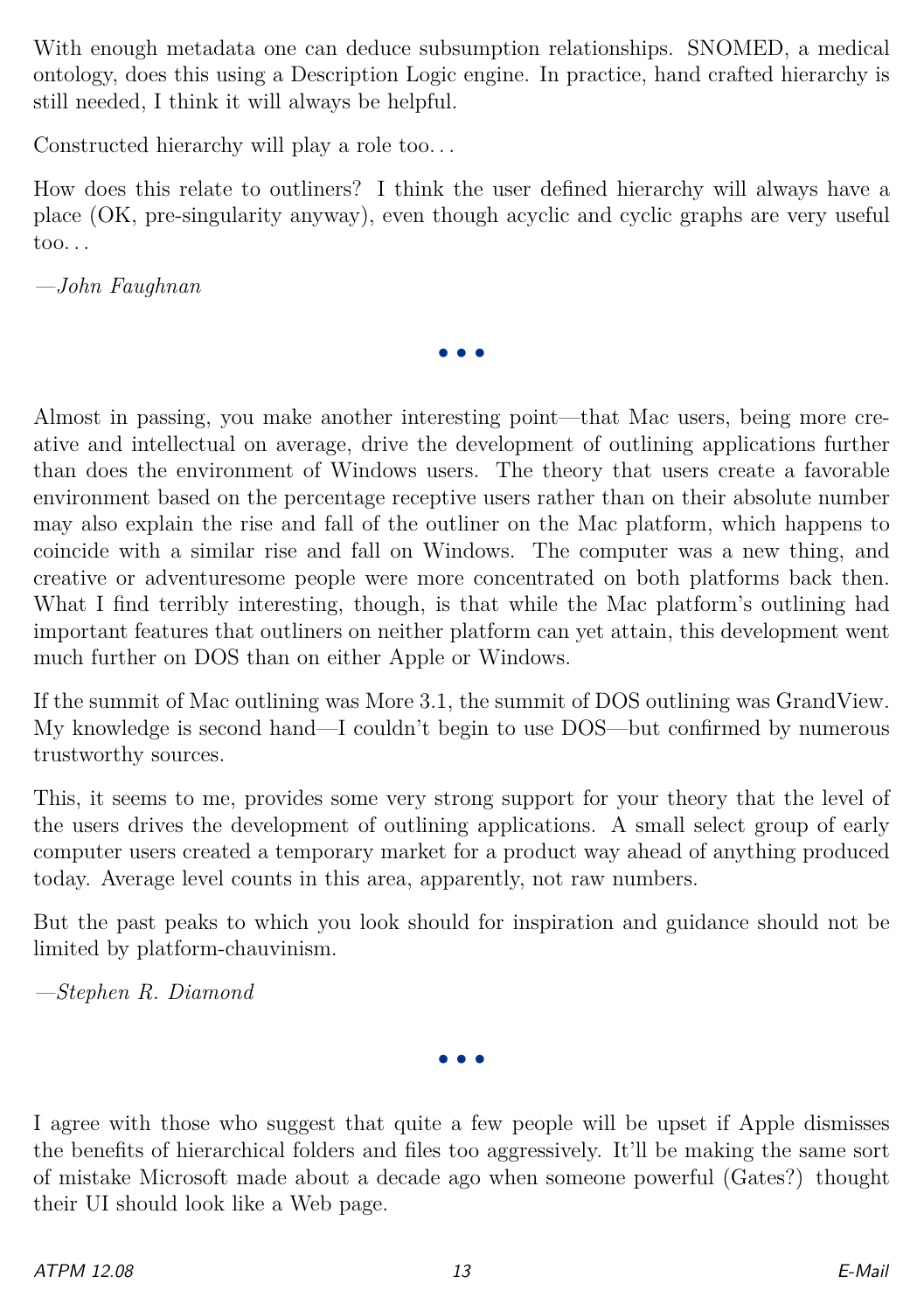With enough metadata one can deduce subsumption relationships. SNOMED, a medical ontology, does this using a Description Logic engine. In practice, hand crafted hierarchy is still needed, I think it will always be helpful.

Constructed hierarchy will play a role too…

How does this relate to outliners? I think the user defined hierarchy will always have a place (OK, pre-singularity anyway), even though acyclic and cyclic graphs are very useful too…

*—John Faughnan*

• • •

Almost in passing, you make another interesting point—that Mac users, being more creative and intellectual on average, drive the development of outlining applications further than does the environment of Windows users. The theory that users create a favorable environment based on the percentage receptive users rather than on their absolute number may also explain the rise and fall of the outliner on the Mac platform, which happens to coincide with a similar rise and fall on Windows. The computer was a new thing, and creative or adventuresome people were more concentrated on both platforms back then. What I find terribly interesting, though, is that while the Mac platform's outlining had important features that outliners on neither platform can yet attain, this development went much further on DOS than on either Apple or Windows.

If the summit of Mac outlining was More 3.1, the summit of DOS outlining was GrandView. My knowledge is second hand—I couldn't begin to use DOS—but confirmed by numerous trustworthy sources.

This, it seems to me, provides some very strong support for your theory that the level of the users drives the development of outlining applications. A small select group of early computer users created a temporary market for a product way ahead of anything produced today. Average level counts in this area, apparently, not raw numbers.

But the past peaks to which you look should for inspiration and guidance should not be limited by platform-chauvinism.

*—Stephen R. Diamond*

• • •

I agree with those who suggest that quite a few people will be upset if Apple dismisses the benefits of hierarchical folders and files too aggressively. It'll be making the same sort of mistake Microsoft made about a decade ago when someone powerful (Gates?) thought their UI should look like a Web page.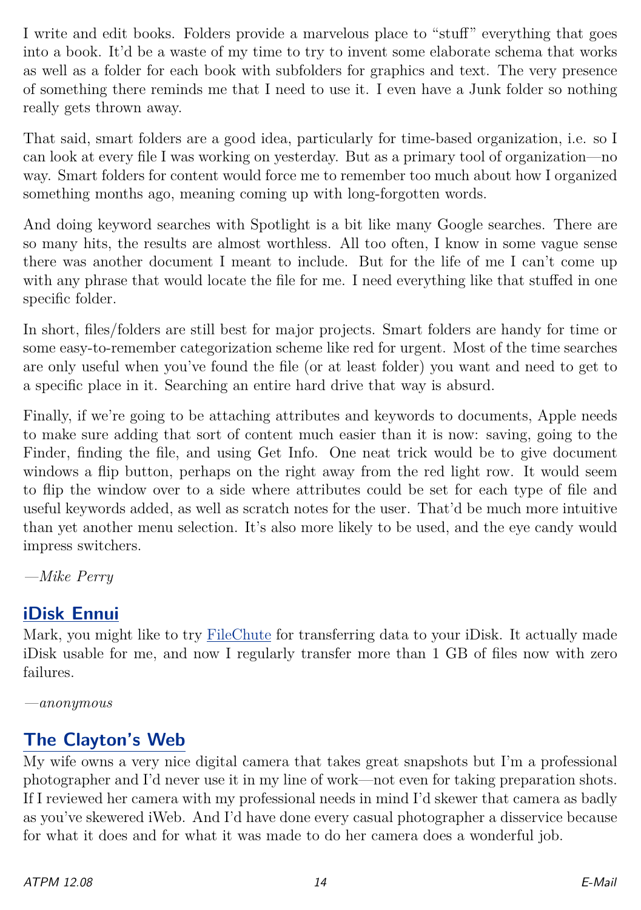I write and edit books. Folders provide a marvelous place to "stuff" everything that goes into a book. It'd be a waste of my time to try to invent some elaborate schema that works as well as a folder for each book with subfolders for graphics and text. The very presence of something there reminds me that I need to use it. I even have a Junk folder so nothing really gets thrown away.

That said, smart folders are a good idea, particularly for time-based organization, i.e. so I can look at every file I was working on yesterday. But as a primary tool of organization—no way. Smart folders for content would force me to remember too much about how I organized something months ago, meaning coming up with long-forgotten words.

And doing keyword searches with Spotlight is a bit like many Google searches. There are so many hits, the results are almost worthless. All too often, I know in some vague sense there was another document I meant to include. But for the life of me I can't come up with any phrase that would locate the file for me. I need everything like that stuffed in one specific folder.

In short, files/folders are still best for major projects. Smart folders are handy for time or some easy-to-remember categorization scheme like red for urgent. Most of the time searches are only useful when you've found the file (or at least folder) you want and need to get to a specific place in it. Searching an entire hard drive that way is absurd.

Finally, if we're going to be attaching attributes and keywords to documents, Apple needs to make sure adding that sort of content much easier than it is now: saving, going to the Finder, finding the file, and using Get Info. One neat trick would be to give document windows a flip button, perhaps on the right away from the red light row. It would seem to flip the window over to a side where attributes could be set for each type of file and useful keywords added, as well as scratch notes for the user. That'd be much more intuitive than yet another menu selection. It's also more likely to be used, and the eye candy would impress switchers.

—*Mike Perry*

## iDisk Ennui

Mark, you might like to try FileChute for transferring data to your iDisk. It actually made iDisk usable for me, and now I regularly transfer more than 1 GB of files now with zero failures.

—*anonymous*

## The Clayton's Web

My wife owns a very nice digital camera that takes great snapshots but I'm a professional photographer and I'd never use it in my line of work—not even for taking preparation shots. If I reviewed her camera with my professional needs in mind I'd skewer that camera as badly as you've skewered iWeb. And I'd have done every casual photographer a disservice because for what it does and for what it was made to do her camera does a wonderful job.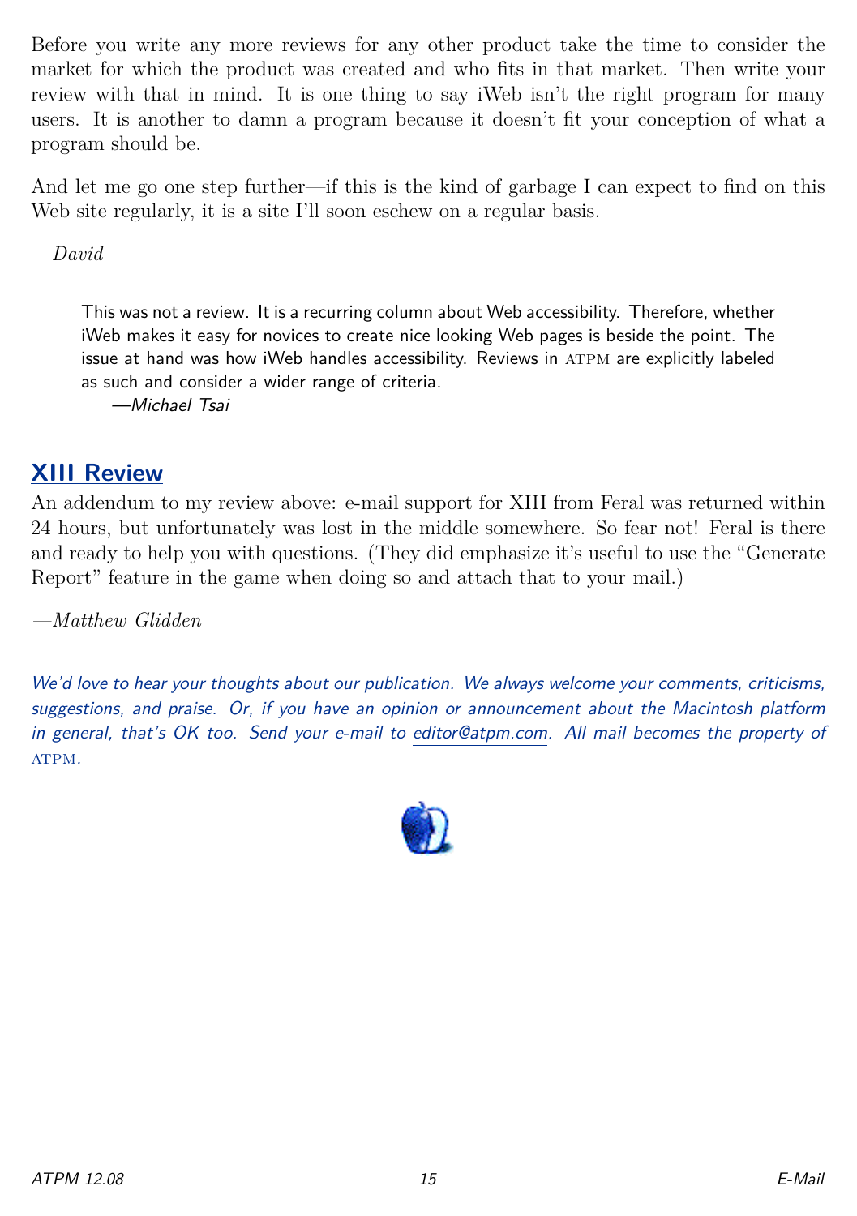Before you write any more reviews for any other product take the time to consider the market for which the product was created and who fits in that market. Then write your review with that in mind. It is one thing to say iWeb isn't the right program for many users. It is another to damn a program because it doesn't fit your conception of what a program should be.

And let me go one step further—if this is the kind of garbage I can expect to find on this Web site regularly, it is a site I'll soon eschew on a regular basis.

*—David*

> This was not a review. It is a recurring column about Web accessibility. Therefore, whether iWeb makes it easy for novices to create nice looking Web pages is beside the point. The issue at hand was how iWeb handles accessibility. Reviews in ATPM are explicitly labeled as such and consider a wider range of criteria.
>
> *—Michael Tsai*

## XIII Review

An addendum to my review above: e-mail support for XIII from Feral was returned within 24 hours, but unfortunately was lost in the middle somewhere. So fear not! Feral is there and ready to help you with questions. (They did emphasize it's useful to use the "Generate Report" feature in the game when doing so and attach that to your mail.)

*—Matthew Glidden*

*We'd love to hear your thoughts about our publication. We always welcome your comments, criticisms, suggestions, and praise. Or, if you have an opinion or announcement about the Macintosh platform in general, that's OK too. Send your e-mail to editor@atpm.com. All mail becomes the property of ATPM.*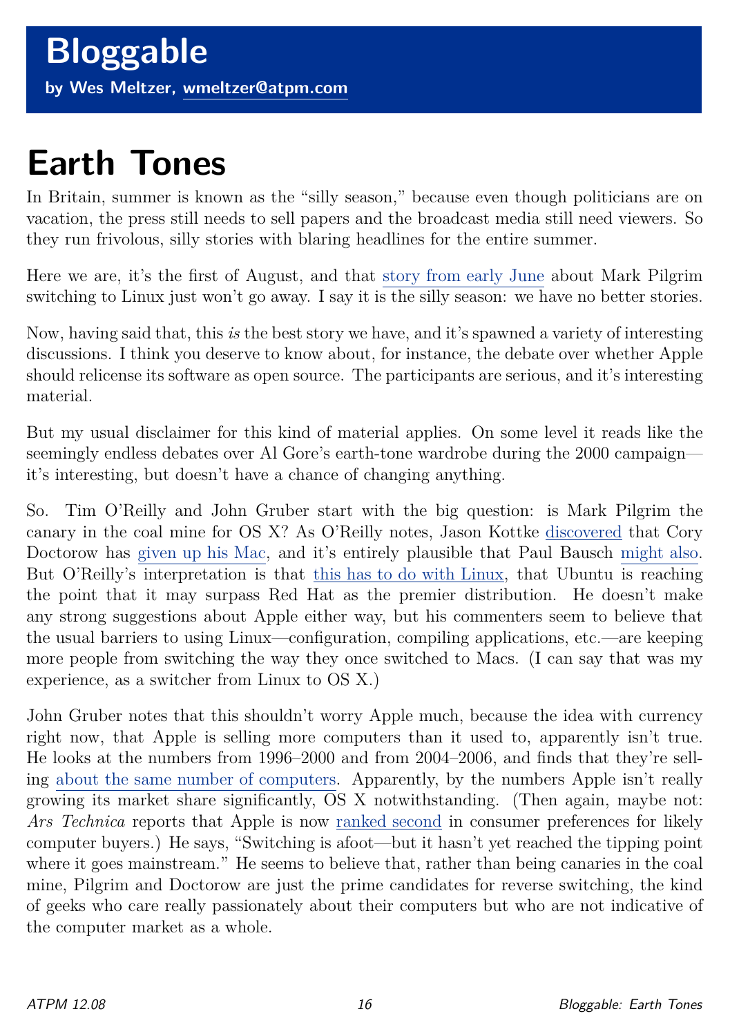# Bloggable

**by Wes Meltzer, wmeltzer@atpm.com**

# Earth Tones

In Britain, summer is known as the "silly season," because even though politicians are on vacation, the press still needs to sell papers and the broadcast media still need viewers. So they run frivolous, silly stories with blaring headlines for the entire summer.

Here we are, it's the first of August, and that story from early June about Mark Pilgrim switching to Linux just won't go away. I say it is the silly season: we have no better stories.

Now, having said that, this *is* the best story we have, and it's spawned a variety of interesting discussions. I think you deserve to know about, for instance, the debate over whether Apple should relicense its software as open source. The participants are serious, and it's interesting material.

But my usual disclaimer for this kind of material applies. On some level it reads like the seemingly endless debates over Al Gore's earth-tone wardrobe during the 2000 campaign—it's interesting, but doesn't have a chance of changing anything.

So. Tim O'Reilly and John Gruber start with the big question: is Mark Pilgrim the canary in the coal mine for OS X? As O'Reilly notes, Jason Kottke discovered that Cory Doctorow has given up his Mac, and it's entirely plausible that Paul Bausch might also. But O'Reilly's interpretation is that this has to do with Linux, that Ubuntu is reaching the point that it may surpass Red Hat as the premier distribution. He doesn't make any strong suggestions about Apple either way, but his commenters seem to believe that the usual barriers to using Linux—configuration, compiling applications, etc.—are keeping more people from switching the way they once switched to Macs. (I can say that was my experience, as a switcher from Linux to OS X.)

John Gruber notes that this shouldn't worry Apple much, because the idea with currency right now, that Apple is selling more computers than it used to, apparently isn't true. He looks at the numbers from 1996–2000 and from 2004–2006, and finds that they're selling about the same number of computers. Apparently, by the numbers Apple isn't really growing its market share significantly, OS X notwithstanding. (Then again, maybe not: *Ars Technica* reports that Apple is now ranked second in consumer preferences for likely computer buyers.) He says, "Switching is afoot—but it hasn't yet reached the tipping point where it goes mainstream." He seems to believe that, rather than being canaries in the coal mine, Pilgrim and Doctorow are just the prime candidates for reverse switching, the kind of geeks who care really passionately about their computers but who are not indicative of the computer market as a whole.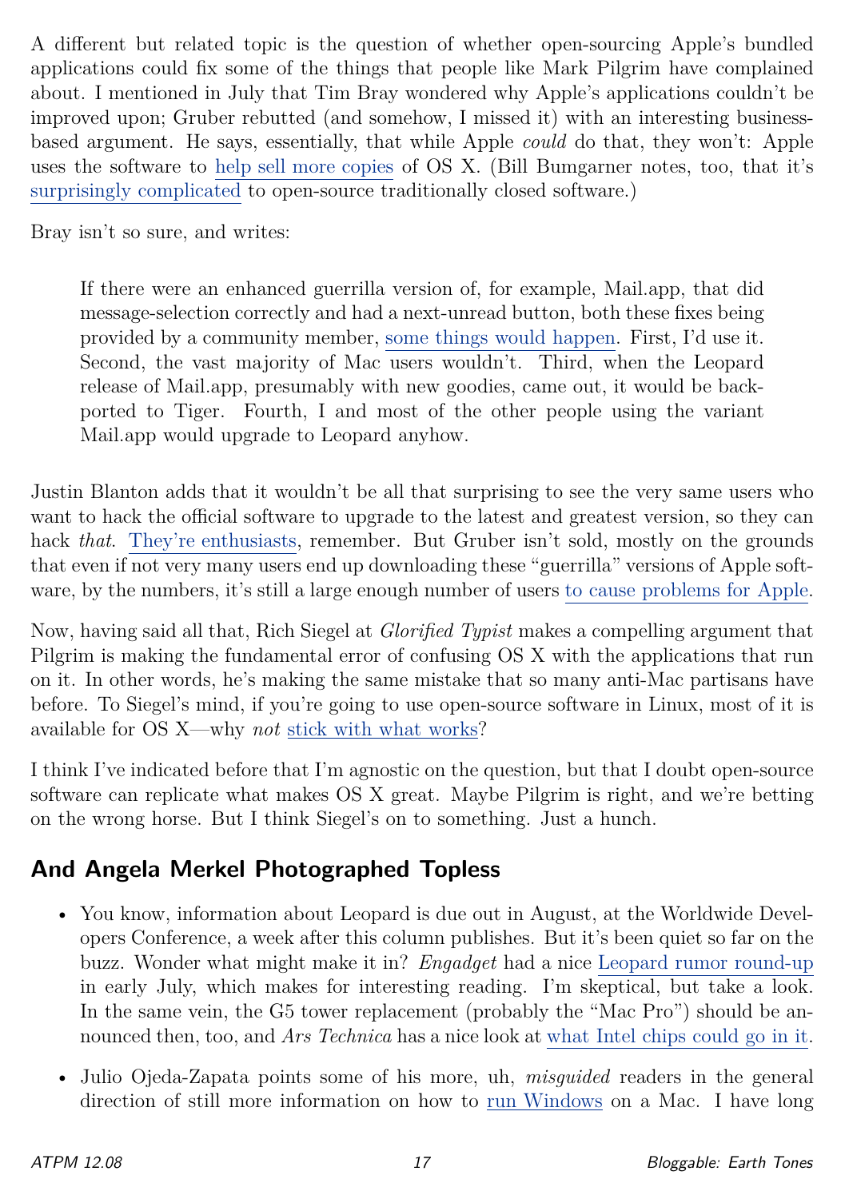A different but related topic is the question of whether open-sourcing Apple's bundled applications could fix some of the things that people like Mark Pilgrim have complained about. I mentioned in July that Tim Bray wondered why Apple's applications couldn't be improved upon; Gruber rebutted (and somehow, I missed it) with an interesting business-based argument. He says, essentially, that while Apple *could* do that, they won't: Apple uses the software to [help sell more copies](#) of OS X. (Bill Bumgarner notes, too, that it's [surprisingly complicated](#) to open-source traditionally closed software.)

Bray isn't so sure, and writes:

> If there were an enhanced guerrilla version of, for example, Mail.app, that did message-selection correctly and had a next-unread button, both these fixes being provided by a community member, [some things would happen](#). First, I'd use it. Second, the vast majority of Mac users wouldn't. Third, when the Leopard release of Mail.app, presumably with new goodies, came out, it would be back-ported to Tiger. Fourth, I and most of the other people using the variant Mail.app would upgrade to Leopard anyhow.

Justin Blanton adds that it wouldn't be all that surprising to see the very same users who want to hack the official software to upgrade to the latest and greatest version, so they can hack *that*. [They're enthusiasts](#), remember. But Gruber isn't sold, mostly on the grounds that even if not very many users end up downloading these "guerrilla" versions of Apple software, by the numbers, it's still a large enough number of users [to cause problems for Apple](#).

Now, having said all that, Rich Siegel at *Glorified Typist* makes a compelling argument that Pilgrim is making the fundamental error of confusing OS X with the applications that run on it. In other words, he's making the same mistake that so many anti-Mac partisans have before. To Siegel's mind, if you're going to use open-source software in Linux, most of it is available for OS X—why *not* [stick with what works](#)?

I think I've indicated before that I'm agnostic on the question, but that I doubt open-source software can replicate what makes OS X great. Maybe Pilgrim is right, and we're betting on the wrong horse. But I think Siegel's on to something. Just a hunch.

## And Angela Merkel Photographed Topless

- You know, information about Leopard is due out in August, at the Worldwide Developers Conference, a week after this column publishes. But it's been quiet so far on the buzz. Wonder what might make it in? *Engadget* had a nice [Leopard rumor round-up](#) in early July, which makes for interesting reading. I'm skeptical, but take a look. In the same vein, the G5 tower replacement (probably the "Mac Pro") should be announced then, too, and *Ars Technica* has a nice look at [what Intel chips could go in it](#).
- Julio Ojeda-Zapata points some of his more, uh, *misguided* readers in the general direction of still more information on how to [run Windows](#) on a Mac. I have long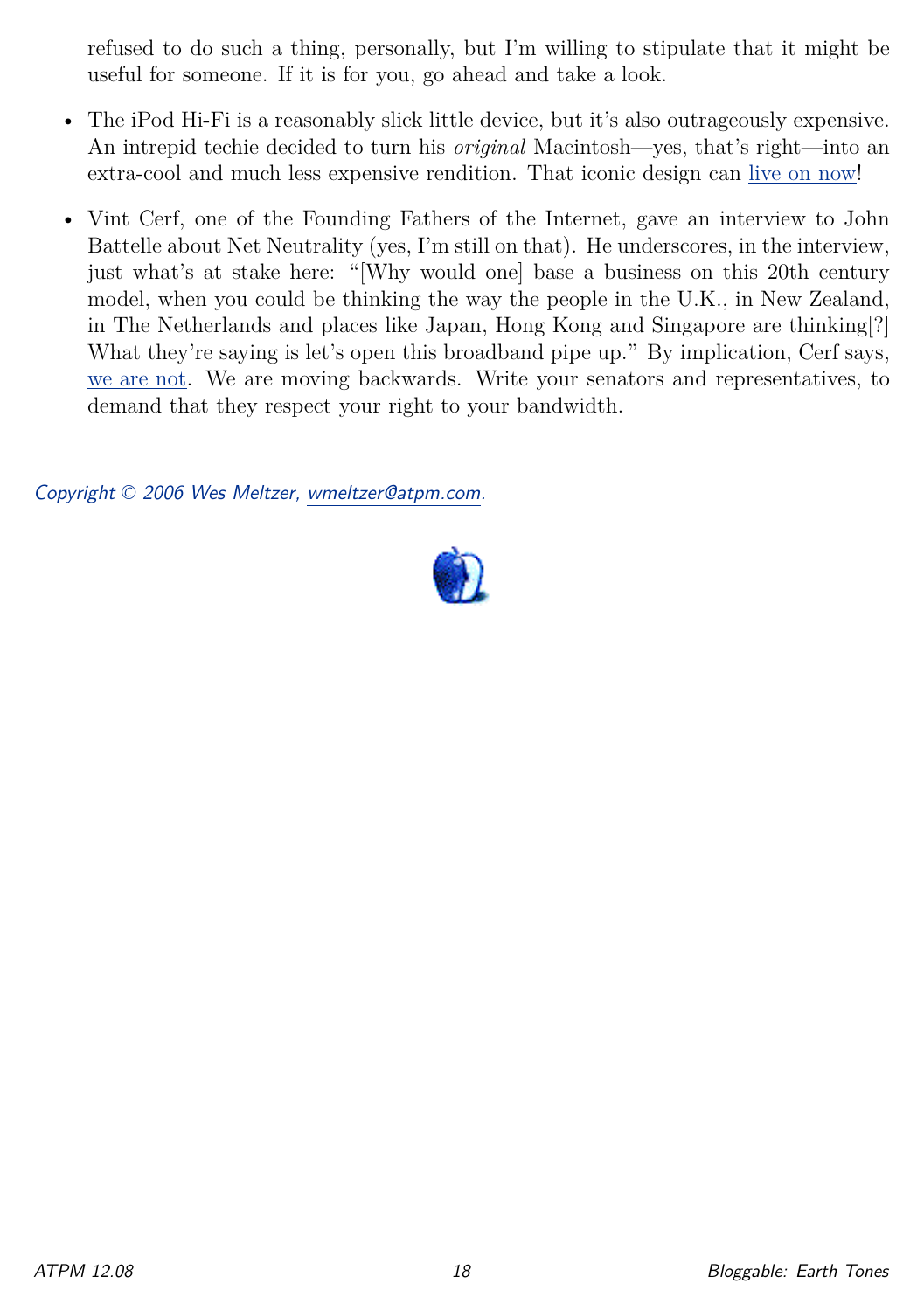refused to do such a thing, personally, but I'm willing to stipulate that it might be useful for someone. If it is for you, go ahead and take a look.

- The iPod Hi-Fi is a reasonably slick little device, but it's also outrageously expensive. An intrepid techie decided to turn his *original* Macintosh—yes, that's right—into an extra-cool and much less expensive rendition. That iconic design can live on now!
- Vint Cerf, one of the Founding Fathers of the Internet, gave an interview to John Battelle about Net Neutrality (yes, I'm still on that). He underscores, in the interview, just what's at stake here: "[Why would one] base a business on this 20th century model, when you could be thinking the way the people in the U.K., in New Zealand, in The Netherlands and places like Japan, Hong Kong and Singapore are thinking[?] What they're saying is let's open this broadband pipe up." By implication, Cerf says, we are not. We are moving backwards. Write your senators and representatives, to demand that they respect your right to your bandwidth.

*Copyright © 2006 Wes Meltzer, wmeltzer@atpm.com.*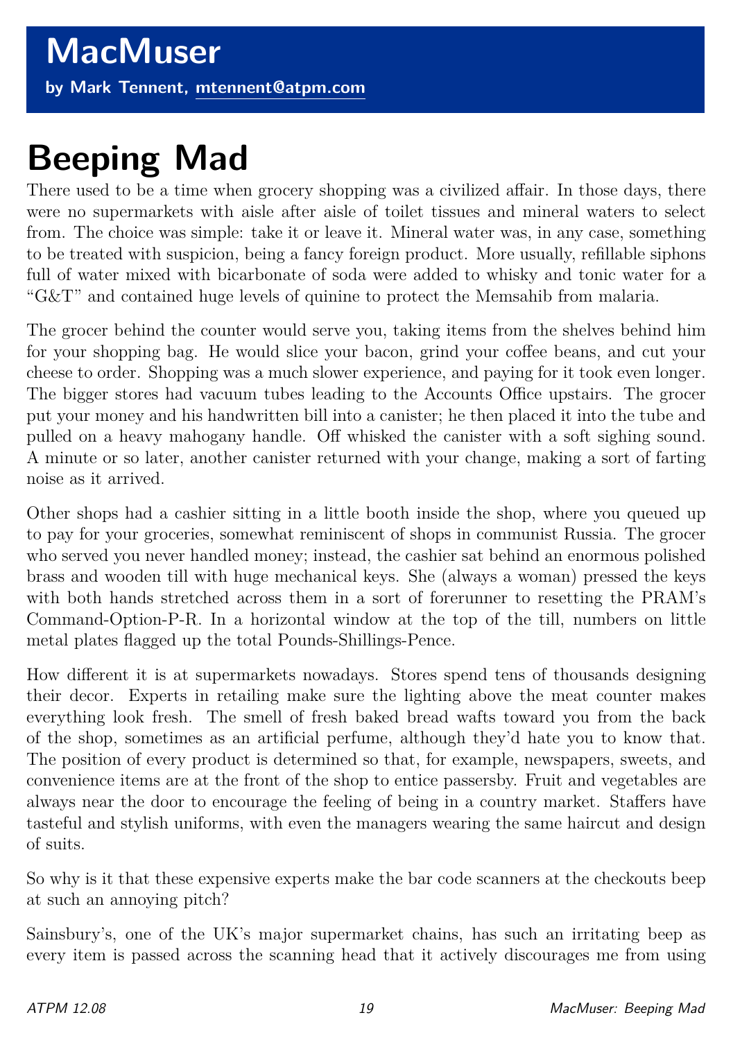# MacMuser

**by Mark Tennent, mtennent@atpm.com**

# Beeping Mad

There used to be a time when grocery shopping was a civilized affair. In those days, there were no supermarkets with aisle after aisle of toilet tissues and mineral waters to select from. The choice was simple: take it or leave it. Mineral water was, in any case, something to be treated with suspicion, being a fancy foreign product. More usually, refillable siphons full of water mixed with bicarbonate of soda were added to whisky and tonic water for a "G&T" and contained huge levels of quinine to protect the Memsahib from malaria.

The grocer behind the counter would serve you, taking items from the shelves behind him for your shopping bag. He would slice your bacon, grind your coffee beans, and cut your cheese to order. Shopping was a much slower experience, and paying for it took even longer. The bigger stores had vacuum tubes leading to the Accounts Office upstairs. The grocer put your money and his handwritten bill into a canister; he then placed it into the tube and pulled on a heavy mahogany handle. Off whisked the canister with a soft sighing sound. A minute or so later, another canister returned with your change, making a sort of farting noise as it arrived.

Other shops had a cashier sitting in a little booth inside the shop, where you queued up to pay for your groceries, somewhat reminiscent of shops in communist Russia. The grocer who served you never handled money; instead, the cashier sat behind an enormous polished brass and wooden till with huge mechanical keys. She (always a woman) pressed the keys with both hands stretched across them in a sort of forerunner to resetting the PRAM's Command-Option-P-R. In a horizontal window at the top of the till, numbers on little metal plates flagged up the total Pounds-Shillings-Pence.

How different it is at supermarkets nowadays. Stores spend tens of thousands designing their decor. Experts in retailing make sure the lighting above the meat counter makes everything look fresh. The smell of fresh baked bread wafts toward you from the back of the shop, sometimes as an artificial perfume, although they'd hate you to know that. The position of every product is determined so that, for example, newspapers, sweets, and convenience items are at the front of the shop to entice passersby. Fruit and vegetables are always near the door to encourage the feeling of being in a country market. Staffers have tasteful and stylish uniforms, with even the managers wearing the same haircut and design of suits.

So why is it that these expensive experts make the bar code scanners at the checkouts beep at such an annoying pitch?

Sainsbury's, one of the UK's major supermarket chains, has such an irritating beep as every item is passed across the scanning head that it actively discourages me from using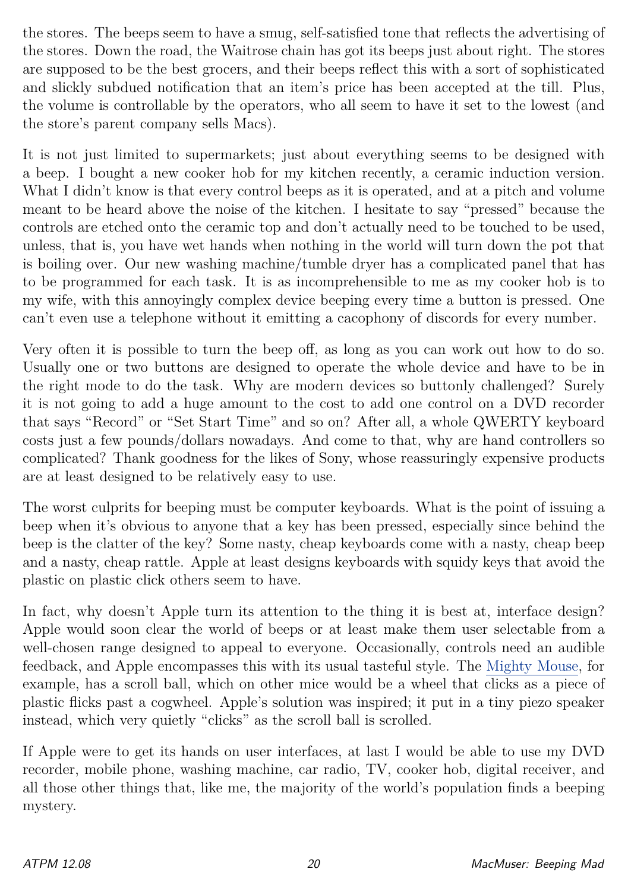the stores. The beeps seem to have a smug, self-satisfied tone that reflects the advertising of the stores. Down the road, the Waitrose chain has got its beeps just about right. The stores are supposed to be the best grocers, and their beeps reflect this with a sort of sophisticated and slickly subdued notification that an item's price has been accepted at the till. Plus, the volume is controllable by the operators, who all seem to have it set to the lowest (and the store's parent company sells Macs).

It is not just limited to supermarkets; just about everything seems to be designed with a beep. I bought a new cooker hob for my kitchen recently, a ceramic induction version. What I didn't know is that every control beeps as it is operated, and at a pitch and volume meant to be heard above the noise of the kitchen. I hesitate to say "pressed" because the controls are etched onto the ceramic top and don't actually need to be touched to be used, unless, that is, you have wet hands when nothing in the world will turn down the pot that is boiling over. Our new washing machine/tumble dryer has a complicated panel that has to be programmed for each task. It is as incomprehensible to me as my cooker hob is to my wife, with this annoyingly complex device beeping every time a button is pressed. One can't even use a telephone without it emitting a cacophony of discords for every number.

Very often it is possible to turn the beep off, as long as you can work out how to do so. Usually one or two buttons are designed to operate the whole device and have to be in the right mode to do the task. Why are modern devices so buttonly challenged? Surely it is not going to add a huge amount to the cost to add one control on a DVD recorder that says "Record" or "Set Start Time" and so on? After all, a whole QWERTY keyboard costs just a few pounds/dollars nowadays. And come to that, why are hand controllers so complicated? Thank goodness for the likes of Sony, whose reassuringly expensive products are at least designed to be relatively easy to use.

The worst culprits for beeping must be computer keyboards. What is the point of issuing a beep when it's obvious to anyone that a key has been pressed, especially since behind the beep is the clatter of the key? Some nasty, cheap keyboards come with a nasty, cheap beep and a nasty, cheap rattle. Apple at least designs keyboards with squidy keys that avoid the plastic on plastic click others seem to have.

In fact, why doesn't Apple turn its attention to the thing it is best at, interface design? Apple would soon clear the world of beeps or at least make them user selectable from a well-chosen range designed to appeal to everyone. Occasionally, controls need an audible feedback, and Apple encompasses this with its usual tasteful style. The Mighty Mouse, for example, has a scroll ball, which on other mice would be a wheel that clicks as a piece of plastic flicks past a cogwheel. Apple's solution was inspired; it put in a tiny piezo speaker instead, which very quietly "clicks" as the scroll ball is scrolled.

If Apple were to get its hands on user interfaces, at last I would be able to use my DVD recorder, mobile phone, washing machine, car radio, TV, cooker hob, digital receiver, and all those other things that, like me, the majority of the world's population finds a beeping mystery.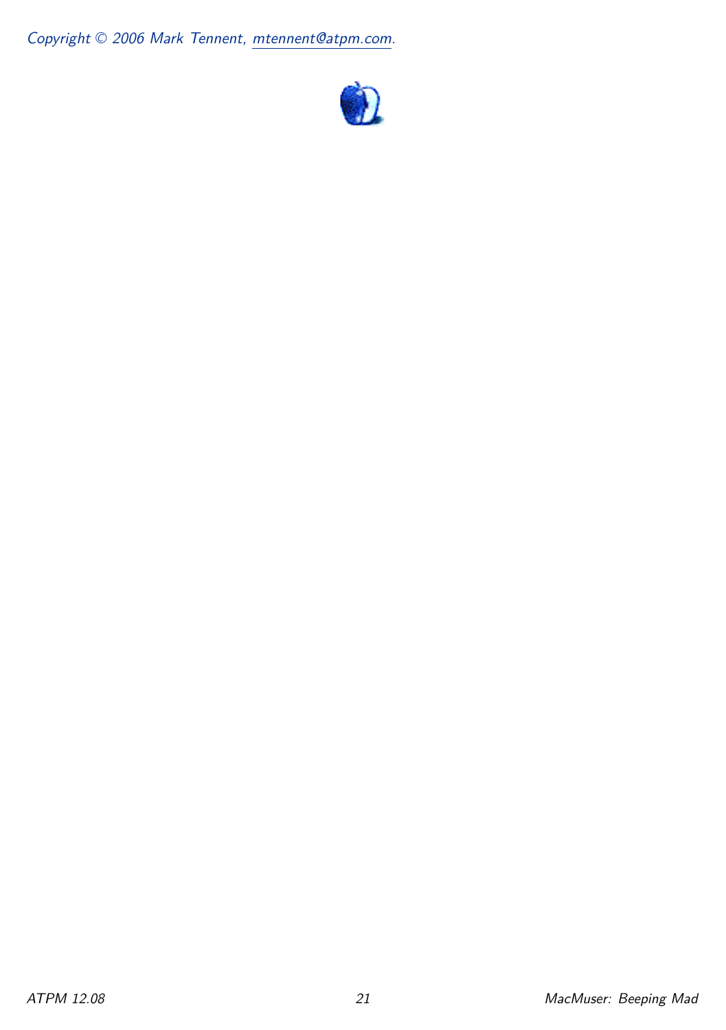*Copyright © 2006 Mark Tennent, mtennent@atpm.com.*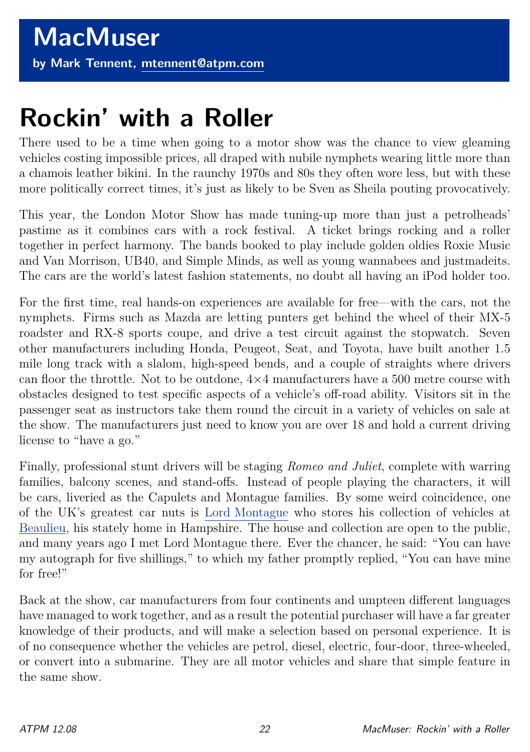# MacMuser

**by Mark Tennent, [mtennent@atpm.com](mailto:mtennent@atpm.com)**

# Rockin' with a Roller

There used to be a time when going to a motor show was the chance to view gleaming vehicles costing impossible prices, all draped with nubile nymphets wearing little more than a chamois leather bikini. In the raunchy 1970s and 80s they often wore less, but with these more politically correct times, it's just as likely to be Sven as Sheila pouting provocatively.

This year, the London Motor Show has made tuning-up more than just a petrolheads' pastime as it combines cars with a rock festival. A ticket brings rocking and a roller together in perfect harmony. The bands booked to play include golden oldies Roxie Music and Van Morrison, UB40, and Simple Minds, as well as young wannabees and justmadeits. The cars are the world's latest fashion statements, no doubt all having an iPod holder too.

For the first time, real hands-on experiences are available for free—with the cars, not the nymphets. Firms such as Mazda are letting punters get behind the wheel of their MX-5 roadster and RX-8 sports coupe, and drive a test circuit against the stopwatch. Seven other manufacturers including Honda, Peugeot, Seat, and Toyota, have built another 1.5 mile long track with a slalom, high-speed bends, and a couple of straights where drivers can floor the throttle. Not to be outdone, 4×4 manufacturers have a 500 metre course with obstacles designed to test specific aspects of a vehicle's off-road ability. Visitors sit in the passenger seat as instructors take them round the circuit in a variety of vehicles on sale at the show. The manufacturers just need to know you are over 18 and hold a current driving license to "have a go."

Finally, professional stunt drivers will be staging *Romeo and Juliet*, complete with warring families, balcony scenes, and stand-offs. Instead of people playing the characters, it will be cars, liveried as the Capulets and Montague families. By some weird coincidence, one of the UK's greatest car nuts is Lord Montague who stores his collection of vehicles at Beaulieu, his stately home in Hampshire. The house and collection are open to the public, and many years ago I met Lord Montague there. Ever the chancer, he said: "You can have my autograph for five shillings," to which my father promptly replied, "You can have mine for free!"

Back at the show, car manufacturers from four continents and umpteen different languages have managed to work together, and as a result the potential purchaser will have a far greater knowledge of their products, and will make a selection based on personal experience. It is of no consequence whether the vehicles are petrol, diesel, electric, four-door, three-wheeled, or convert into a submarine. They are all motor vehicles and share that simple feature in the same show.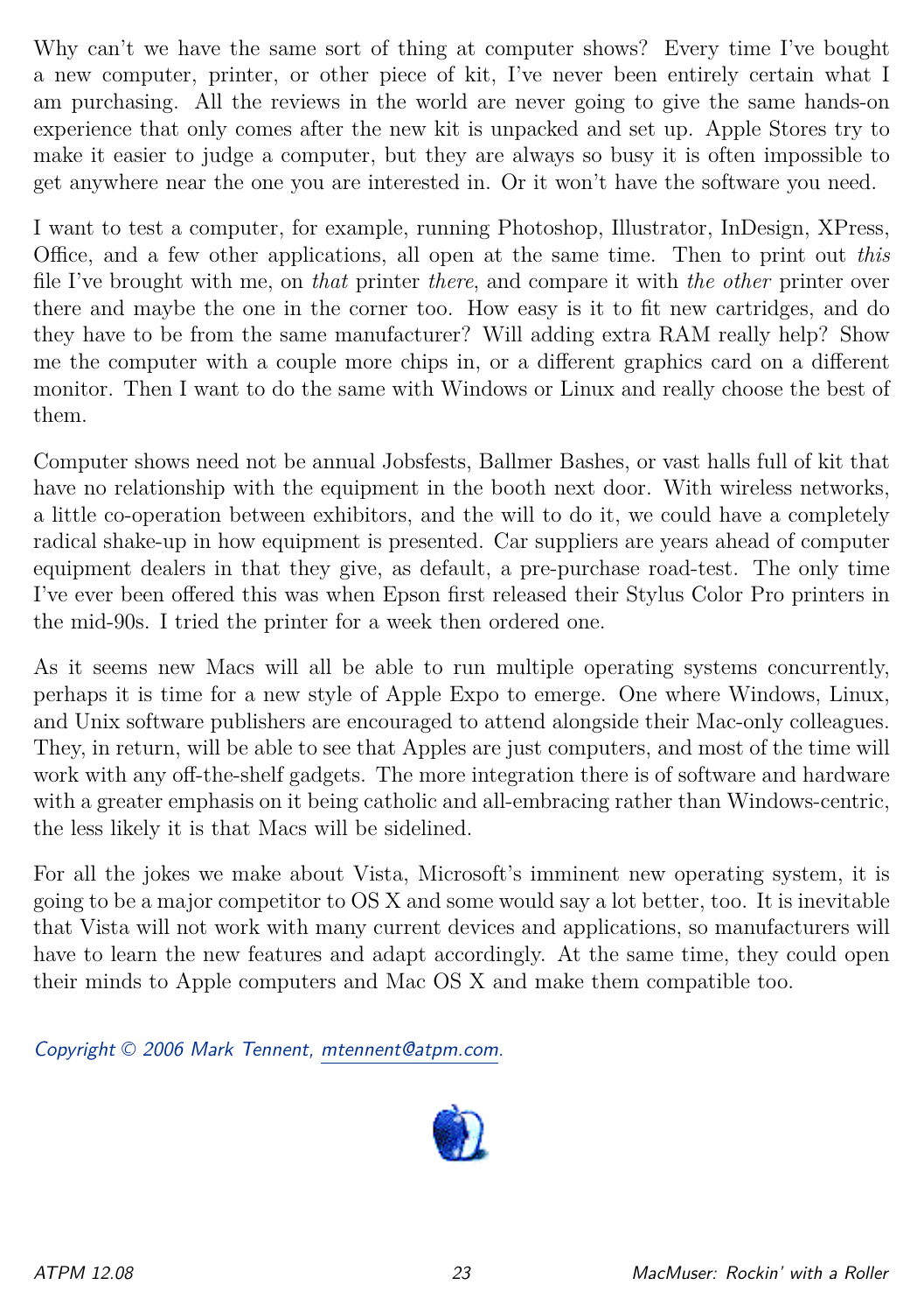Why can't we have the same sort of thing at computer shows? Every time I've bought a new computer, printer, or other piece of kit, I've never been entirely certain what I am purchasing. All the reviews in the world are never going to give the same hands-on experience that only comes after the new kit is unpacked and set up. Apple Stores try to make it easier to judge a computer, but they are always so busy it is often impossible to get anywhere near the one you are interested in. Or it won't have the software you need.

I want to test a computer, for example, running Photoshop, Illustrator, InDesign, XPress, Office, and a few other applications, all open at the same time. Then to print out *this* file I've brought with me, on *that* printer *there*, and compare it with *the other* printer over there and maybe the one in the corner too. How easy is it to fit new cartridges, and do they have to be from the same manufacturer? Will adding extra RAM really help? Show me the computer with a couple more chips in, or a different graphics card on a different monitor. Then I want to do the same with Windows or Linux and really choose the best of them.

Computer shows need not be annual Jobsfests, Ballmer Bashes, or vast halls full of kit that have no relationship with the equipment in the booth next door. With wireless networks, a little co-operation between exhibitors, and the will to do it, we could have a completely radical shake-up in how equipment is presented. Car suppliers are years ahead of computer equipment dealers in that they give, as default, a pre-purchase road-test. The only time I've ever been offered this was when Epson first released their Stylus Color Pro printers in the mid-90s. I tried the printer for a week then ordered one.

As it seems new Macs will all be able to run multiple operating systems concurrently, perhaps it is time for a new style of Apple Expo to emerge. One where Windows, Linux, and Unix software publishers are encouraged to attend alongside their Mac-only colleagues. They, in return, will be able to see that Apples are just computers, and most of the time will work with any off-the-shelf gadgets. The more integration there is of software and hardware with a greater emphasis on it being catholic and all-embracing rather than Windows-centric, the less likely it is that Macs will be sidelined.

For all the jokes we make about Vista, Microsoft's imminent new operating system, it is going to be a major competitor to OS X and some would say a lot better, too. It is inevitable that Vista will not work with many current devices and applications, so manufacturers will have to learn the new features and adapt accordingly. At the same time, they could open their minds to Apple computers and Mac OS X and make them compatible too.

*Copyright © 2006 Mark Tennent, mtennent@atpm.com.*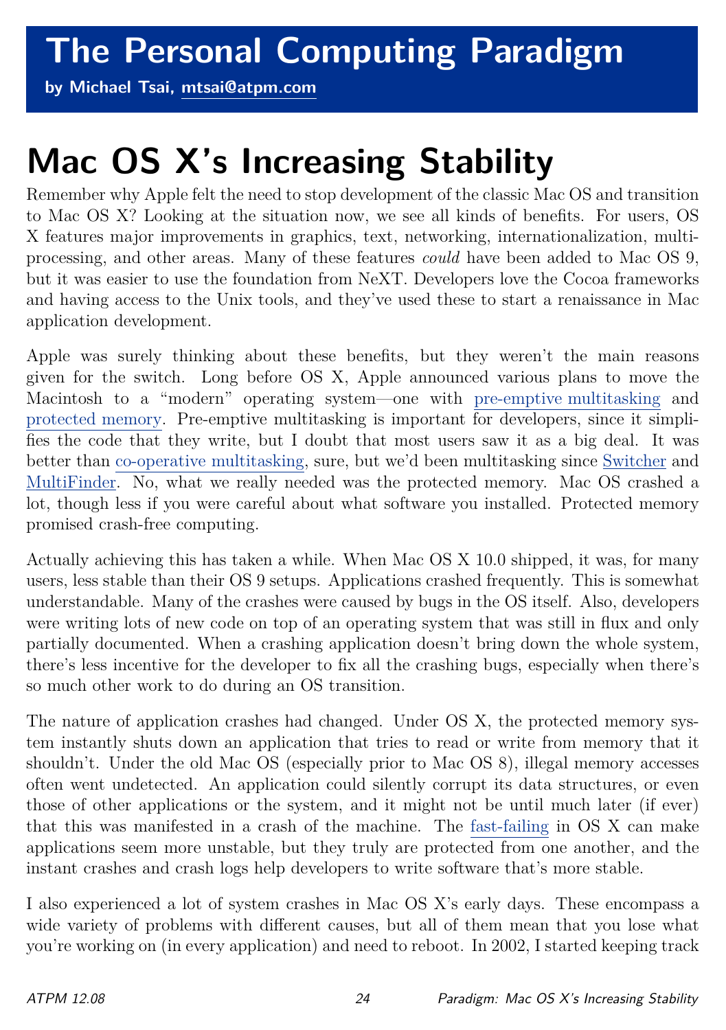# The Personal Computing Paradigm

**by Michael Tsai, mtsai@atpm.com**

# Mac OS X's Increasing Stability

Remember why Apple felt the need to stop development of the classic Mac OS and transition to Mac OS X? Looking at the situation now, we see all kinds of benefits. For users, OS X features major improvements in graphics, text, networking, internationalization, multiprocessing, and other areas. Many of these features *could* have been added to Mac OS 9, but it was easier to use the foundation from NeXT. Developers love the Cocoa frameworks and having access to the Unix tools, and they've used these to start a renaissance in Mac application development.

Apple was surely thinking about these benefits, but they weren't the main reasons given for the switch. Long before OS X, Apple announced various plans to move the Macintosh to a "modern" operating system—one with pre-emptive multitasking and protected memory. Pre-emptive multitasking is important for developers, since it simplifies the code that they write, but I doubt that most users saw it as a big deal. It was better than co-operative multitasking, sure, but we'd been multitasking since Switcher and MultiFinder. No, what we really needed was the protected memory. Mac OS crashed a lot, though less if you were careful about what software you installed. Protected memory promised crash-free computing.

Actually achieving this has taken a while. When Mac OS X 10.0 shipped, it was, for many users, less stable than their OS 9 setups. Applications crashed frequently. This is somewhat understandable. Many of the crashes were caused by bugs in the OS itself. Also, developers were writing lots of new code on top of an operating system that was still in flux and only partially documented. When a crashing application doesn't bring down the whole system, there's less incentive for the developer to fix all the crashing bugs, especially when there's so much other work to do during an OS transition.

The nature of application crashes had changed. Under OS X, the protected memory system instantly shuts down an application that tries to read or write from memory that it shouldn't. Under the old Mac OS (especially prior to Mac OS 8), illegal memory accesses often went undetected. An application could silently corrupt its data structures, or even those of other applications or the system, and it might not be until much later (if ever) that this was manifested in a crash of the machine. The fast-failing in OS X can make applications seem more unstable, but they truly are protected from one another, and the instant crashes and crash logs help developers to write software that's more stable.

I also experienced a lot of system crashes in Mac OS X's early days. These encompass a wide variety of problems with different causes, but all of them mean that you lose what you're working on (in every application) and need to reboot. In 2002, I started keeping track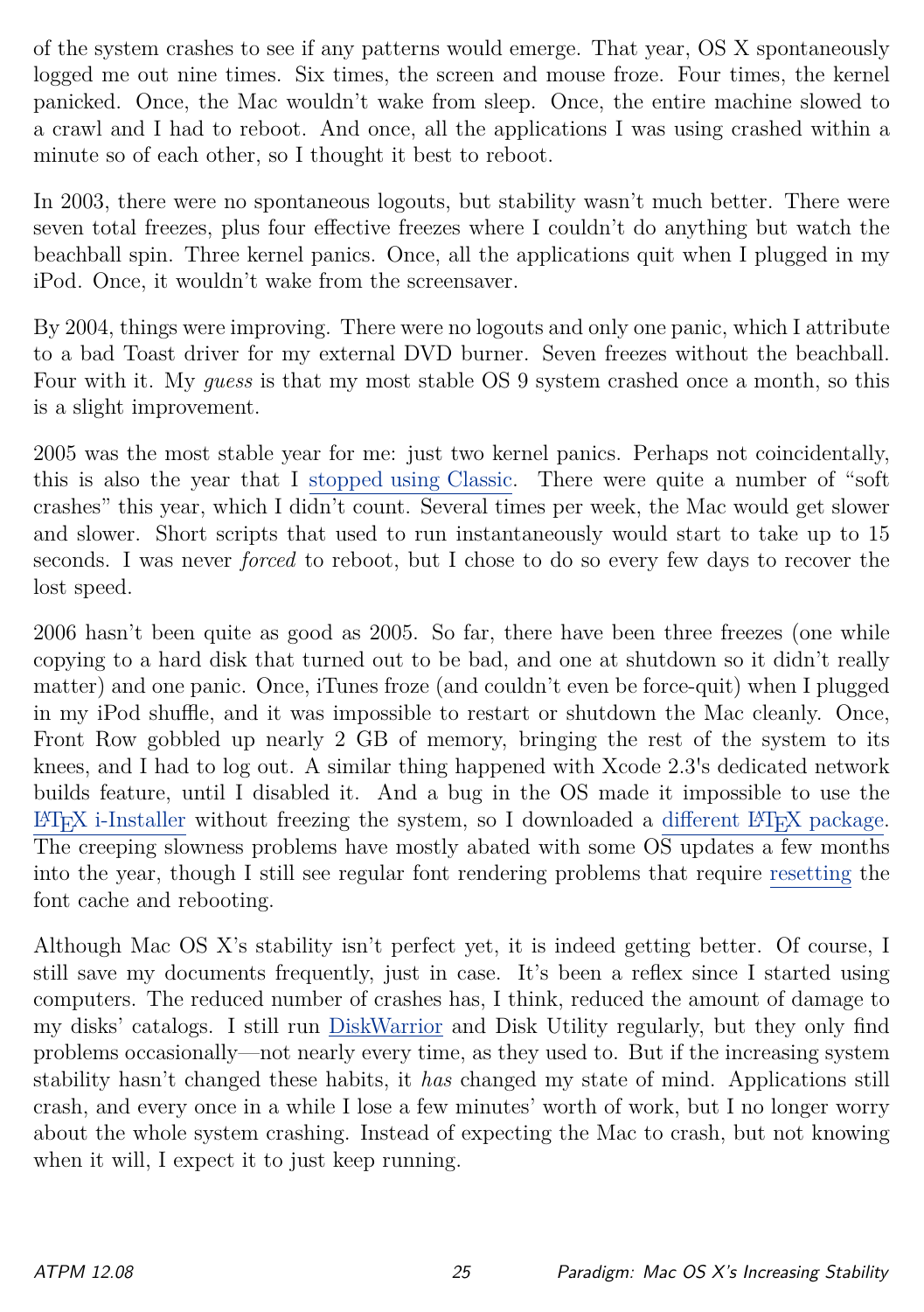of the system crashes to see if any patterns would emerge. That year, OS X spontaneously logged me out nine times. Six times, the screen and mouse froze. Four times, the kernel panicked. Once, the Mac wouldn't wake from sleep. Once, the entire machine slowed to a crawl and I had to reboot. And once, all the applications I was using crashed within a minute so of each other, so I thought it best to reboot.

In 2003, there were no spontaneous logouts, but stability wasn't much better. There were seven total freezes, plus four effective freezes where I couldn't do anything but watch the beachball spin. Three kernel panics. Once, all the applications quit when I plugged in my iPod. Once, it wouldn't wake from the screensaver.

By 2004, things were improving. There were no logouts and only one panic, which I attribute to a bad Toast driver for my external DVD burner. Seven freezes without the beachball. Four with it. My *guess* is that my most stable OS 9 system crashed once a month, so this is a slight improvement.

2005 was the most stable year for me: just two kernel panics. Perhaps not coincidentally, this is also the year that I stopped using Classic. There were quite a number of "soft crashes" this year, which I didn't count. Several times per week, the Mac would get slower and slower. Short scripts that used to run instantaneously would start to take up to 15 seconds. I was never *forced* to reboot, but I chose to do so every few days to recover the lost speed.

2006 hasn't been quite as good as 2005. So far, there have been three freezes (one while copying to a hard disk that turned out to be bad, and one at shutdown so it didn't really matter) and one panic. Once, iTunes froze (and couldn't even be force-quit) when I plugged in my iPod shuffle, and it was impossible to restart or shutdown the Mac cleanly. Once, Front Row gobbled up nearly 2 GB of memory, bringing the rest of the system to its knees, and I had to log out. A similar thing happened with Xcode 2.3's dedicated network builds feature, until I disabled it. And a bug in the OS made it impossible to use the LaTeX i-Installer without freezing the system, so I downloaded a different LaTeX package. The creeping slowness problems have mostly abated with some OS updates a few months into the year, though I still see regular font rendering problems that require resetting the font cache and rebooting.

Although Mac OS X's stability isn't perfect yet, it is indeed getting better. Of course, I still save my documents frequently, just in case. It's been a reflex since I started using computers. The reduced number of crashes has, I think, reduced the amount of damage to my disks' catalogs. I still run DiskWarrior and Disk Utility regularly, but they only find problems occasionally—not nearly every time, as they used to. But if the increasing system stability hasn't changed these habits, it *has* changed my state of mind. Applications still crash, and every once in a while I lose a few minutes' worth of work, but I no longer worry about the whole system crashing. Instead of expecting the Mac to crash, but not knowing when it will, I expect it to just keep running.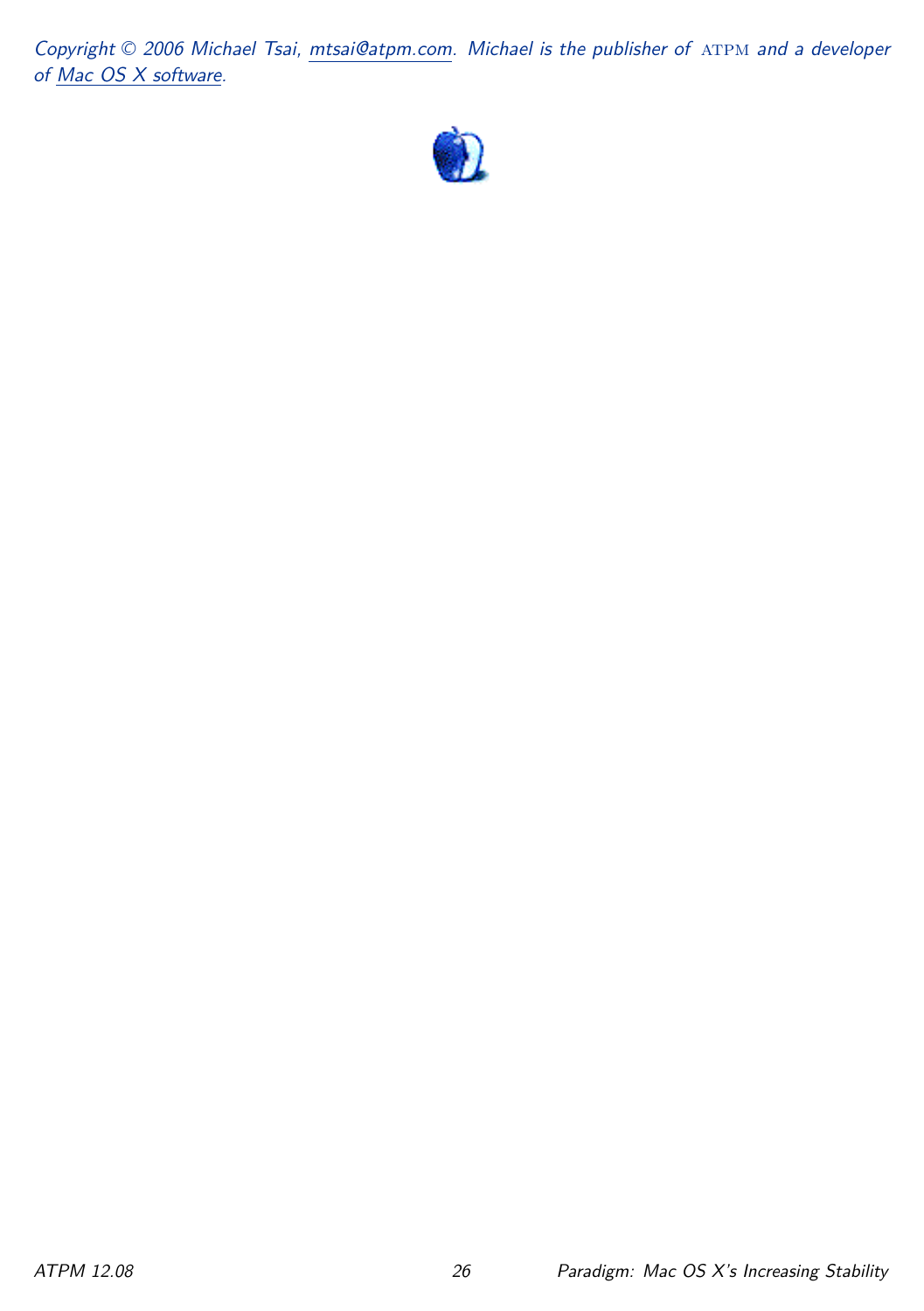*Copyright © 2006 Michael Tsai, [mtsai@atpm.com](mailto:mtsai@atpm.com). Michael is the publisher of ATPM and a developer of [Mac OS X software](https://c-command.com).*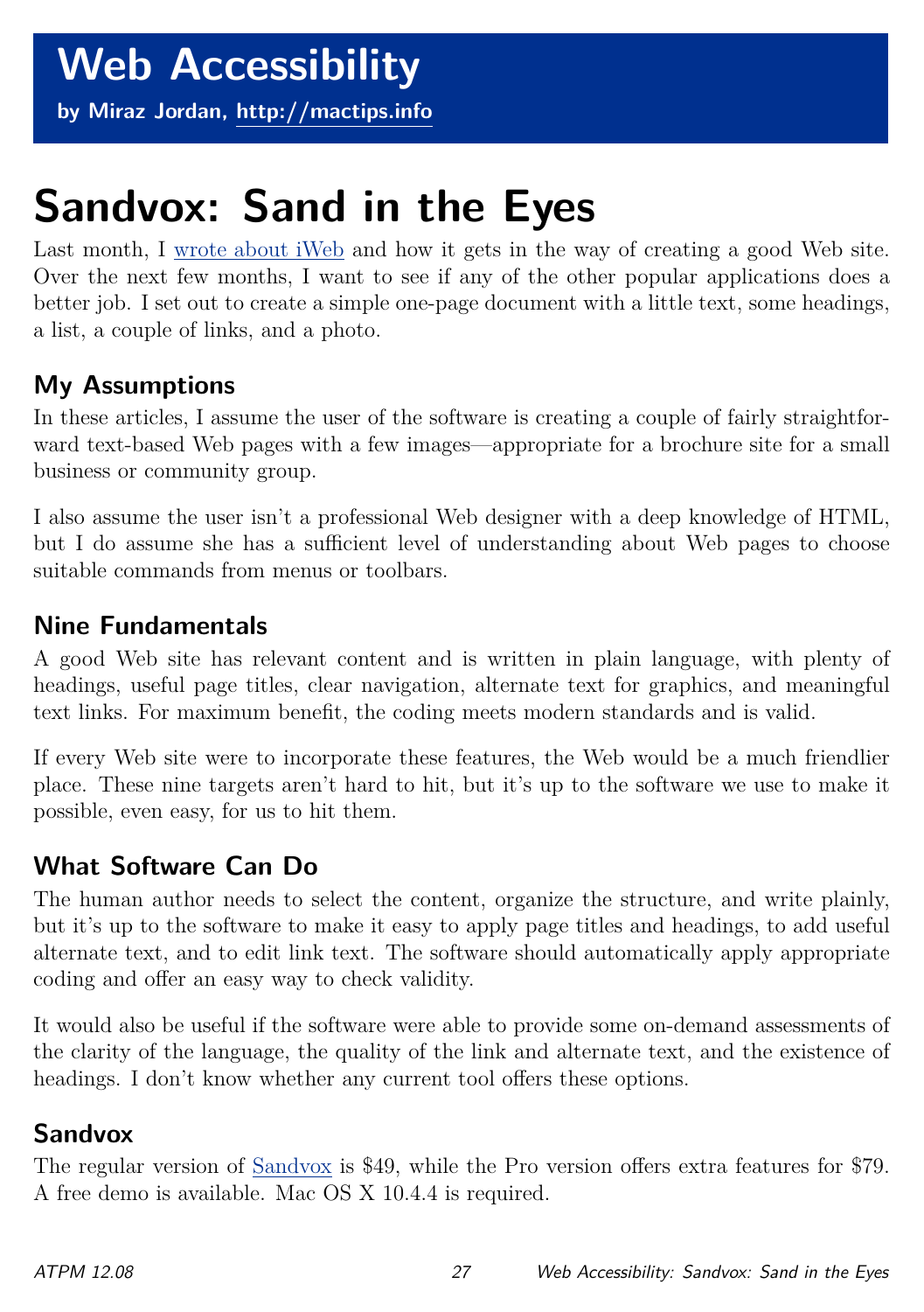# Web Accessibility

**by Miraz Jordan, http://mactips.info**

# Sandvox: Sand in the Eyes

Last month, I wrote about iWeb and how it gets in the way of creating a good Web site. Over the next few months, I want to see if any of the other popular applications does a better job. I set out to create a simple one-page document with a little text, some headings, a list, a couple of links, and a photo.

## My Assumptions

In these articles, I assume the user of the software is creating a couple of fairly straightforward text-based Web pages with a few images—appropriate for a brochure site for a small business or community group.

I also assume the user isn't a professional Web designer with a deep knowledge of HTML, but I do assume she has a sufficient level of understanding about Web pages to choose suitable commands from menus or toolbars.

## Nine Fundamentals

A good Web site has relevant content and is written in plain language, with plenty of headings, useful page titles, clear navigation, alternate text for graphics, and meaningful text links. For maximum benefit, the coding meets modern standards and is valid.

If every Web site were to incorporate these features, the Web would be a much friendlier place. These nine targets aren't hard to hit, but it's up to the software we use to make it possible, even easy, for us to hit them.

## What Software Can Do

The human author needs to select the content, organize the structure, and write plainly, but it's up to the software to make it easy to apply page titles and headings, to add useful alternate text, and to edit link text. The software should automatically apply appropriate coding and offer an easy way to check validity.

It would also be useful if the software were able to provide some on-demand assessments of the clarity of the language, the quality of the link and alternate text, and the existence of headings. I don't know whether any current tool offers these options.

## Sandvox

The regular version of Sandvox is $49, while the Pro version offers extra features for $79. A free demo is available. Mac OS X 10.4.4 is required.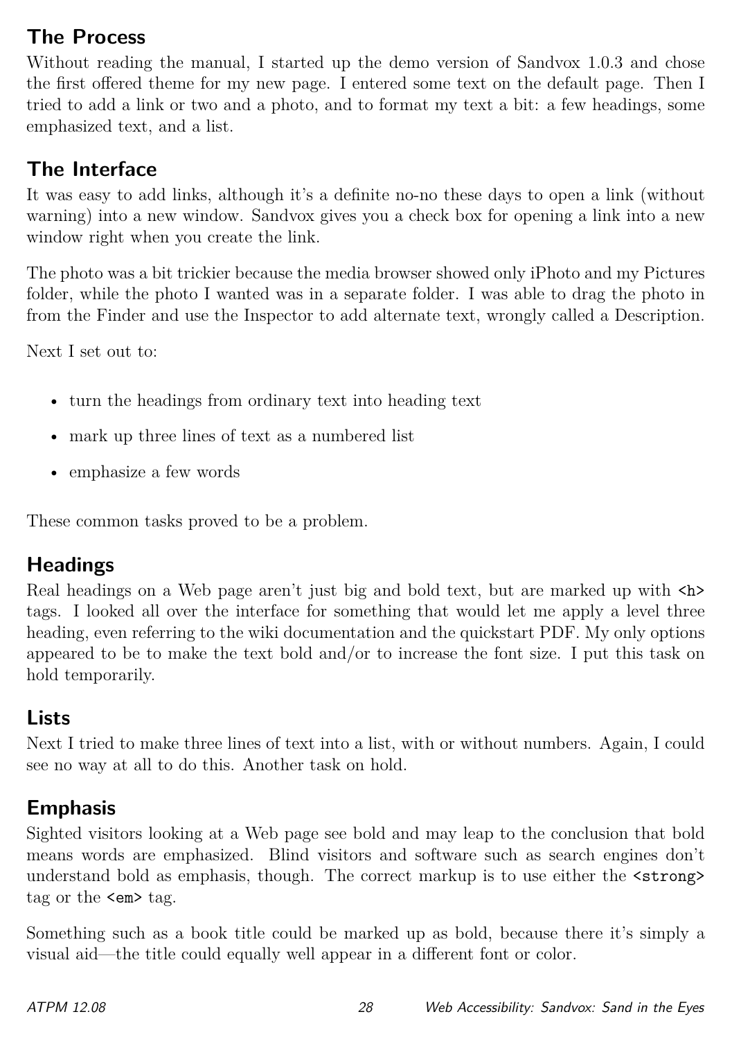## The Process

Without reading the manual, I started up the demo version of Sandvox 1.0.3 and chose the first offered theme for my new page. I entered some text on the default page. Then I tried to add a link or two and a photo, and to format my text a bit: a few headings, some emphasized text, and a list.

## The Interface

It was easy to add links, although it's a definite no-no these days to open a link (without warning) into a new window. Sandvox gives you a check box for opening a link into a new window right when you create the link.

The photo was a bit trickier because the media browser showed only iPhoto and my Pictures folder, while the photo I wanted was in a separate folder. I was able to drag the photo in from the Finder and use the Inspector to add alternate text, wrongly called a Description.

Next I set out to:

- turn the headings from ordinary text into heading text
- mark up three lines of text as a numbered list
- emphasize a few words

These common tasks proved to be a problem.

## Headings

Real headings on a Web page aren't just big and bold text, but are marked up with `<h>` tags. I looked all over the interface for something that would let me apply a level three heading, even referring to the wiki documentation and the quickstart PDF. My only options appeared to be to make the text bold and/or to increase the font size. I put this task on hold temporarily.

## Lists

Next I tried to make three lines of text into a list, with or without numbers. Again, I could see no way at all to do this. Another task on hold.

## Emphasis

Sighted visitors looking at a Web page see bold and may leap to the conclusion that bold means words are emphasized. Blind visitors and software such as search engines don't understand bold as emphasis, though. The correct markup is to use either the `<strong>` tag or the `<em>` tag.

Something such as a book title could be marked up as bold, because there it's simply a visual aid—the title could equally well appear in a different font or color.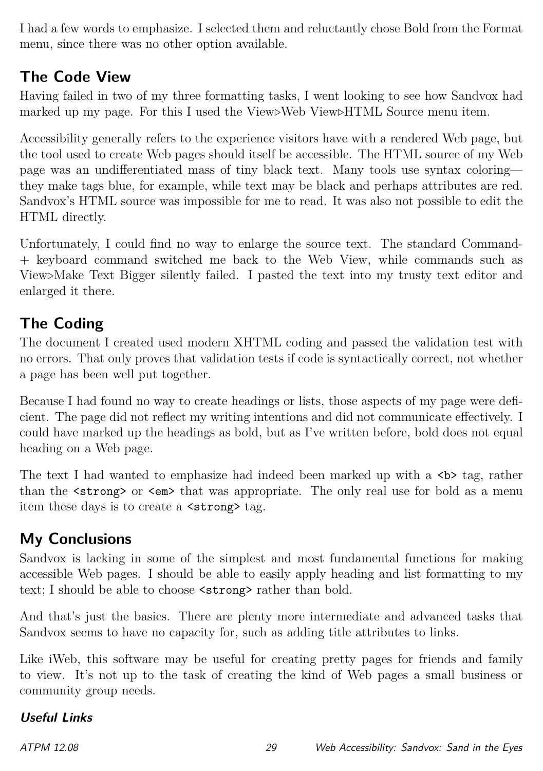I had a few words to emphasize. I selected them and reluctantly chose Bold from the Format menu, since there was no other option available.

## The Code View

Having failed in two of my three formatting tasks, I went looking to see how Sandvox had marked up my page. For this I used the View▷Web View▷HTML Source menu item.

Accessibility generally refers to the experience visitors have with a rendered Web page, but the tool used to create Web pages should itself be accessible. The HTML source of my Web page was an undifferentiated mass of tiny black text. Many tools use syntax coloring—they make tags blue, for example, while text may be black and perhaps attributes are red. Sandvox's HTML source was impossible for me to read. It was also not possible to edit the HTML directly.

Unfortunately, I could find no way to enlarge the source text. The standard Command-+ keyboard command switched me back to the Web View, while commands such as View▷Make Text Bigger silently failed. I pasted the text into my trusty text editor and enlarged it there.

## The Coding

The document I created used modern XHTML coding and passed the validation test with no errors. That only proves that validation tests if code is syntactically correct, not whether a page has been well put together.

Because I had found no way to create headings or lists, those aspects of my page were deficient. The page did not reflect my writing intentions and did not communicate effectively. I could have marked up the headings as bold, but as I've written before, bold does not equal heading on a Web page.

The text I had wanted to emphasize had indeed been marked up with a `<b>` tag, rather than the `<strong>` or `<em>` that was appropriate. The only real use for bold as a menu item these days is to create a `<strong>` tag.

## My Conclusions

Sandvox is lacking in some of the simplest and most fundamental functions for making accessible Web pages. I should be able to easily apply heading and list formatting to my text; I should be able to choose `<strong>` rather than bold.

And that's just the basics. There are plenty more intermediate and advanced tasks that Sandvox seems to have no capacity for, such as adding title attributes to links.

Like iWeb, this software may be useful for creating pretty pages for friends and family to view. It's not up to the task of creating the kind of Web pages a small business or community group needs.

### *Useful Links*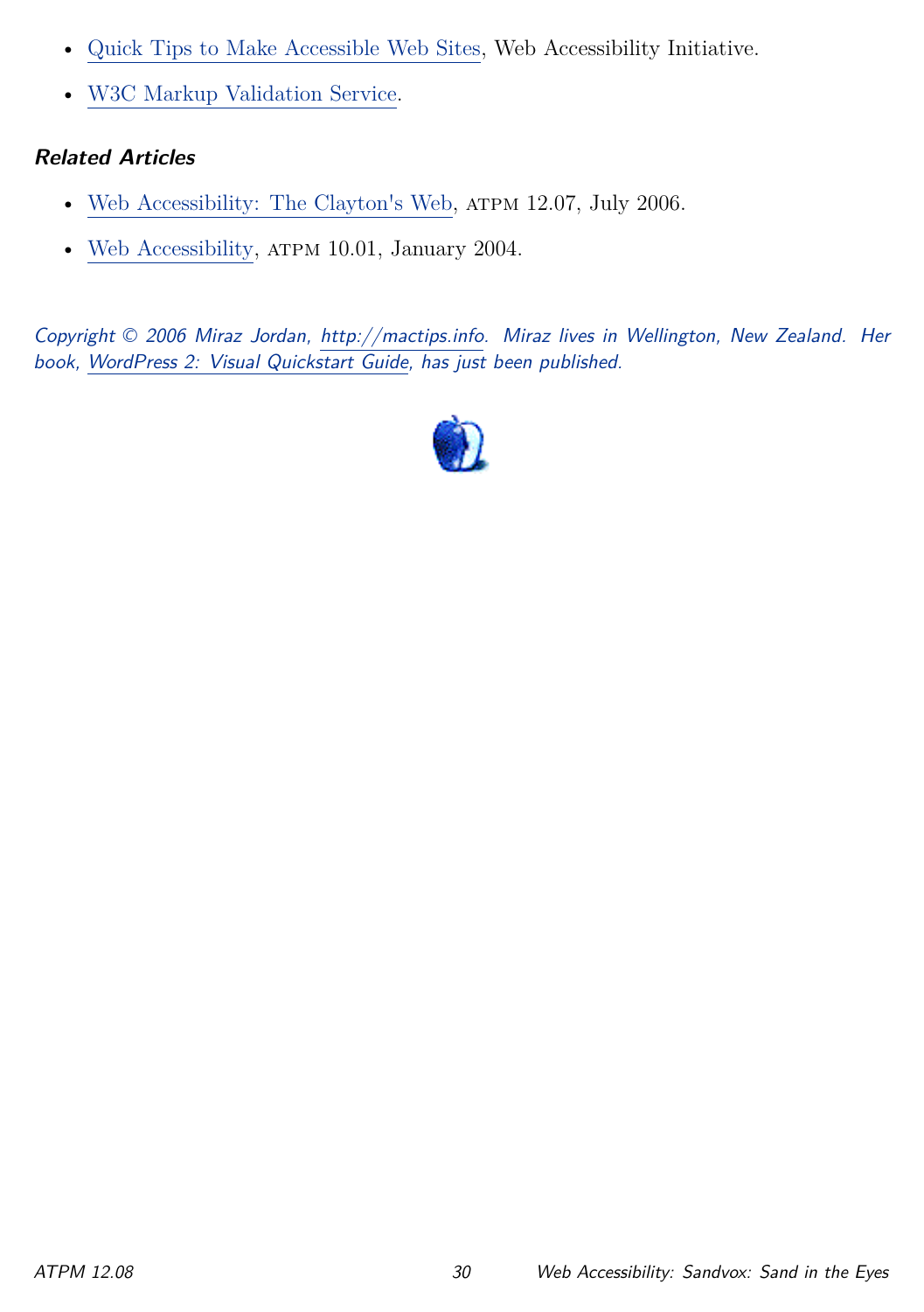- Quick Tips to Make Accessible Web Sites, Web Accessibility Initiative.
- W3C Markup Validation Service.

### Related Articles

- Web Accessibility: The Clayton's Web, ATPM 12.07, July 2006.
- Web Accessibility, ATPM 10.01, January 2004.

*Copyright © 2006 Miraz Jordan, http://mactips.info. Miraz lives in Wellington, New Zealand. Her book, WordPress 2: Visual Quickstart Guide, has just been published.*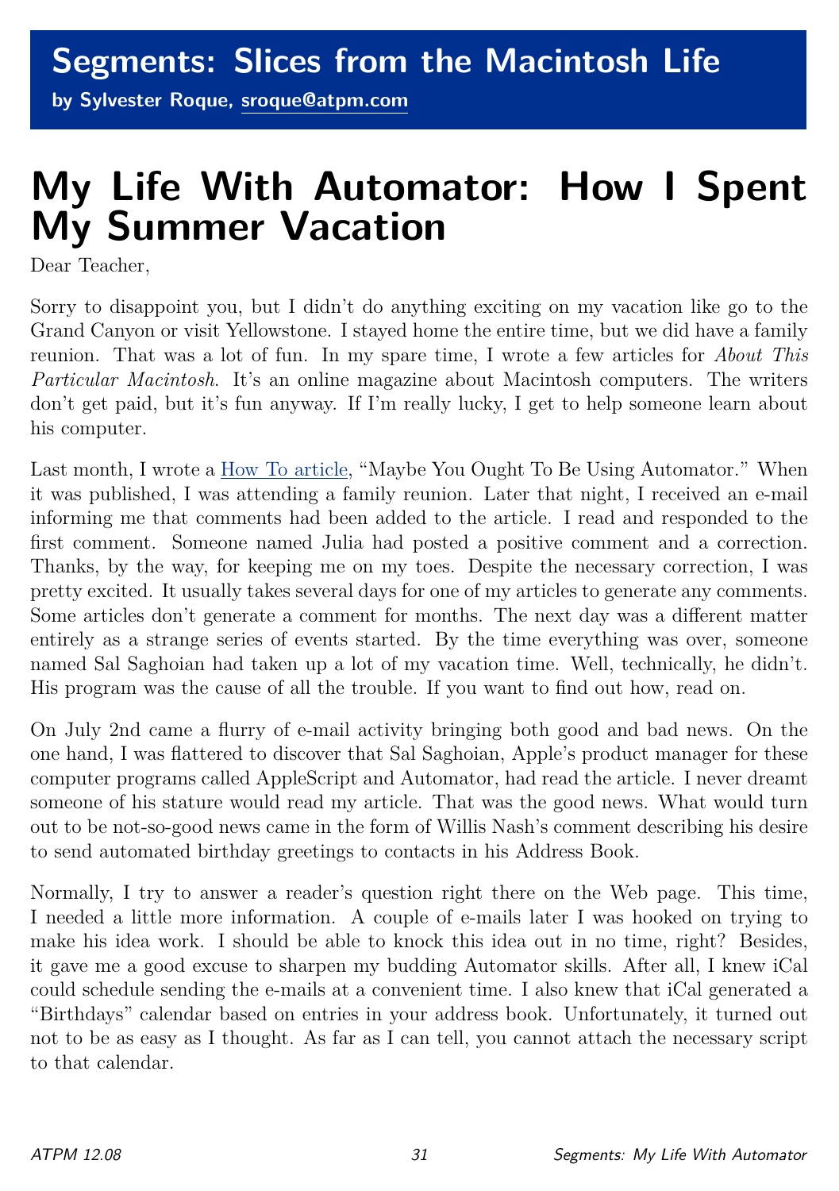# Segments: Slices from the Macintosh Life

**by Sylvester Roque, sroque@atpm.com**

# My Life With Automator: How I Spent My Summer Vacation

Dear Teacher,

Sorry to disappoint you, but I didn't do anything exciting on my vacation like go to the Grand Canyon or visit Yellowstone. I stayed home the entire time, but we did have a family reunion. That was a lot of fun. In my spare time, I wrote a few articles for *About This Particular Macintosh*. It's an online magazine about Macintosh computers. The writers don't get paid, but it's fun anyway. If I'm really lucky, I get to help someone learn about his computer.

Last month, I wrote a How To article, "Maybe You Ought To Be Using Automator." When it was published, I was attending a family reunion. Later that night, I received an e-mail informing me that comments had been added to the article. I read and responded to the first comment. Someone named Julia had posted a positive comment and a correction. Thanks, by the way, for keeping me on my toes. Despite the necessary correction, I was pretty excited. It usually takes several days for one of my articles to generate any comments. Some articles don't generate a comment for months. The next day was a different matter entirely as a strange series of events started. By the time everything was over, someone named Sal Saghoian had taken up a lot of my vacation time. Well, technically, he didn't. His program was the cause of all the trouble. If you want to find out how, read on.

On July 2nd came a flurry of e-mail activity bringing both good and bad news. On the one hand, I was flattered to discover that Sal Saghoian, Apple's product manager for these computer programs called AppleScript and Automator, had read the article. I never dreamt someone of his stature would read my article. That was the good news. What would turn out to be not-so-good news came in the form of Willis Nash's comment describing his desire to send automated birthday greetings to contacts in his Address Book.

Normally, I try to answer a reader's question right there on the Web page. This time, I needed a little more information. A couple of e-mails later I was hooked on trying to make his idea work. I should be able to knock this idea out in no time, right? Besides, it gave me a good excuse to sharpen my budding Automator skills. After all, I knew iCal could schedule sending the e-mails at a convenient time. I also knew that iCal generated a "Birthdays" calendar based on entries in your address book. Unfortunately, it turned out not to be as easy as I thought. As far as I can tell, you cannot attach the necessary script to that calendar.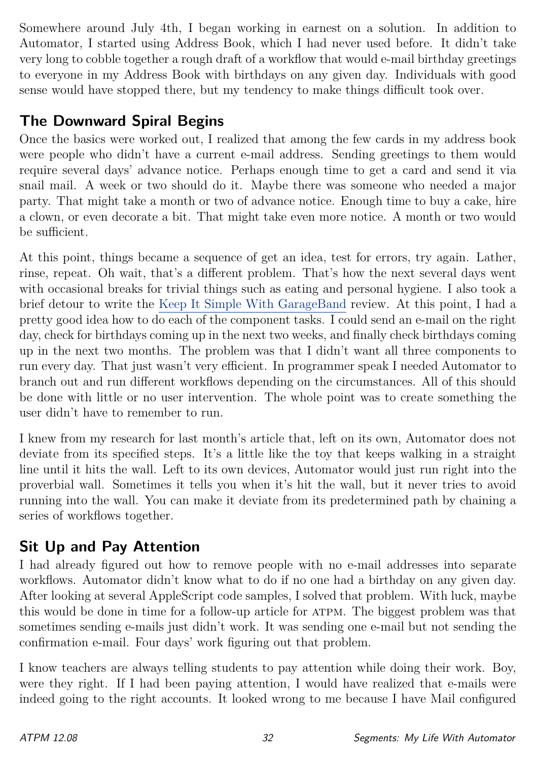Somewhere around July 4th, I began working in earnest on a solution. In addition to Automator, I started using Address Book, which I had never used before. It didn't take very long to cobble together a rough draft of a workflow that would e-mail birthday greetings to everyone in my Address Book with birthdays on any given day. Individuals with good sense would have stopped there, but my tendency to make things difficult took over.

## The Downward Spiral Begins

Once the basics were worked out, I realized that among the few cards in my address book were people who didn't have a current e-mail address. Sending greetings to them would require several days' advance notice. Perhaps enough time to get a card and send it via snail mail. A week or two should do it. Maybe there was someone who needed a major party. That might take a month or two of advance notice. Enough time to buy a cake, hire a clown, or even decorate a bit. That might take even more notice. A month or two would be sufficient.

At this point, things became a sequence of get an idea, test for errors, try again. Lather, rinse, repeat. Oh wait, that's a different problem. That's how the next several days went with occasional breaks for trivial things such as eating and personal hygiene. I also took a brief detour to write the Keep It Simple With GarageBand review. At this point, I had a pretty good idea how to do each of the component tasks. I could send an e-mail on the right day, check for birthdays coming up in the next two weeks, and finally check birthdays coming up in the next two months. The problem was that I didn't want all three components to run every day. That just wasn't very efficient. In programmer speak I needed Automator to branch out and run different workflows depending on the circumstances. All of this should be done with little or no user intervention. The whole point was to create something the user didn't have to remember to run.

I knew from my research for last month's article that, left on its own, Automator does not deviate from its specified steps. It's a little like the toy that keeps walking in a straight line until it hits the wall. Left to its own devices, Automator would just run right into the proverbial wall. Sometimes it tells you when it's hit the wall, but it never tries to avoid running into the wall. You can make it deviate from its predetermined path by chaining a series of workflows together.

## Sit Up and Pay Attention

I had already figured out how to remove people with no e-mail addresses into separate workflows. Automator didn't know what to do if no one had a birthday on any given day. After looking at several AppleScript code samples, I solved that problem. With luck, maybe this would be done in time for a follow-up article for ATPM. The biggest problem was that sometimes sending e-mails just didn't work. It was sending one e-mail but not sending the confirmation e-mail. Four days' work figuring out that problem.

I know teachers are always telling students to pay attention while doing their work. Boy, were they right. If I had been paying attention, I would have realized that e-mails were indeed going to the right accounts. It looked wrong to me because I have Mail configured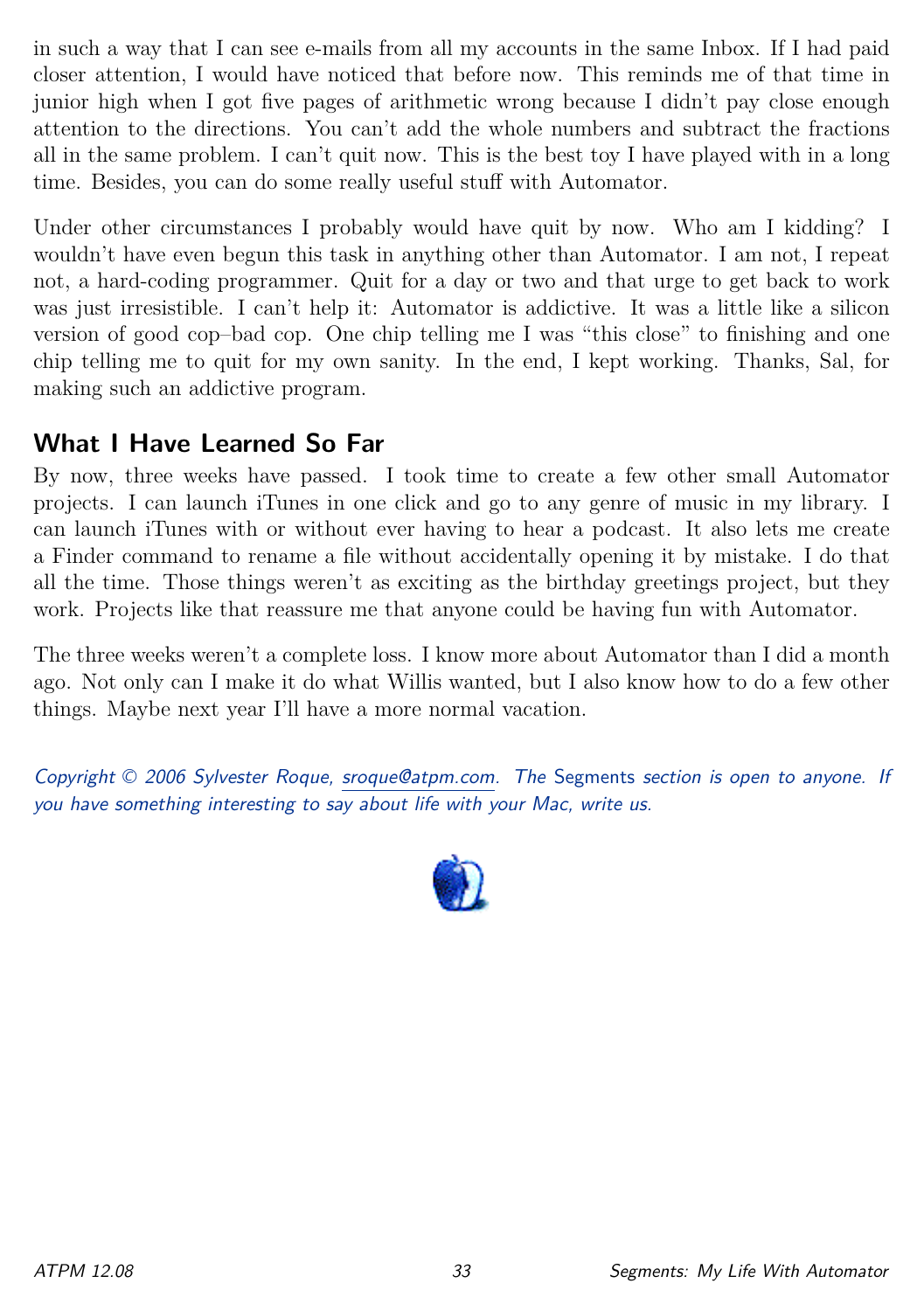in such a way that I can see e-mails from all my accounts in the same Inbox. If I had paid closer attention, I would have noticed that before now. This reminds me of that time in junior high when I got five pages of arithmetic wrong because I didn't pay close enough attention to the directions. You can't add the whole numbers and subtract the fractions all in the same problem. I can't quit now. This is the best toy I have played with in a long time. Besides, you can do some really useful stuff with Automator.

Under other circumstances I probably would have quit by now. Who am I kidding? I wouldn't have even begun this task in anything other than Automator. I am not, I repeat not, a hard-coding programmer. Quit for a day or two and that urge to get back to work was just irresistible. I can't help it: Automator is addictive. It was a little like a silicon version of good cop–bad cop. One chip telling me I was "this close" to finishing and one chip telling me to quit for my own sanity. In the end, I kept working. Thanks, Sal, for making such an addictive program.

## What I Have Learned So Far

By now, three weeks have passed. I took time to create a few other small Automator projects. I can launch iTunes in one click and go to any genre of music in my library. I can launch iTunes with or without ever having to hear a podcast. It also lets me create a Finder command to rename a file without accidentally opening it by mistake. I do that all the time. Those things weren't as exciting as the birthday greetings project, but they work. Projects like that reassure me that anyone could be having fun with Automator.

The three weeks weren't a complete loss. I know more about Automator than I did a month ago. Not only can I make it do what Willis wanted, but I also know how to do a few other things. Maybe next year I'll have a more normal vacation.

*Copyright © 2006 Sylvester Roque, sroque@atpm.com. The Segments section is open to anyone. If you have something interesting to say about life with your Mac, write us.*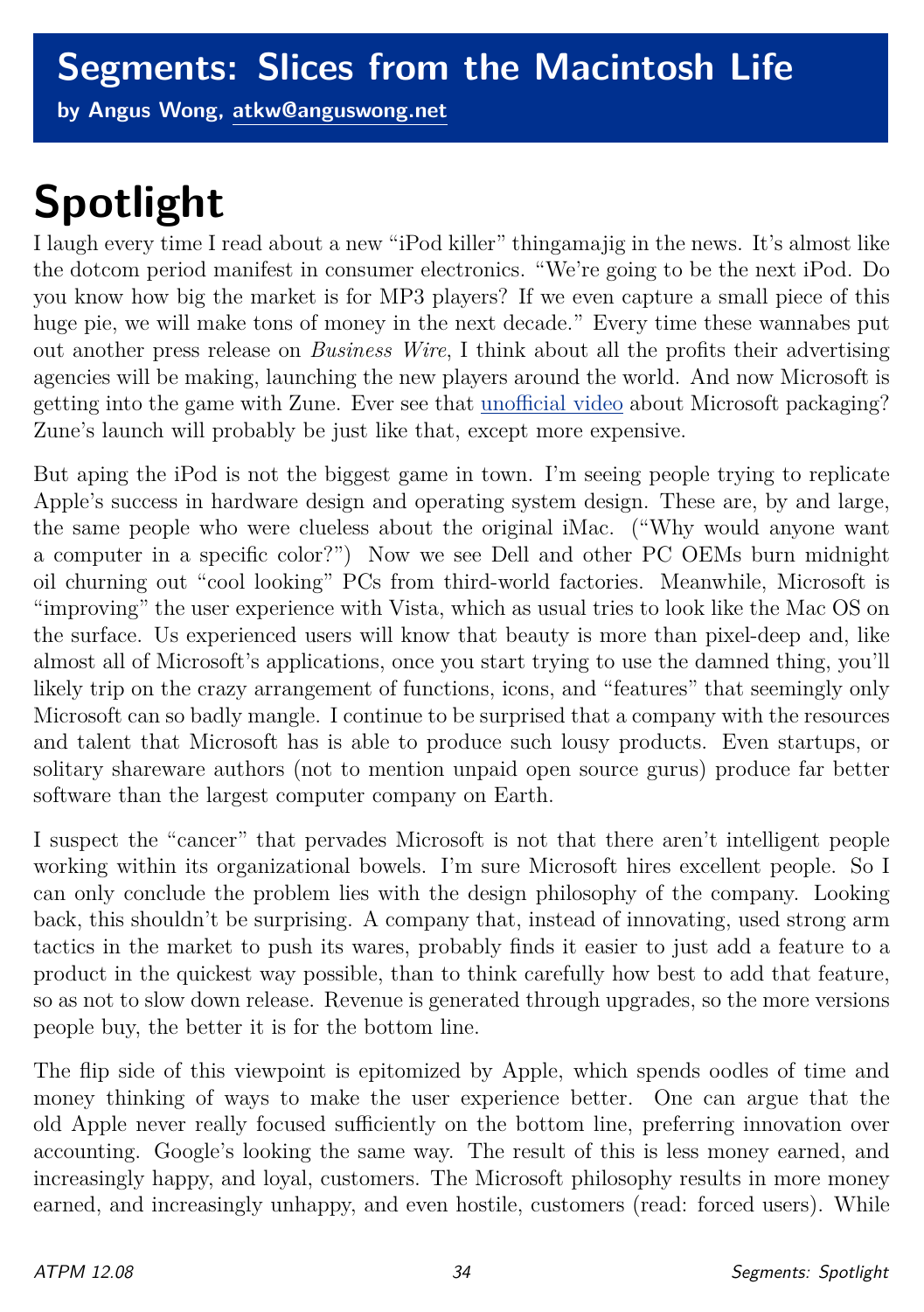# Segments: Slices from the Macintosh Life

**by Angus Wong, atkw@anguswong.net**

# Spotlight

I laugh every time I read about a new "iPod killer" thingamajig in the news. It's almost like the dotcom period manifest in consumer electronics. "We're going to be the next iPod. Do you know how big the market is for MP3 players? If we even capture a small piece of this huge pie, we will make tons of money in the next decade." Every time these wannabes put out another press release on *Business Wire*, I think about all the profits their advertising agencies will be making, launching the new players around the world. And now Microsoft is getting into the game with Zune. Ever see that unofficial video about Microsoft packaging? Zune's launch will probably be just like that, except more expensive.

But aping the iPod is not the biggest game in town. I'm seeing people trying to replicate Apple's success in hardware design and operating system design. These are, by and large, the same people who were clueless about the original iMac. ("Why would anyone want a computer in a specific color?") Now we see Dell and other PC OEMs burn midnight oil churning out "cool looking" PCs from third-world factories. Meanwhile, Microsoft is "improving" the user experience with Vista, which as usual tries to look like the Mac OS on the surface. Us experienced users will know that beauty is more than pixel-deep and, like almost all of Microsoft's applications, once you start trying to use the damned thing, you'll likely trip on the crazy arrangement of functions, icons, and "features" that seemingly only Microsoft can so badly mangle. I continue to be surprised that a company with the resources and talent that Microsoft has is able to produce such lousy products. Even startups, or solitary shareware authors (not to mention unpaid open source gurus) produce far better software than the largest computer company on Earth.

I suspect the "cancer" that pervades Microsoft is not that there aren't intelligent people working within its organizational bowels. I'm sure Microsoft hires excellent people. So I can only conclude the problem lies with the design philosophy of the company. Looking back, this shouldn't be surprising. A company that, instead of innovating, used strong arm tactics in the market to push its wares, probably finds it easier to just add a feature to a product in the quickest way possible, than to think carefully how best to add that feature, so as not to slow down release. Revenue is generated through upgrades, so the more versions people buy, the better it is for the bottom line.

The flip side of this viewpoint is epitomized by Apple, which spends oodles of time and money thinking of ways to make the user experience better. One can argue that the old Apple never really focused sufficiently on the bottom line, preferring innovation over accounting. Google's looking the same way. The result of this is less money earned, and increasingly happy, and loyal, customers. The Microsoft philosophy results in more money earned, and increasingly unhappy, and even hostile, customers (read: forced users). While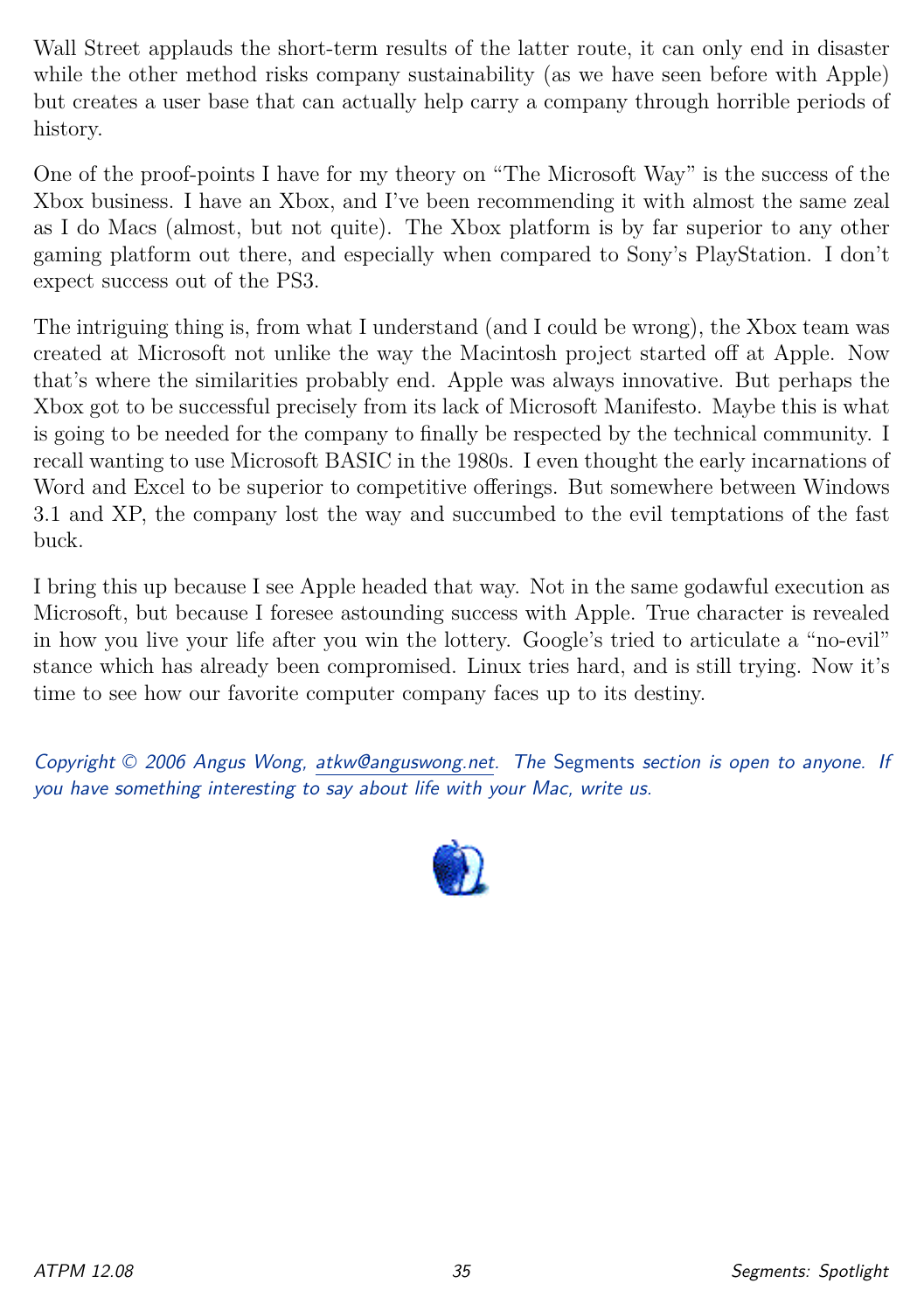Wall Street applauds the short-term results of the latter route, it can only end in disaster while the other method risks company sustainability (as we have seen before with Apple) but creates a user base that can actually help carry a company through horrible periods of history.

One of the proof-points I have for my theory on "The Microsoft Way" is the success of the Xbox business. I have an Xbox, and I've been recommending it with almost the same zeal as I do Macs (almost, but not quite). The Xbox platform is by far superior to any other gaming platform out there, and especially when compared to Sony's PlayStation. I don't expect success out of the PS3.

The intriguing thing is, from what I understand (and I could be wrong), the Xbox team was created at Microsoft not unlike the way the Macintosh project started off at Apple. Now that's where the similarities probably end. Apple was always innovative. But perhaps the Xbox got to be successful precisely from its lack of Microsoft Manifesto. Maybe this is what is going to be needed for the company to finally be respected by the technical community. I recall wanting to use Microsoft BASIC in the 1980s. I even thought the early incarnations of Word and Excel to be superior to competitive offerings. But somewhere between Windows 3.1 and XP, the company lost the way and succumbed to the evil temptations of the fast buck.

I bring this up because I see Apple headed that way. Not in the same godawful execution as Microsoft, but because I foresee astounding success with Apple. True character is revealed in how you live your life after you win the lottery. Google's tried to articulate a "no-evil" stance which has already been compromised. Linux tries hard, and is still trying. Now it's time to see how our favorite computer company faces up to its destiny.

*Copyright © 2006 Angus Wong, atkw@anguswong.net. The* Segments *section is open to anyone. If you have something interesting to say about life with your Mac, write us.*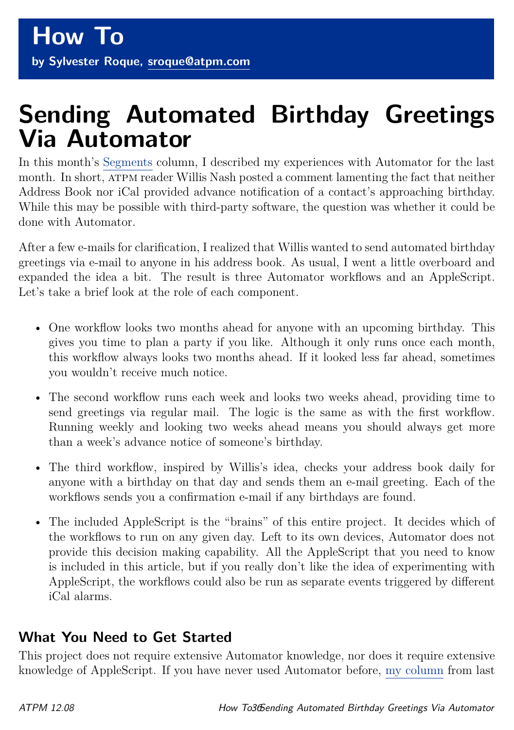## How To

**by Sylvester Roque, sroque@atpm.com**

# Sending Automated Birthday Greetings Via Automator

In this month's Segments column, I described my experiences with Automator for the last month. In short, ATPM reader Willis Nash posted a comment lamenting the fact that neither Address Book nor iCal provided advance notification of a contact's approaching birthday. While this may be possible with third-party software, the question was whether it could be done with Automator.

After a few e-mails for clarification, I realized that Willis wanted to send automated birthday greetings via e-mail to anyone in his address book. As usual, I went a little overboard and expanded the idea a bit. The result is three Automator workflows and an AppleScript. Let's take a brief look at the role of each component.

- One workflow looks two months ahead for anyone with an upcoming birthday. This gives you time to plan a party if you like. Although it only runs once each month, this workflow always looks two months ahead. If it looked less far ahead, sometimes you wouldn't receive much notice.
- The second workflow runs each week and looks two weeks ahead, providing time to send greetings via regular mail. The logic is the same as with the first workflow. Running weekly and looking two weeks ahead means you should always get more than a week's advance notice of someone's birthday.
- The third workflow, inspired by Willis's idea, checks your address book daily for anyone with a birthday on that day and sends them an e-mail greeting. Each of the workflows sends you a confirmation e-mail if any birthdays are found.
- The included AppleScript is the "brains" of this entire project. It decides which of the workflows to run on any given day. Left to its own devices, Automator does not provide this decision making capability. All the AppleScript that you need to know is included in this article, but if you really don't like the idea of experimenting with AppleScript, the workflows could also be run as separate events triggered by different iCal alarms.

## What You Need to Get Started

This project does not require extensive Automator knowledge, nor does it require extensive knowledge of AppleScript. If you have never used Automator before, my column from last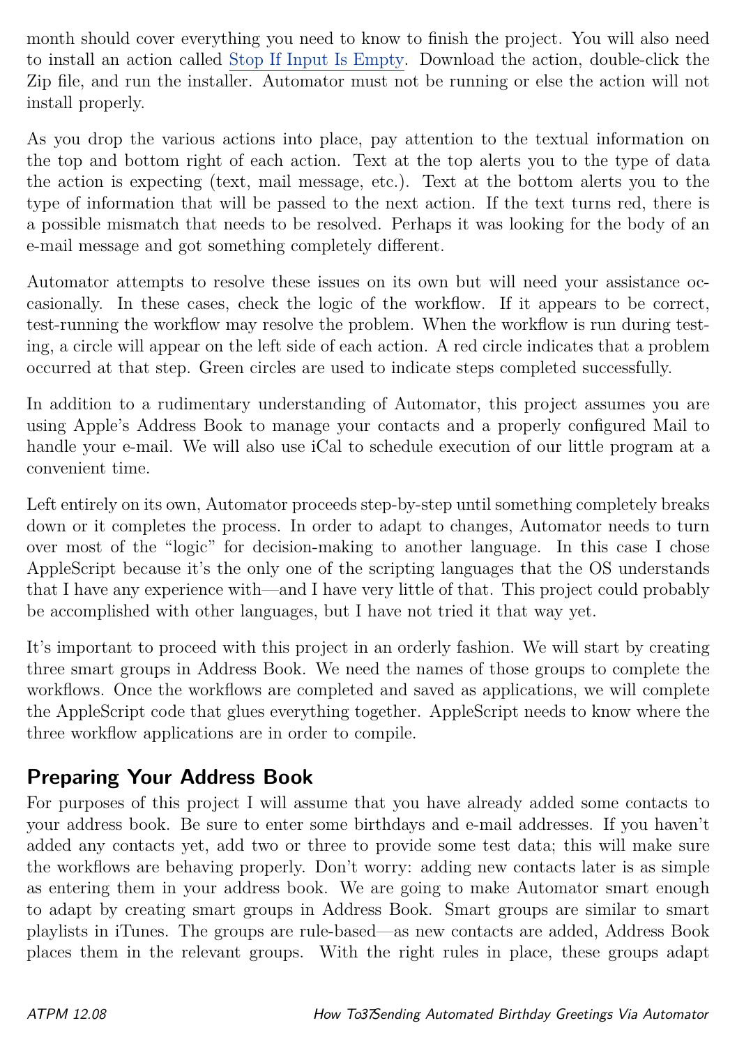month should cover everything you need to know to finish the project. You will also need to install an action called Stop If Input Is Empty. Download the action, double-click the Zip file, and run the installer. Automator must not be running or else the action will not install properly.

As you drop the various actions into place, pay attention to the textual information on the top and bottom right of each action. Text at the top alerts you to the type of data the action is expecting (text, mail message, etc.). Text at the bottom alerts you to the type of information that will be passed to the next action. If the text turns red, there is a possible mismatch that needs to be resolved. Perhaps it was looking for the body of an e-mail message and got something completely different.

Automator attempts to resolve these issues on its own but will need your assistance occasionally. In these cases, check the logic of the workflow. If it appears to be correct, test-running the workflow may resolve the problem. When the workflow is run during testing, a circle will appear on the left side of each action. A red circle indicates that a problem occurred at that step. Green circles are used to indicate steps completed successfully.

In addition to a rudimentary understanding of Automator, this project assumes you are using Apple's Address Book to manage your contacts and a properly configured Mail to handle your e-mail. We will also use iCal to schedule execution of our little program at a convenient time.

Left entirely on its own, Automator proceeds step-by-step until something completely breaks down or it completes the process. In order to adapt to changes, Automator needs to turn over most of the "logic" for decision-making to another language. In this case I chose AppleScript because it's the only one of the scripting languages that the OS understands that I have any experience with—and I have very little of that. This project could probably be accomplished with other languages, but I have not tried it that way yet.

It's important to proceed with this project in an orderly fashion. We will start by creating three smart groups in Address Book. We need the names of those groups to complete the workflows. Once the workflows are completed and saved as applications, we will complete the AppleScript code that glues everything together. AppleScript needs to know where the three workflow applications are in order to compile.

## Preparing Your Address Book

For purposes of this project I will assume that you have already added some contacts to your address book. Be sure to enter some birthdays and e-mail addresses. If you haven't added any contacts yet, add two or three to provide some test data; this will make sure the workflows are behaving properly. Don't worry: adding new contacts later is as simple as entering them in your address book. We are going to make Automator smart enough to adapt by creating smart groups in Address Book. Smart groups are similar to smart playlists in iTunes. The groups are rule-based—as new contacts are added, Address Book places them in the relevant groups. With the right rules in place, these groups adapt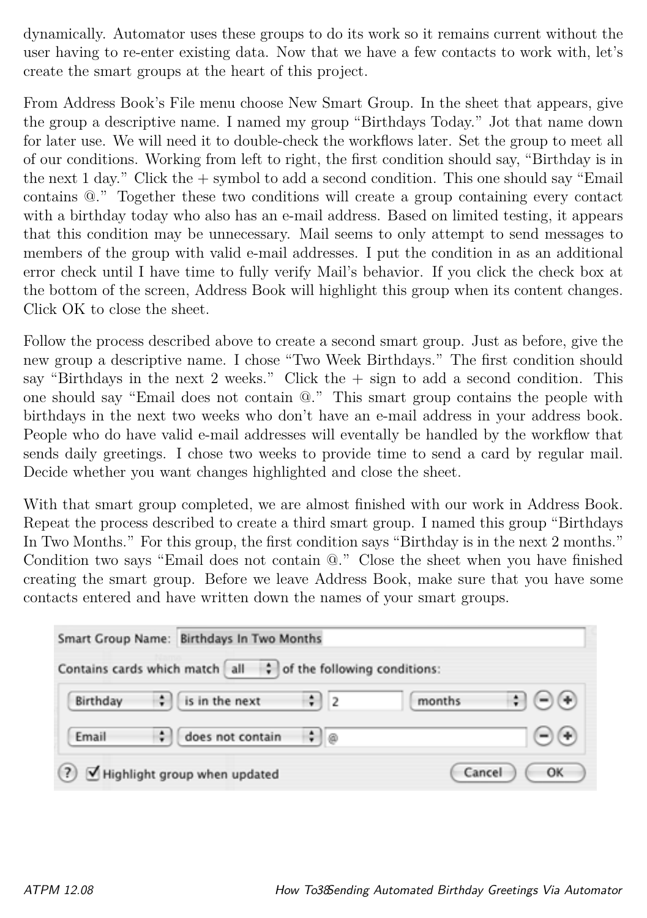dynamically. Automator uses these groups to do its work so it remains current without the user having to re-enter existing data. Now that we have a few contacts to work with, let's create the smart groups at the heart of this project.

From Address Book's File menu choose New Smart Group. In the sheet that appears, give the group a descriptive name. I named my group "Birthdays Today." Jot that name down for later use. We will need it to double-check the workflows later. Set the group to meet all of our conditions. Working from left to right, the first condition should say, "Birthday is in the next 1 day." Click the + symbol to add a second condition. This one should say "Email contains @." Together these two conditions will create a group containing every contact with a birthday today who also has an e-mail address. Based on limited testing, it appears that this condition may be unnecessary. Mail seems to only attempt to send messages to members of the group with valid e-mail addresses. I put the condition in as an additional error check until I have time to fully verify Mail's behavior. If you click the check box at the bottom of the screen, Address Book will highlight this group when its content changes. Click OK to close the sheet.

Follow the process described above to create a second smart group. Just as before, give the new group a descriptive name. I chose "Two Week Birthdays." The first condition should say "Birthdays in the next 2 weeks." Click the + sign to add a second condition. This one should say "Email does not contain @." This smart group contains the people with birthdays in the next two weeks who don't have an e-mail address in your address book. People who do have valid e-mail addresses will eventally be handled by the workflow that sends daily greetings. I chose two weeks to provide time to send a card by regular mail. Decide whether you want changes highlighted and close the sheet.

With that smart group completed, we are almost finished with our work in Address Book. Repeat the process described to create a third smart group. I named this group "Birthdays In Two Months." For this group, the first condition says "Birthday is in the next 2 months." Condition two says "Email does not contain @." Close the sheet when you have finished creating the smart group. Before we leave Address Book, make sure that you have some contacts entered and have written down the names of your smart groups.

Smart Group Name: Birthdays In Two Months

Contains cards which match all of the following conditions:

Birthday | is in the next | 2 | months

Email | does not contain | @

Highlight group when updated

Cancel | OK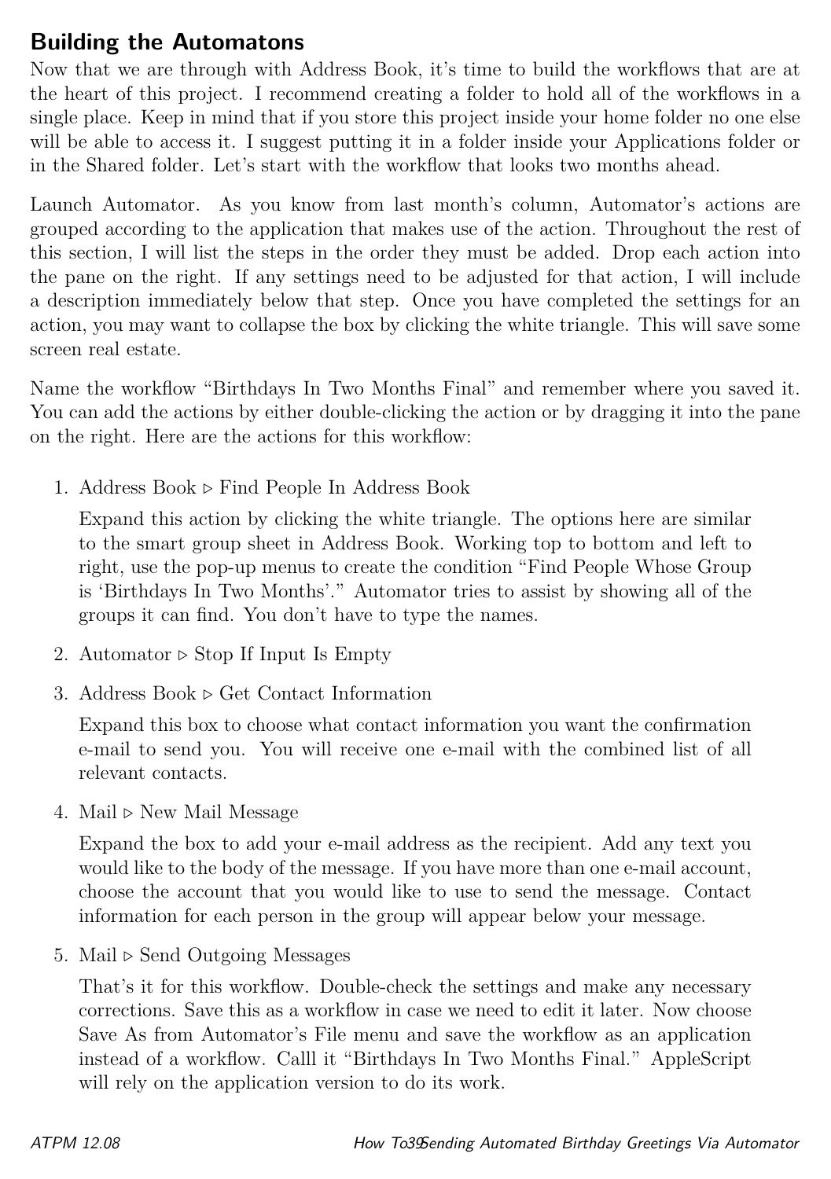## Building the Automatons

Now that we are through with Address Book, it's time to build the workflows that are at the heart of this project. I recommend creating a folder to hold all of the workflows in a single place. Keep in mind that if you store this project inside your home folder no one else will be able to access it. I suggest putting it in a folder inside your Applications folder or in the Shared folder. Let's start with the workflow that looks two months ahead.

Launch Automator. As you know from last month's column, Automator's actions are grouped according to the application that makes use of the action. Throughout the rest of this section, I will list the steps in the order they must be added. Drop each action into the pane on the right. If any settings need to be adjusted for that action, I will include a description immediately below that step. Once you have completed the settings for an action, you may want to collapse the box by clicking the white triangle. This will save some screen real estate.

Name the workflow "Birthdays In Two Months Final" and remember where you saved it. You can add the actions by either double-clicking the action or by dragging it into the pane on the right. Here are the actions for this workflow:

1. Address Book ▹ Find People In Address Book

   Expand this action by clicking the white triangle. The options here are similar to the smart group sheet in Address Book. Working top to bottom and left to right, use the pop-up menus to create the condition "Find People Whose Group is 'Birthdays In Two Months'." Automator tries to assist by showing all of the groups it can find. You don't have to type the names.

2. Automator ▹ Stop If Input Is Empty

3. Address Book ▹ Get Contact Information

   Expand this box to choose what contact information you want the confirmation e-mail to send you. You will receive one e-mail with the combined list of all relevant contacts.

4. Mail ▹ New Mail Message

   Expand the box to add your e-mail address as the recipient. Add any text you would like to the body of the message. If you have more than one e-mail account, choose the account that you would like to use to send the message. Contact information for each person in the group will appear below your message.

5. Mail ▹ Send Outgoing Messages

   That's it for this workflow. Double-check the settings and make any necessary corrections. Save this as a workflow in case we need to edit it later. Now choose Save As from Automator's File menu and save the workflow as an application instead of a workflow. Calll it "Birthdays In Two Months Final." AppleScript will rely on the application version to do its work.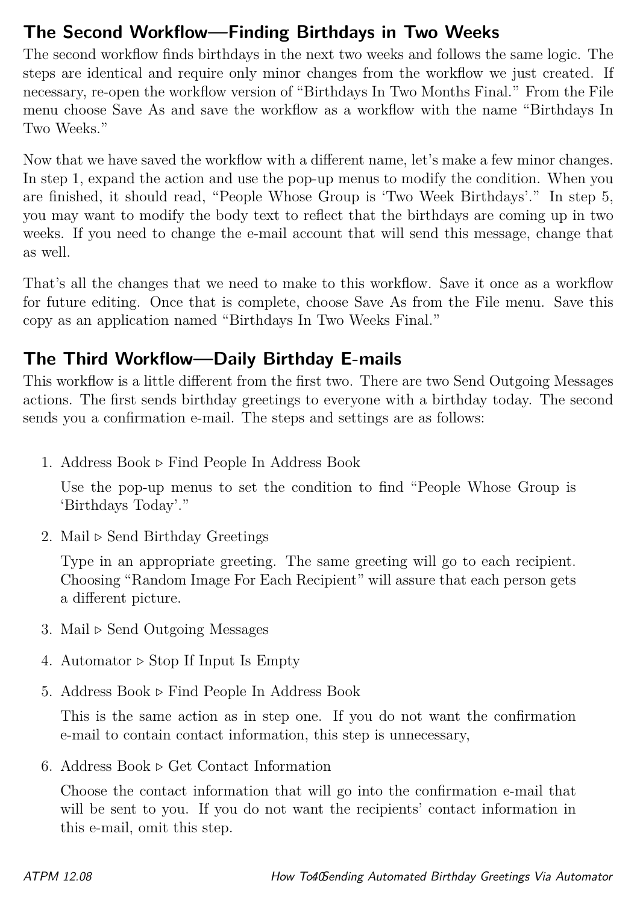## The Second Workflow—Finding Birthdays in Two Weeks

The second workflow finds birthdays in the next two weeks and follows the same logic. The steps are identical and require only minor changes from the workflow we just created. If necessary, re-open the workflow version of “Birthdays In Two Months Final.” From the File menu choose Save As and save the workflow as a workflow with the name “Birthdays In Two Weeks.”

Now that we have saved the workflow with a different name, let’s make a few minor changes. In step 1, expand the action and use the pop-up menus to modify the condition. When you are finished, it should read, “People Whose Group is ‘Two Week Birthdays’.” In step 5, you may want to modify the body text to reflect that the birthdays are coming up in two weeks. If you need to change the e-mail account that will send this message, change that as well.

That’s all the changes that we need to make to this workflow. Save it once as a workflow for future editing. Once that is complete, choose Save As from the File menu. Save this copy as an application named “Birthdays In Two Weeks Final.”

## The Third Workflow—Daily Birthday E-mails

This workflow is a little different from the first two. There are two Send Outgoing Messages actions. The first sends birthday greetings to everyone with a birthday today. The second sends you a confirmation e-mail. The steps and settings are as follows:

1. Address Book ▹ Find People In Address Book

   Use the pop-up menus to set the condition to find “People Whose Group is ‘Birthdays Today’.”

2. Mail ▹ Send Birthday Greetings

   Type in an appropriate greeting. The same greeting will go to each recipient. Choosing “Random Image For Each Recipient” will assure that each person gets a different picture.

3. Mail ▹ Send Outgoing Messages

4. Automator ▹ Stop If Input Is Empty

5. Address Book ▹ Find People In Address Book

   This is the same action as in step one. If you do not want the confirmation e-mail to contain contact information, this step is unnecessary,

6. Address Book ▹ Get Contact Information

   Choose the contact information that will go into the confirmation e-mail that will be sent to you. If you do not want the recipients’ contact information in this e-mail, omit this step.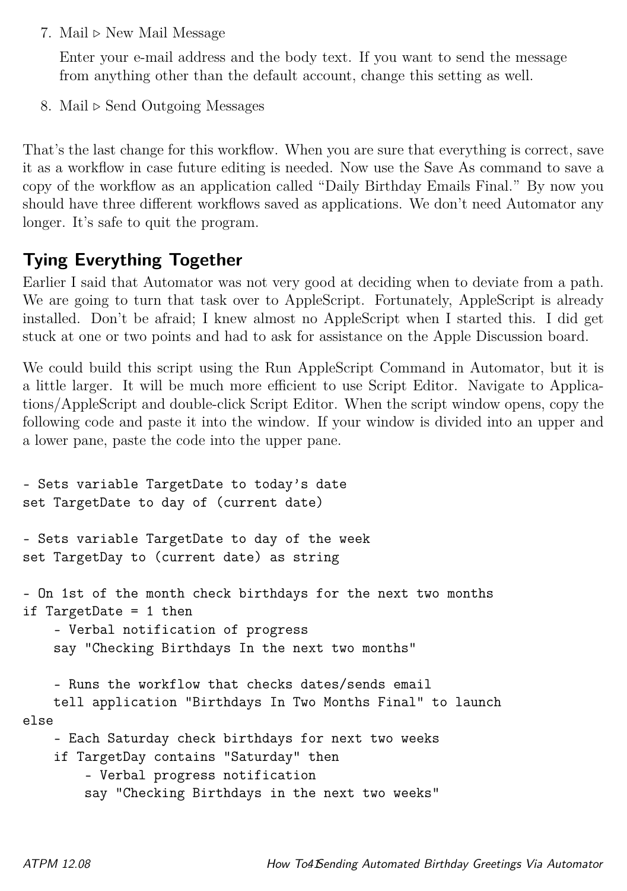7. Mail ▹ New Mail Message

   Enter your e-mail address and the body text. If you want to send the message from anything other than the default account, change this setting as well.

8. Mail ▹ Send Outgoing Messages

That's the last change for this workflow. When you are sure that everything is correct, save it as a workflow in case future editing is needed. Now use the Save As command to save a copy of the workflow as an application called "Daily Birthday Emails Final." By now you should have three different workflows saved as applications. We don't need Automator any longer. It's safe to quit the program.

## Tying Everything Together

Earlier I said that Automator was not very good at deciding when to deviate from a path. We are going to turn that task over to AppleScript. Fortunately, AppleScript is already installed. Don't be afraid; I knew almost no AppleScript when I started this. I did get stuck at one or two points and had to ask for assistance on the Apple Discussion board.

We could build this script using the Run AppleScript Command in Automator, but it is a little larger. It will be much more efficient to use Script Editor. Navigate to Applications/AppleScript and double-click Script Editor. When the script window opens, copy the following code and paste it into the window. If your window is divided into an upper and a lower pane, paste the code into the upper pane.

```
- Sets variable TargetDate to today's date
set TargetDate to day of (current date)

- Sets variable TargetDate to day of the week
set TargetDay to (current date) as string

- On 1st of the month check birthdays for the next two months
if TargetDate = 1 then
    - Verbal notification of progress
    say "Checking Birthdays In the next two months"

    - Runs the workflow that checks dates/sends email
    tell application "Birthdays In Two Months Final" to launch
else
    - Each Saturday check birthdays for next two weeks
    if TargetDay contains "Saturday" then
        - Verbal progress notification
        say "Checking Birthdays in the next two weeks"
```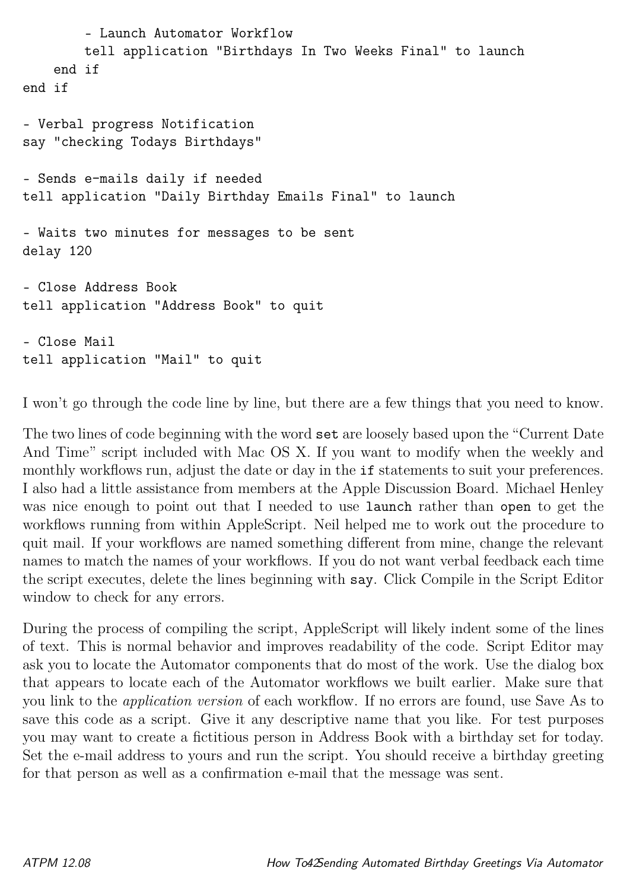```
        - Launch Automator Workflow
        tell application "Birthdays In Two Weeks Final" to launch
    end if
end if

- Verbal progress Notification
say "checking Todays Birthdays"

- Sends e-mails daily if needed
tell application "Daily Birthday Emails Final" to launch

- Waits two minutes for messages to be sent
delay 120

- Close Address Book
tell application "Address Book" to quit

- Close Mail
tell application "Mail" to quit
```

I won't go through the code line by line, but there are a few things that you need to know.

The two lines of code beginning with the word `set` are loosely based upon the "Current Date And Time" script included with Mac OS X. If you want to modify when the weekly and monthly workflows run, adjust the date or day in the `if` statements to suit your preferences. I also had a little assistance from members at the Apple Discussion Board. Michael Henley was nice enough to point out that I needed to use `launch` rather than `open` to get the workflows running from within AppleScript. Neil helped me to work out the procedure to quit mail. If your workflows are named something different from mine, change the relevant names to match the names of your workflows. If you do not want verbal feedback each time the script executes, delete the lines beginning with `say`. Click Compile in the Script Editor window to check for any errors.

During the process of compiling the script, AppleScript will likely indent some of the lines of text. This is normal behavior and improves readability of the code. Script Editor may ask you to locate the Automator components that do most of the work. Use the dialog box that appears to locate each of the Automator workflows we built earlier. Make sure that you link to the *application version* of each workflow. If no errors are found, use Save As to save this code as a script. Give it any descriptive name that you like. For test purposes you may want to create a fictitious person in Address Book with a birthday set for today. Set the e-mail address to yours and run the script. You should receive a birthday greeting for that person as well as a confirmation e-mail that the message was sent.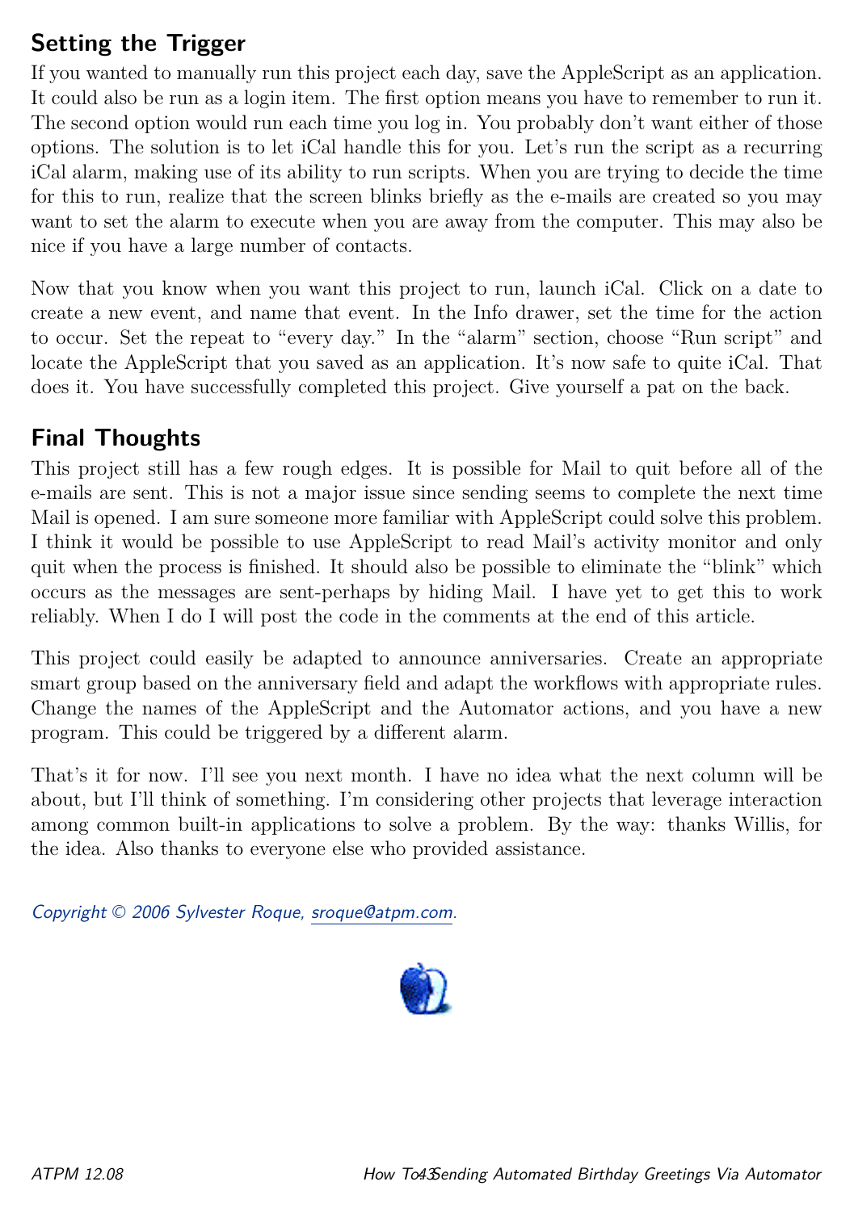## Setting the Trigger

If you wanted to manually run this project each day, save the AppleScript as an application. It could also be run as a login item. The first option means you have to remember to run it. The second option would run each time you log in. You probably don't want either of those options. The solution is to let iCal handle this for you. Let's run the script as a recurring iCal alarm, making use of its ability to run scripts. When you are trying to decide the time for this to run, realize that the screen blinks briefly as the e-mails are created so you may want to set the alarm to execute when you are away from the computer. This may also be nice if you have a large number of contacts.

Now that you know when you want this project to run, launch iCal. Click on a date to create a new event, and name that event. In the Info drawer, set the time for the action to occur. Set the repeat to "every day." In the "alarm" section, choose "Run script" and locate the AppleScript that you saved as an application. It's now safe to quite iCal. That does it. You have successfully completed this project. Give yourself a pat on the back.

## Final Thoughts

This project still has a few rough edges. It is possible for Mail to quit before all of the e-mails are sent. This is not a major issue since sending seems to complete the next time Mail is opened. I am sure someone more familiar with AppleScript could solve this problem. I think it would be possible to use AppleScript to read Mail's activity monitor and only quit when the process is finished. It should also be possible to eliminate the "blink" which occurs as the messages are sent-perhaps by hiding Mail. I have yet to get this to work reliably. When I do I will post the code in the comments at the end of this article.

This project could easily be adapted to announce anniversaries. Create an appropriate smart group based on the anniversary field and adapt the workflows with appropriate rules. Change the names of the AppleScript and the Automator actions, and you have a new program. This could be triggered by a different alarm.

That's it for now. I'll see you next month. I have no idea what the next column will be about, but I'll think of something. I'm considering other projects that leverage interaction among common built-in applications to solve a problem. By the way: thanks Willis, for the idea. Also thanks to everyone else who provided assistance.

*Copyright © 2006 Sylvester Roque, sroque@atpm.com.*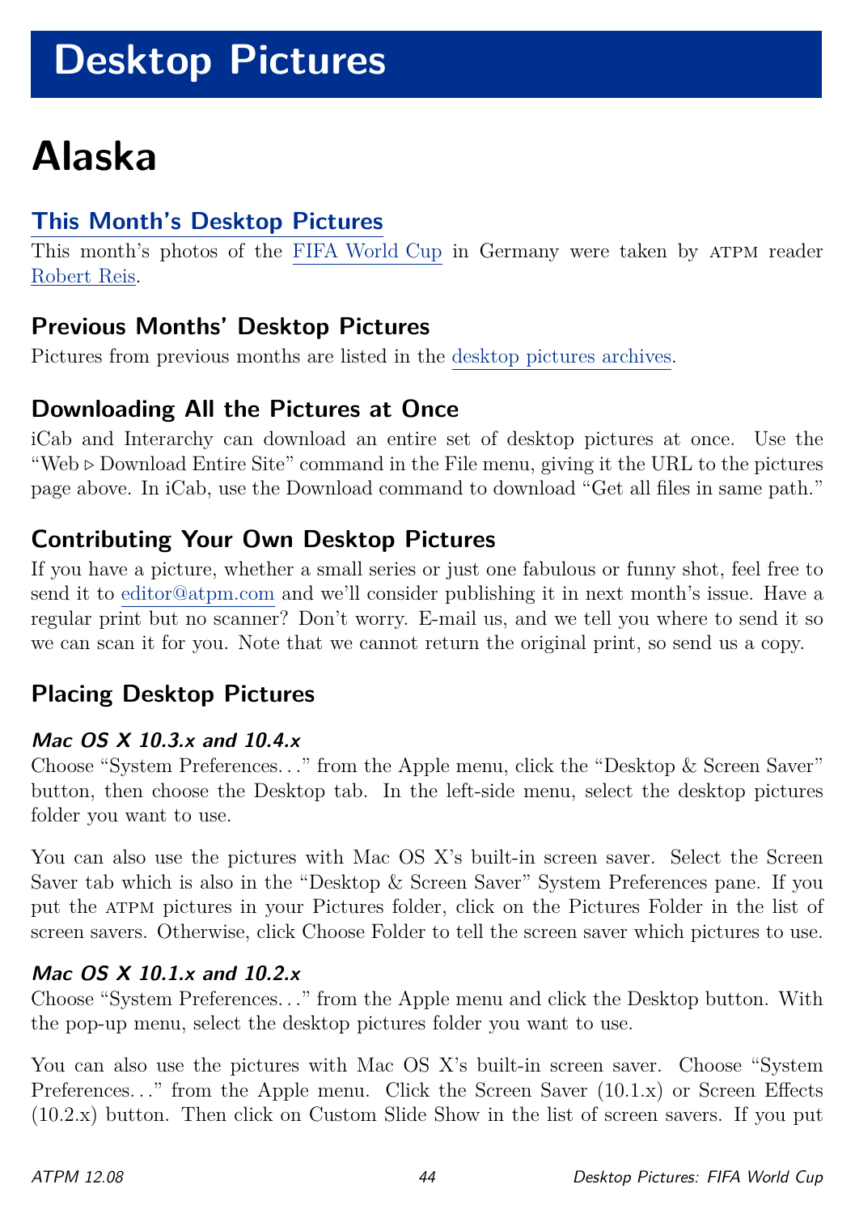# Desktop Pictures

# Alaska

## This Month's Desktop Pictures

This month's photos of the FIFA World Cup in Germany were taken by ATPM reader Robert Reis.

### Previous Months' Desktop Pictures

Pictures from previous months are listed in the desktop pictures archives.

### Downloading All the Pictures at Once

iCab and Interarchy can download an entire set of desktop pictures at once. Use the "Web ▷ Download Entire Site" command in the File menu, giving it the URL to the pictures page above. In iCab, use the Download command to download "Get all files in same path."

### Contributing Your Own Desktop Pictures

If you have a picture, whether a small series or just one fabulous or funny shot, feel free to send it to editor@atpm.com and we'll consider publishing it in next month's issue. Have a regular print but no scanner? Don't worry. E-mail us, and we tell you where to send it so we can scan it for you. Note that we cannot return the original print, so send us a copy.

### Placing Desktop Pictures

#### *Mac OS X 10.3.x and 10.4.x*

Choose "System Preferences…" from the Apple menu, click the "Desktop & Screen Saver" button, then choose the Desktop tab. In the left-side menu, select the desktop pictures folder you want to use.

You can also use the pictures with Mac OS X's built-in screen saver. Select the Screen Saver tab which is also in the "Desktop & Screen Saver" System Preferences pane. If you put the ATPM pictures in your Pictures folder, click on the Pictures Folder in the list of screen savers. Otherwise, click Choose Folder to tell the screen saver which pictures to use.

#### *Mac OS X 10.1.x and 10.2.x*

Choose "System Preferences…" from the Apple menu and click the Desktop button. With the pop-up menu, select the desktop pictures folder you want to use.

You can also use the pictures with Mac OS X's built-in screen saver. Choose "System Preferences…" from the Apple menu. Click the Screen Saver (10.1.x) or Screen Effects (10.2.x) button. Then click on Custom Slide Show in the list of screen savers. If you put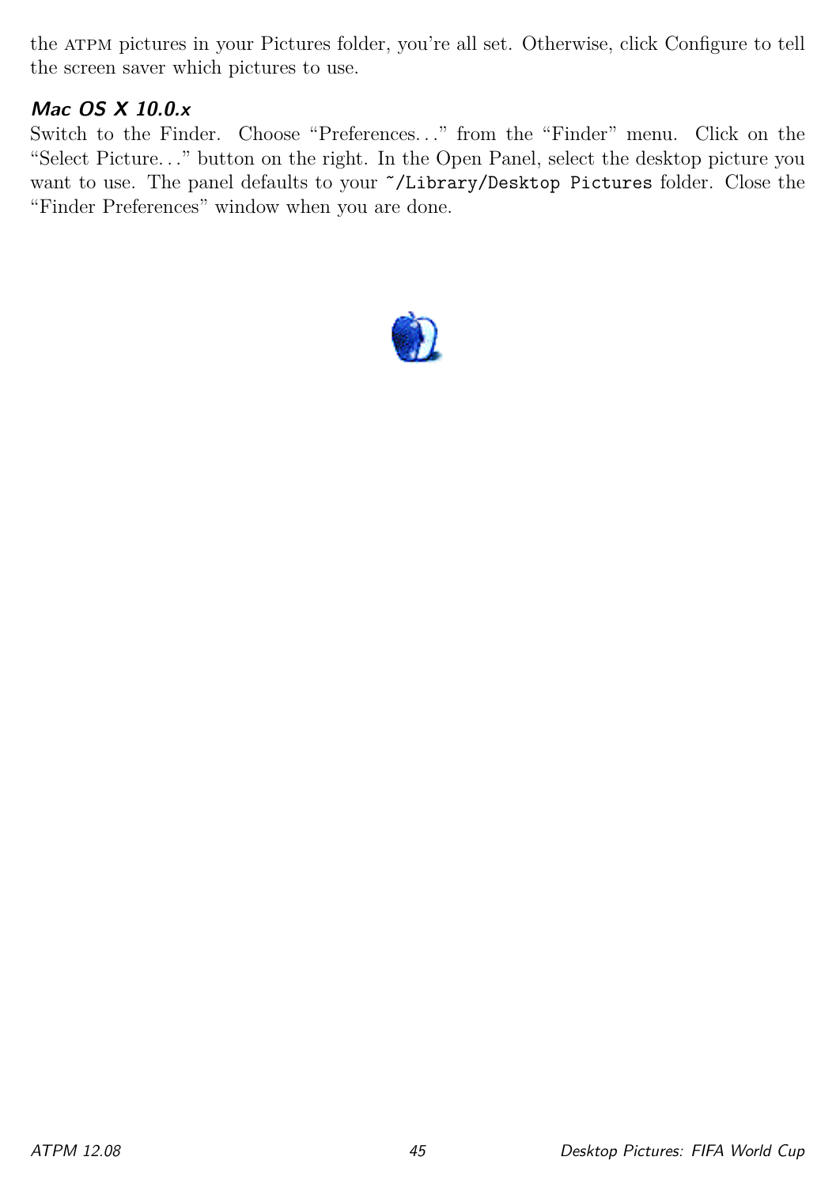the ATPM pictures in your Pictures folder, you're all set. Otherwise, click Configure to tell the screen saver which pictures to use.

### *Mac OS X 10.0.x*

Switch to the Finder. Choose "Preferences..." from the "Finder" menu. Click on the "Select Picture..." button on the right. In the Open Panel, select the desktop picture you want to use. The panel defaults to your `~/Library/Desktop Pictures` folder. Close the "Finder Preferences" window when you are done.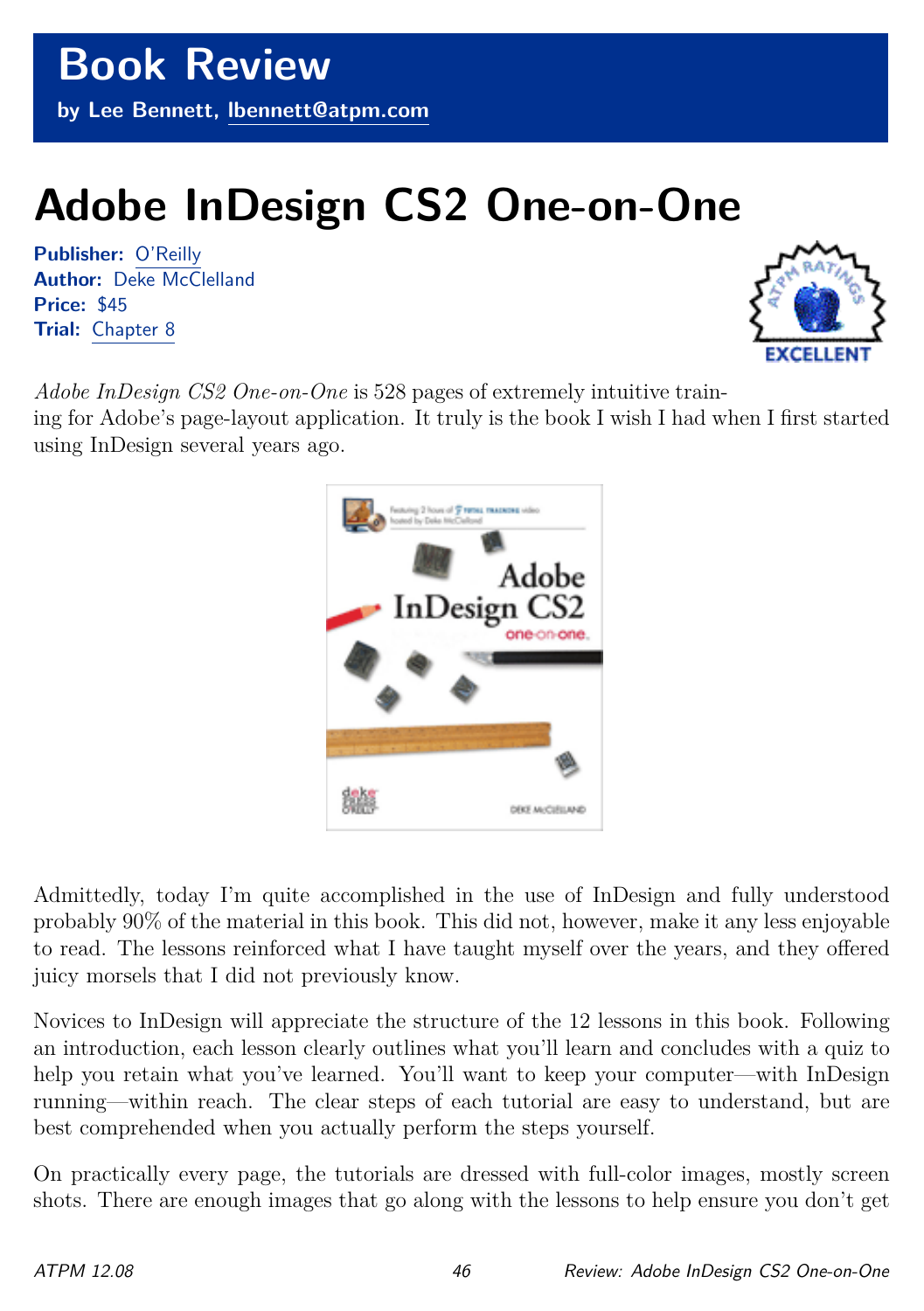# Book Review

**by Lee Bennett, lbennett@atpm.com**

# Adobe InDesign CS2 One-on-One

**Publisher:** O'Reilly
**Author:** Deke McClelland
**Price:** $45
**Trial:** Chapter 8

*Adobe InDesign CS2 One-on-One* is 528 pages of extremely intuitive training for Adobe's page-layout application. It truly is the book I wish I had when I first started using InDesign several years ago.

Admittedly, today I'm quite accomplished in the use of InDesign and fully understood probably 90% of the material in this book. This did not, however, make it any less enjoyable to read. The lessons reinforced what I have taught myself over the years, and they offered juicy morsels that I did not previously know.

Novices to InDesign will appreciate the structure of the 12 lessons in this book. Following an introduction, each lesson clearly outlines what you'll learn and concludes with a quiz to help you retain what you've learned. You'll want to keep your computer—with InDesign running—within reach. The clear steps of each tutorial are easy to understand, but are best comprehended when you actually perform the steps yourself.

On practically every page, the tutorials are dressed with full-color images, mostly screen shots. There are enough images that go along with the lessons to help ensure you don't get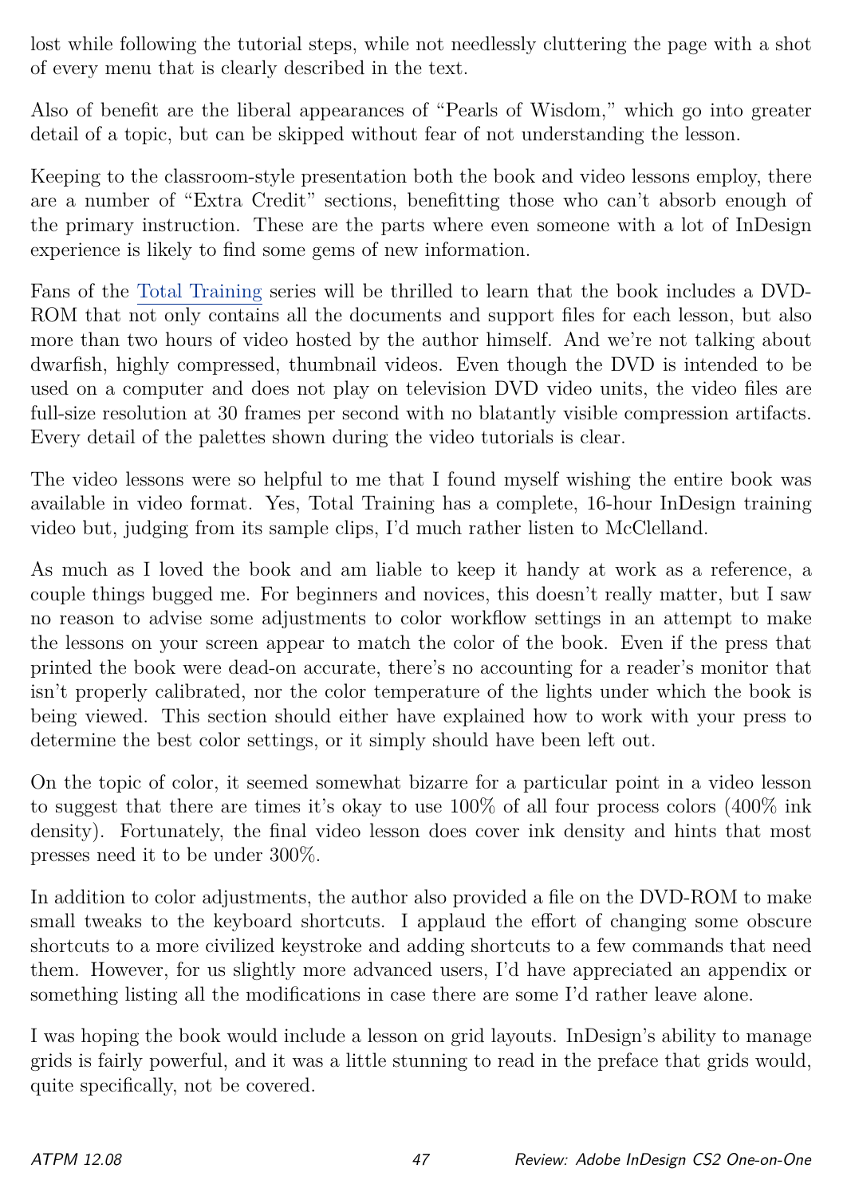lost while following the tutorial steps, while not needlessly cluttering the page with a shot of every menu that is clearly described in the text.

Also of benefit are the liberal appearances of "Pearls of Wisdom," which go into greater detail of a topic, but can be skipped without fear of not understanding the lesson.

Keeping to the classroom-style presentation both the book and video lessons employ, there are a number of "Extra Credit" sections, benefitting those who can't absorb enough of the primary instruction. These are the parts where even someone with a lot of InDesign experience is likely to find some gems of new information.

Fans of the Total Training series will be thrilled to learn that the book includes a DVD-ROM that not only contains all the documents and support files for each lesson, but also more than two hours of video hosted by the author himself. And we're not talking about dwarfish, highly compressed, thumbnail videos. Even though the DVD is intended to be used on a computer and does not play on television DVD video units, the video files are full-size resolution at 30 frames per second with no blatantly visible compression artifacts. Every detail of the palettes shown during the video tutorials is clear.

The video lessons were so helpful to me that I found myself wishing the entire book was available in video format. Yes, Total Training has a complete, 16-hour InDesign training video but, judging from its sample clips, I'd much rather listen to McClelland.

As much as I loved the book and am liable to keep it handy at work as a reference, a couple things bugged me. For beginners and novices, this doesn't really matter, but I saw no reason to advise some adjustments to color workflow settings in an attempt to make the lessons on your screen appear to match the color of the book. Even if the press that printed the book were dead-on accurate, there's no accounting for a reader's monitor that isn't properly calibrated, nor the color temperature of the lights under which the book is being viewed. This section should either have explained how to work with your press to determine the best color settings, or it simply should have been left out.

On the topic of color, it seemed somewhat bizarre for a particular point in a video lesson to suggest that there are times it's okay to use 100% of all four process colors (400% ink density). Fortunately, the final video lesson does cover ink density and hints that most presses need it to be under 300%.

In addition to color adjustments, the author also provided a file on the DVD-ROM to make small tweaks to the keyboard shortcuts. I applaud the effort of changing some obscure shortcuts to a more civilized keystroke and adding shortcuts to a few commands that need them. However, for us slightly more advanced users, I'd have appreciated an appendix or something listing all the modifications in case there are some I'd rather leave alone.

I was hoping the book would include a lesson on grid layouts. InDesign's ability to manage grids is fairly powerful, and it was a little stunning to read in the preface that grids would, quite specifically, not be covered.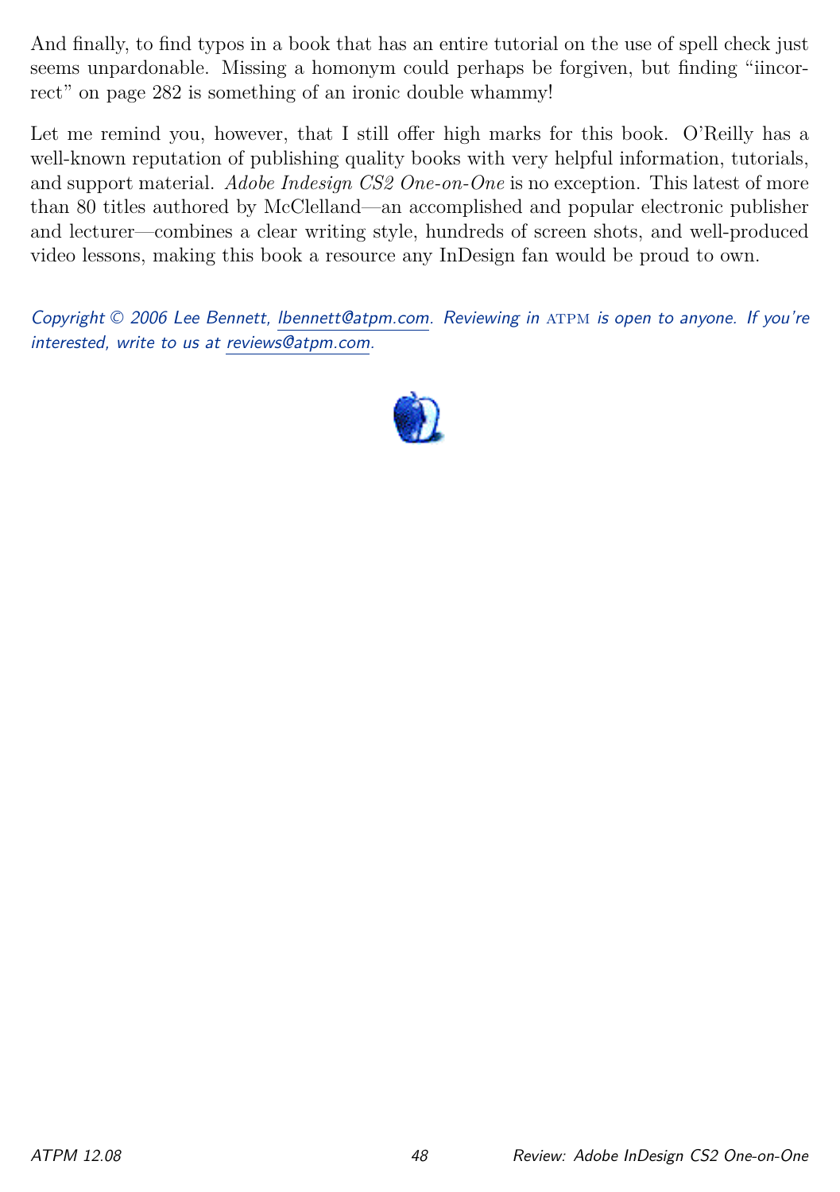And finally, to find typos in a book that has an entire tutorial on the use of spell check just seems unpardonable. Missing a homonym could perhaps be forgiven, but finding "iincorrect" on page 282 is something of an ironic double whammy!

Let me remind you, however, that I still offer high marks for this book. O'Reilly has a well-known reputation of publishing quality books with very helpful information, tutorials, and support material. *Adobe Indesign CS2 One-on-One* is no exception. This latest of more than 80 titles authored by McClelland—an accomplished and popular electronic publisher and lecturer—combines a clear writing style, hundreds of screen shots, and well-produced video lessons, making this book a resource any InDesign fan would be proud to own.

*Copyright © 2006 Lee Bennett, lbennett@atpm.com. Reviewing in ATPM is open to anyone. If you're interested, write to us at reviews@atpm.com.*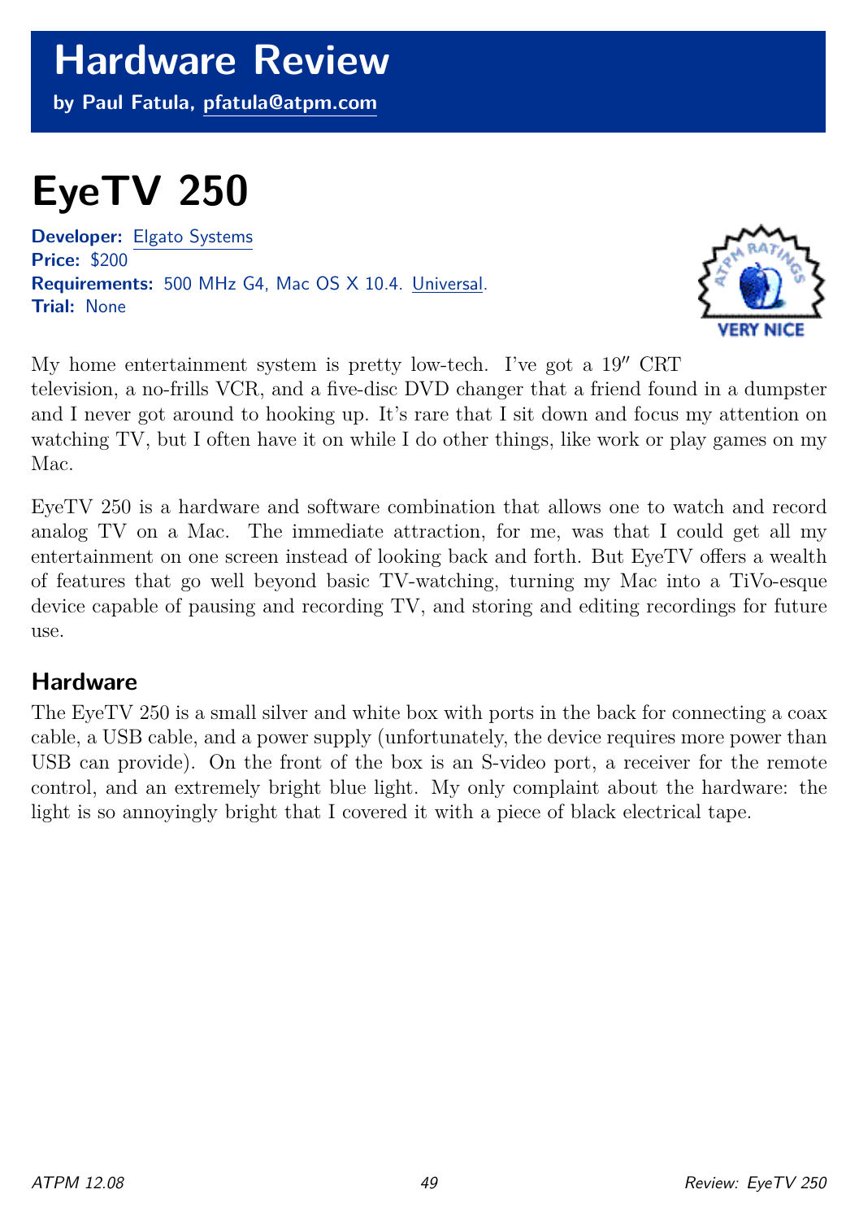# Hardware Review

**by Paul Fatula, pfatula@atpm.com**

# EyeTV 250

**Developer:** Elgato Systems
**Price:** $200
**Requirements:** 500 MHz G4, Mac OS X 10.4. Universal.
**Trial:** None

VERY NICE

My home entertainment system is pretty low-tech. I've got a 19″ CRT television, a no-frills VCR, and a five-disc DVD changer that a friend found in a dumpster and I never got around to hooking up. It's rare that I sit down and focus my attention on watching TV, but I often have it on while I do other things, like work or play games on my Mac.

EyeTV 250 is a hardware and software combination that allows one to watch and record analog TV on a Mac. The immediate attraction, for me, was that I could get all my entertainment on one screen instead of looking back and forth. But EyeTV offers a wealth of features that go well beyond basic TV-watching, turning my Mac into a TiVo-esque device capable of pausing and recording TV, and storing and editing recordings for future use.

## Hardware

The EyeTV 250 is a small silver and white box with ports in the back for connecting a coax cable, a USB cable, and a power supply (unfortunately, the device requires more power than USB can provide). On the front of the box is an S-video port, a receiver for the remote control, and an extremely bright blue light. My only complaint about the hardware: the light is so annoyingly bright that I covered it with a piece of black electrical tape.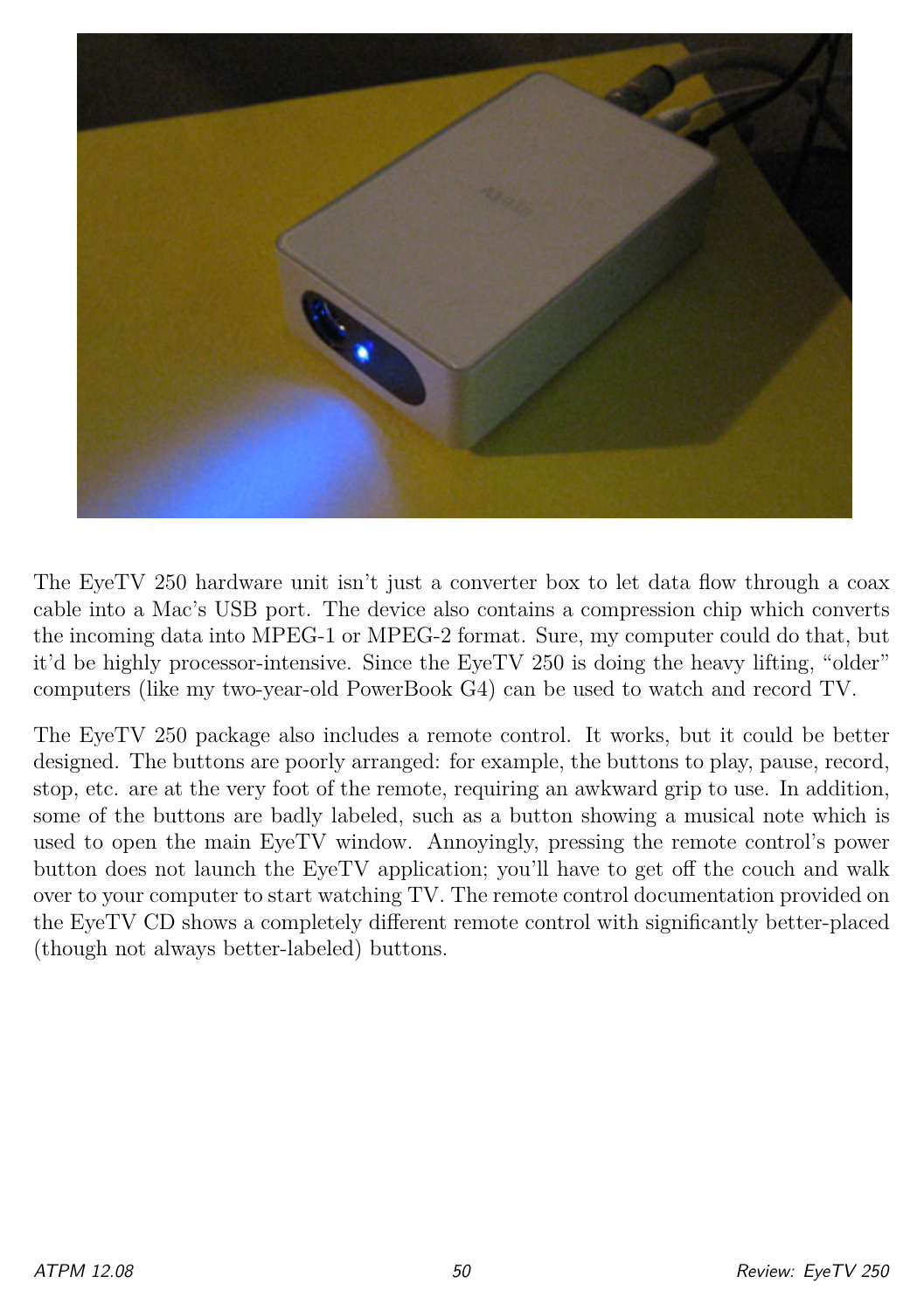The EyeTV 250 hardware unit isn't just a converter box to let data flow through a coax cable into a Mac's USB port. The device also contains a compression chip which converts the incoming data into MPEG-1 or MPEG-2 format. Sure, my computer could do that, but it'd be highly processor-intensive. Since the EyeTV 250 is doing the heavy lifting, "older" computers (like my two-year-old PowerBook G4) can be used to watch and record TV.

The EyeTV 250 package also includes a remote control. It works, but it could be better designed. The buttons are poorly arranged: for example, the buttons to play, pause, record, stop, etc. are at the very foot of the remote, requiring an awkward grip to use. In addition, some of the buttons are badly labeled, such as a button showing a musical note which is used to open the main EyeTV window. Annoyingly, pressing the remote control's power button does not launch the EyeTV application; you'll have to get off the couch and walk over to your computer to start watching TV. The remote control documentation provided on the EyeTV CD shows a completely different remote control with significantly better-placed (though not always better-labeled) buttons.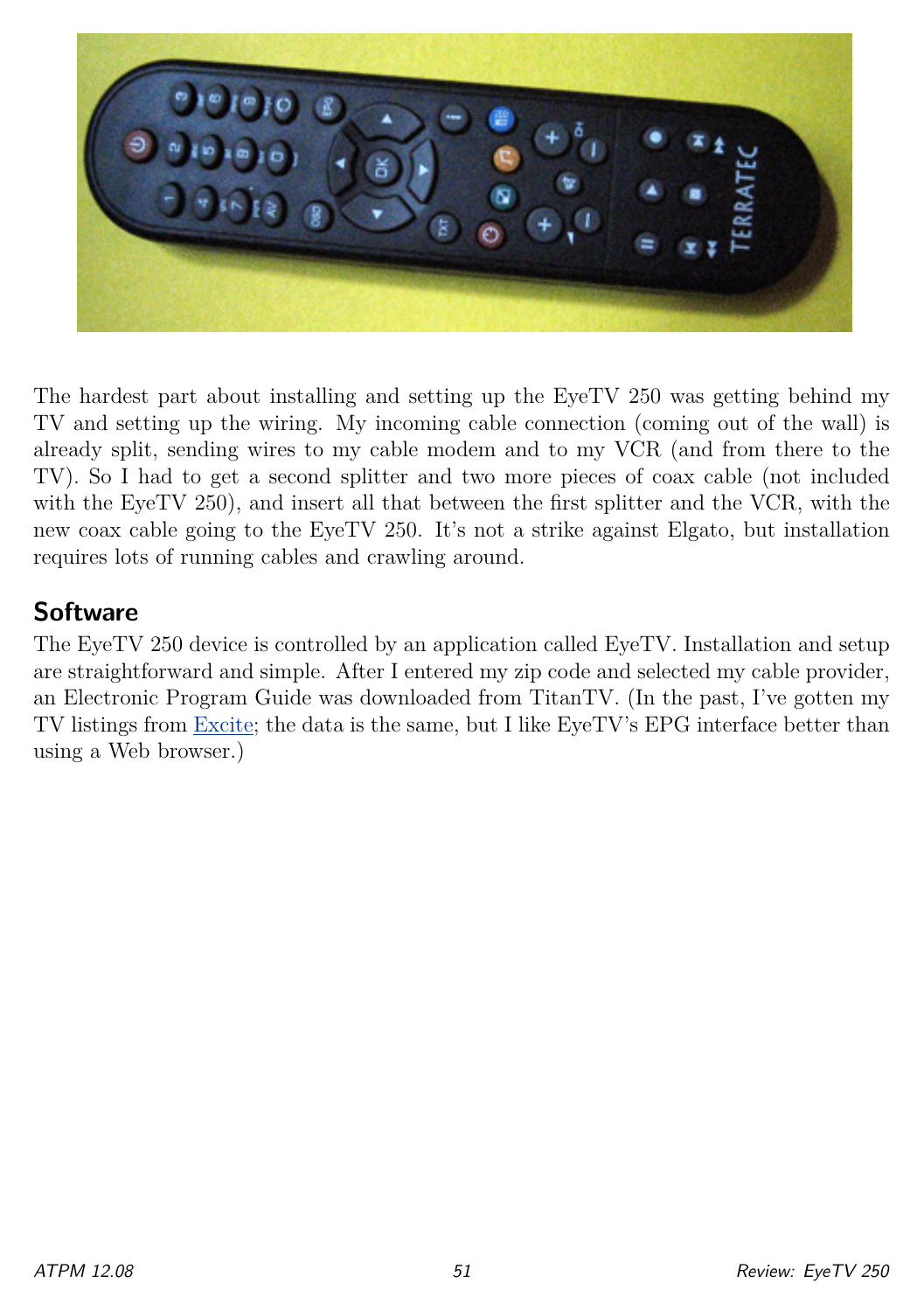The hardest part about installing and setting up the EyeTV 250 was getting behind my TV and setting up the wiring. My incoming cable connection (coming out of the wall) is already split, sending wires to my cable modem and to my VCR (and from there to the TV). So I had to get a second splitter and two more pieces of coax cable (not included with the EyeTV 250), and insert all that between the first splitter and the VCR, with the new coax cable going to the EyeTV 250. It's not a strike against Elgato, but installation requires lots of running cables and crawling around.

## Software

The EyeTV 250 device is controlled by an application called EyeTV. Installation and setup are straightforward and simple. After I entered my zip code and selected my cable provider, an Electronic Program Guide was downloaded from TitanTV. (In the past, I've gotten my TV listings from Excite; the data is the same, but I like EyeTV's EPG interface better than using a Web browser.)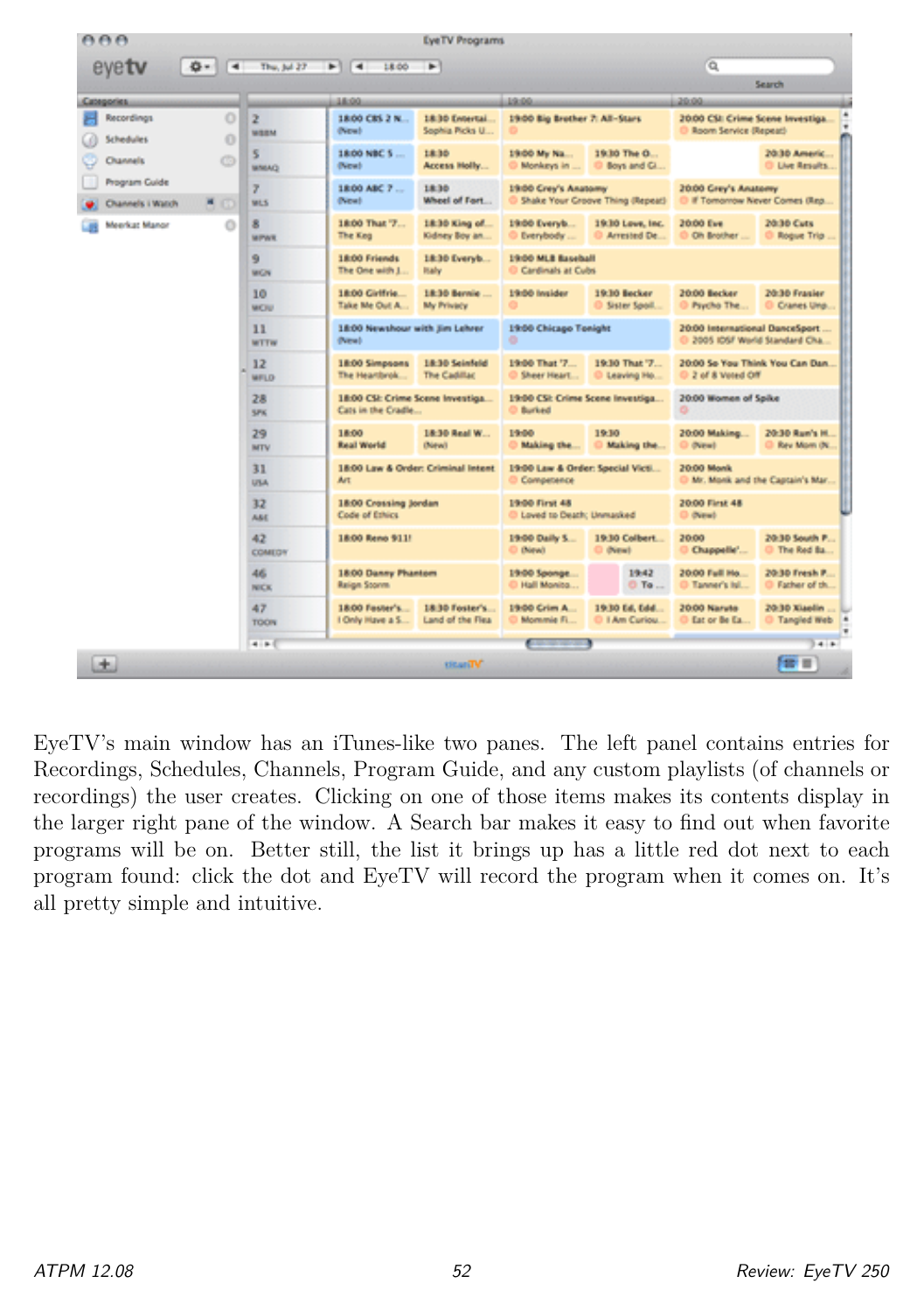EyeTV's main window has an iTunes-like two panes. The left panel contains entries for Recordings, Schedules, Channels, Program Guide, and any custom playlists (of channels or recordings) the user creates. Clicking on one of those items makes its contents display in the larger right pane of the window. A Search bar makes it easy to find out when favorite programs will be on. Better still, the list it brings up has a little red dot next to each program found: click the dot and EyeTV will record the program when it comes on. It's all pretty simple and intuitive.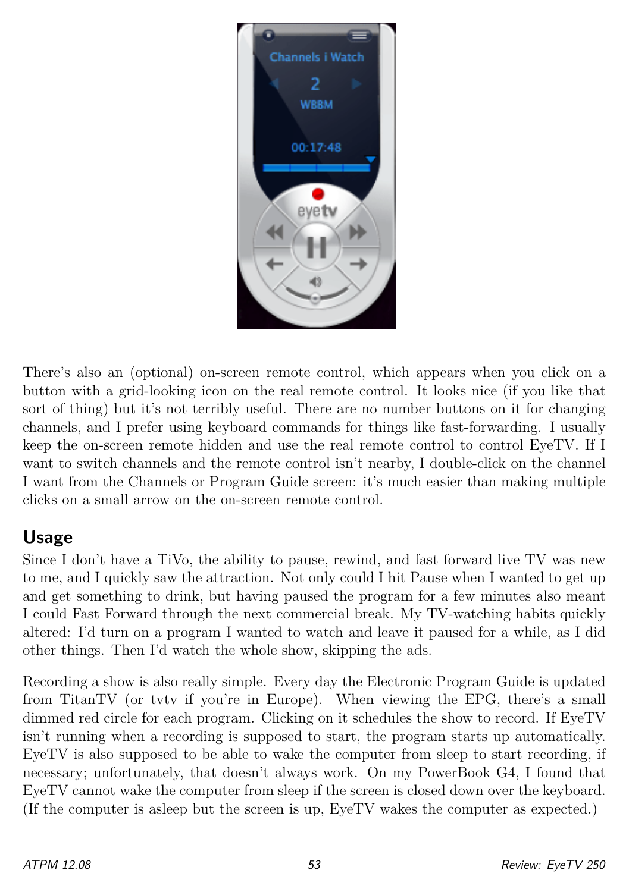There's also an (optional) on-screen remote control, which appears when you click on a button with a grid-looking icon on the real remote control. It looks nice (if you like that sort of thing) but it's not terribly useful. There are no number buttons on it for changing channels, and I prefer using keyboard commands for things like fast-forwarding. I usually keep the on-screen remote hidden and use the real remote control to control EyeTV. If I want to switch channels and the remote control isn't nearby, I double-click on the channel I want from the Channels or Program Guide screen: it's much easier than making multiple clicks on a small arrow on the on-screen remote control.

## Usage

Since I don't have a TiVo, the ability to pause, rewind, and fast forward live TV was new to me, and I quickly saw the attraction. Not only could I hit Pause when I wanted to get up and get something to drink, but having paused the program for a few minutes also meant I could Fast Forward through the next commercial break. My TV-watching habits quickly altered: I'd turn on a program I wanted to watch and leave it paused for a while, as I did other things. Then I'd watch the whole show, skipping the ads.

Recording a show is also really simple. Every day the Electronic Program Guide is updated from TitanTV (or tvtv if you're in Europe). When viewing the EPG, there's a small dimmed red circle for each program. Clicking on it schedules the show to record. If EyeTV isn't running when a recording is supposed to start, the program starts up automatically. EyeTV is also supposed to be able to wake the computer from sleep to start recording, if necessary; unfortunately, that doesn't always work. On my PowerBook G4, I found that EyeTV cannot wake the computer from sleep if the screen is closed down over the keyboard. (If the computer is asleep but the screen is up, EyeTV wakes the computer as expected.)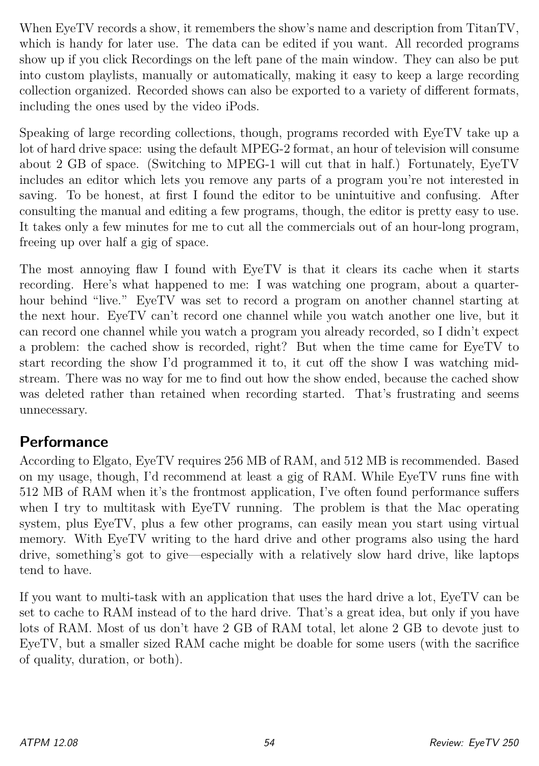When EyeTV records a show, it remembers the show's name and description from TitanTV, which is handy for later use. The data can be edited if you want. All recorded programs show up if you click Recordings on the left pane of the main window. They can also be put into custom playlists, manually or automatically, making it easy to keep a large recording collection organized. Recorded shows can also be exported to a variety of different formats, including the ones used by the video iPods.

Speaking of large recording collections, though, programs recorded with EyeTV take up a lot of hard drive space: using the default MPEG-2 format, an hour of television will consume about 2 GB of space. (Switching to MPEG-1 will cut that in half.) Fortunately, EyeTV includes an editor which lets you remove any parts of a program you're not interested in saving. To be honest, at first I found the editor to be unintuitive and confusing. After consulting the manual and editing a few programs, though, the editor is pretty easy to use. It takes only a few minutes for me to cut all the commercials out of an hour-long program, freeing up over half a gig of space.

The most annoying flaw I found with EyeTV is that it clears its cache when it starts recording. Here's what happened to me: I was watching one program, about a quarter-hour behind "live." EyeTV was set to record a program on another channel starting at the next hour. EyeTV can't record one channel while you watch another one live, but it can record one channel while you watch a program you already recorded, so I didn't expect a problem: the cached show is recorded, right? But when the time came for EyeTV to start recording the show I'd programmed it to, it cut off the show I was watching mid-stream. There was no way for me to find out how the show ended, because the cached show was deleted rather than retained when recording started. That's frustrating and seems unnecessary.

## Performance

According to Elgato, EyeTV requires 256 MB of RAM, and 512 MB is recommended. Based on my usage, though, I'd recommend at least a gig of RAM. While EyeTV runs fine with 512 MB of RAM when it's the frontmost application, I've often found performance suffers when I try to multitask with EyeTV running. The problem is that the Mac operating system, plus EyeTV, plus a few other programs, can easily mean you start using virtual memory. With EyeTV writing to the hard drive and other programs also using the hard drive, something's got to give—especially with a relatively slow hard drive, like laptops tend to have.

If you want to multi-task with an application that uses the hard drive a lot, EyeTV can be set to cache to RAM instead of to the hard drive. That's a great idea, but only if you have lots of RAM. Most of us don't have 2 GB of RAM total, let alone 2 GB to devote just to EyeTV, but a smaller sized RAM cache might be doable for some users (with the sacrifice of quality, duration, or both).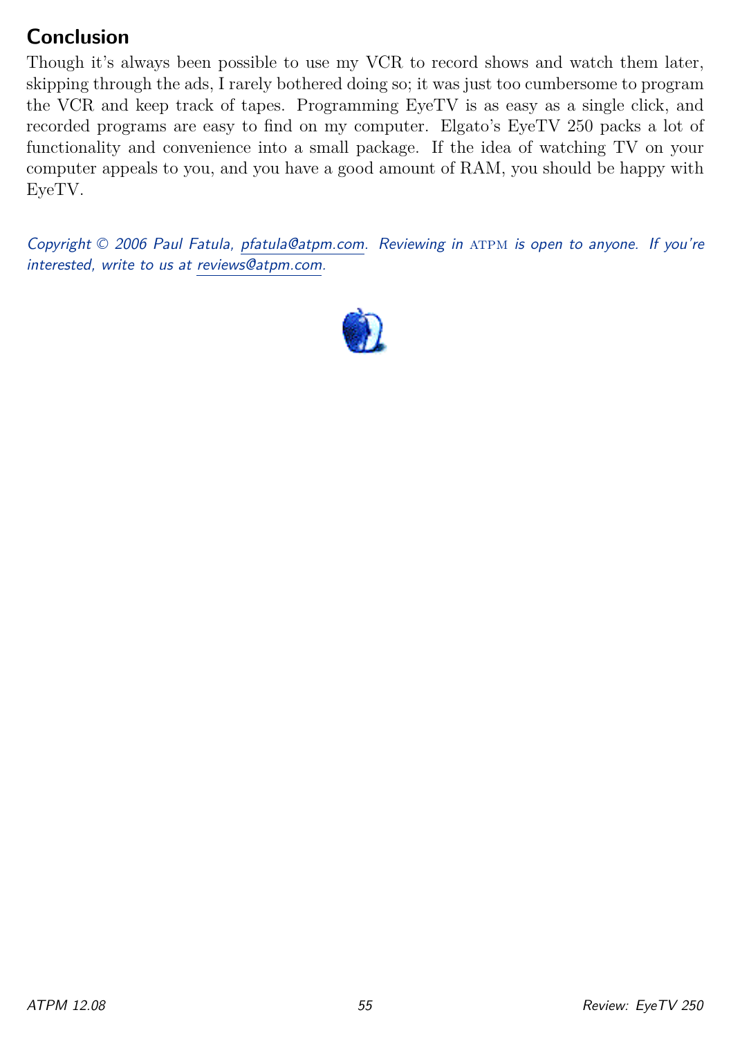## Conclusion

Though it's always been possible to use my VCR to record shows and watch them later, skipping through the ads, I rarely bothered doing so; it was just too cumbersome to program the VCR and keep track of tapes. Programming EyeTV is as easy as a single click, and recorded programs are easy to find on my computer. Elgato's EyeTV 250 packs a lot of functionality and convenience into a small package. If the idea of watching TV on your computer appeals to you, and you have a good amount of RAM, you should be happy with EyeTV.

*Copyright © 2006 Paul Fatula, pfatula@atpm.com. Reviewing in ATPM is open to anyone. If you're interested, write to us at reviews@atpm.com.*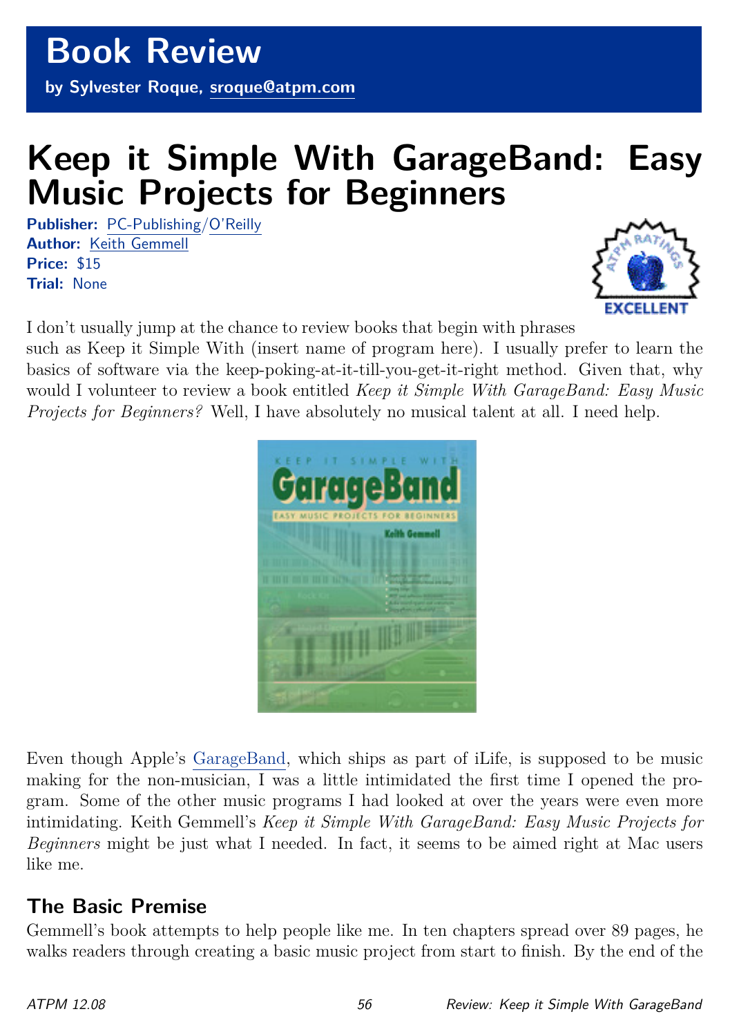# Book Review

**by Sylvester Roque, sroque@atpm.com**

# Keep it Simple With GarageBand: Easy Music Projects for Beginners

**Publisher:** PC-Publishing/O'Reilly
**Author:** Keith Gemmell
**Price:** $15
**Trial:** None

I don't usually jump at the chance to review books that begin with phrases such as Keep it Simple With (insert name of program here). I usually prefer to learn the basics of software via the keep-poking-at-it-till-you-get-it-right method. Given that, why would I volunteer to review a book entitled *Keep it Simple With GarageBand: Easy Music Projects for Beginners?* Well, I have absolutely no musical talent at all. I need help.

Even though Apple's GarageBand, which ships as part of iLife, is supposed to be music making for the non-musician, I was a little intimidated the first time I opened the program. Some of the other music programs I had looked at over the years were even more intimidating. Keith Gemmell's *Keep it Simple With GarageBand: Easy Music Projects for Beginners* might be just what I needed. In fact, it seems to be aimed right at Mac users like me.

## The Basic Premise

Gemmell's book attempts to help people like me. In ten chapters spread over 89 pages, he walks readers through creating a basic music project from start to finish. By the end of the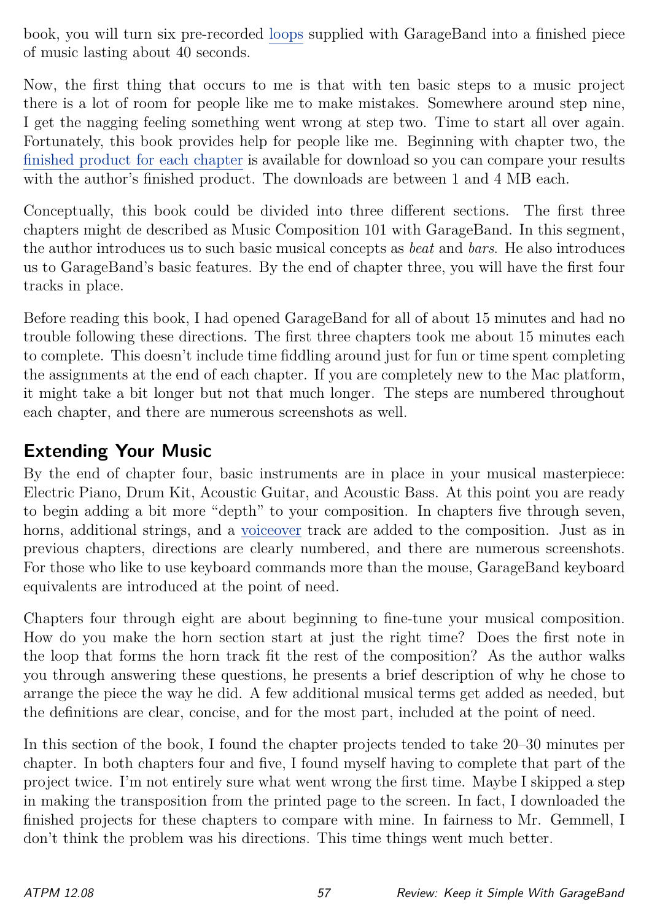book, you will turn six pre-recorded loops supplied with GarageBand into a finished piece of music lasting about 40 seconds.

Now, the first thing that occurs to me is that with ten basic steps to a music project there is a lot of room for people like me to make mistakes. Somewhere around step nine, I get the nagging feeling something went wrong at step two. Time to start all over again. Fortunately, this book provides help for people like me. Beginning with chapter two, the finished product for each chapter is available for download so you can compare your results with the author's finished product. The downloads are between 1 and 4 MB each.

Conceptually, this book could be divided into three different sections. The first three chapters might de described as Music Composition 101 with GarageBand. In this segment, the author introduces us to such basic musical concepts as *beat* and *bars*. He also introduces us to GarageBand's basic features. By the end of chapter three, you will have the first four tracks in place.

Before reading this book, I had opened GarageBand for all of about 15 minutes and had no trouble following these directions. The first three chapters took me about 15 minutes each to complete. This doesn't include time fiddling around just for fun or time spent completing the assignments at the end of each chapter. If you are completely new to the Mac platform, it might take a bit longer but not that much longer. The steps are numbered throughout each chapter, and there are numerous screenshots as well.

## Extending Your Music

By the end of chapter four, basic instruments are in place in your musical masterpiece: Electric Piano, Drum Kit, Acoustic Guitar, and Acoustic Bass. At this point you are ready to begin adding a bit more "depth" to your composition. In chapters five through seven, horns, additional strings, and a voiceover track are added to the composition. Just as in previous chapters, directions are clearly numbered, and there are numerous screenshots. For those who like to use keyboard commands more than the mouse, GarageBand keyboard equivalents are introduced at the point of need.

Chapters four through eight are about beginning to fine-tune your musical composition. How do you make the horn section start at just the right time? Does the first note in the loop that forms the horn track fit the rest of the composition? As the author walks you through answering these questions, he presents a brief description of why he chose to arrange the piece the way he did. A few additional musical terms get added as needed, but the definitions are clear, concise, and for the most part, included at the point of need.

In this section of the book, I found the chapter projects tended to take 20–30 minutes per chapter. In both chapters four and five, I found myself having to complete that part of the project twice. I'm not entirely sure what went wrong the first time. Maybe I skipped a step in making the transposition from the printed page to the screen. In fact, I downloaded the finished projects for these chapters to compare with mine. In fairness to Mr. Gemmell, I don't think the problem was his directions. This time things went much better.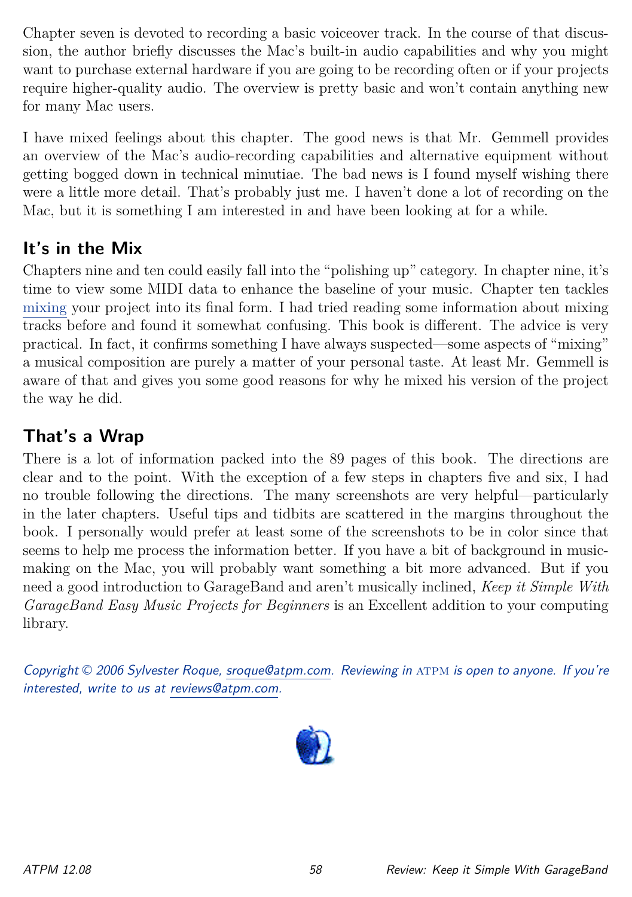Chapter seven is devoted to recording a basic voiceover track. In the course of that discussion, the author briefly discusses the Mac's built-in audio capabilities and why you might want to purchase external hardware if you are going to be recording often or if your projects require higher-quality audio. The overview is pretty basic and won't contain anything new for many Mac users.

I have mixed feelings about this chapter. The good news is that Mr. Gemmell provides an overview of the Mac's audio-recording capabilities and alternative equipment without getting bogged down in technical minutiae. The bad news is I found myself wishing there were a little more detail. That's probably just me. I haven't done a lot of recording on the Mac, but it is something I am interested in and have been looking at for a while.

## It's in the Mix

Chapters nine and ten could easily fall into the "polishing up" category. In chapter nine, it's time to view some MIDI data to enhance the baseline of your music. Chapter ten tackles mixing your project into its final form. I had tried reading some information about mixing tracks before and found it somewhat confusing. This book is different. The advice is very practical. In fact, it confirms something I have always suspected—some aspects of "mixing" a musical composition are purely a matter of your personal taste. At least Mr. Gemmell is aware of that and gives you some good reasons for why he mixed his version of the project the way he did.

## That's a Wrap

There is a lot of information packed into the 89 pages of this book. The directions are clear and to the point. With the exception of a few steps in chapters five and six, I had no trouble following the directions. The many screenshots are very helpful—particularly in the later chapters. Useful tips and tidbits are scattered in the margins throughout the book. I personally would prefer at least some of the screenshots to be in color since that seems to help me process the information better. If you have a bit of background in music-making on the Mac, you will probably want something a bit more advanced. But if you need a good introduction to GarageBand and aren't musically inclined, *Keep it Simple With GarageBand Easy Music Projects for Beginners* is an Excellent addition to your computing library.

*Copyright © 2006 Sylvester Roque, sroque@atpm.com. Reviewing in ATPM is open to anyone. If you're interested, write to us at reviews@atpm.com.*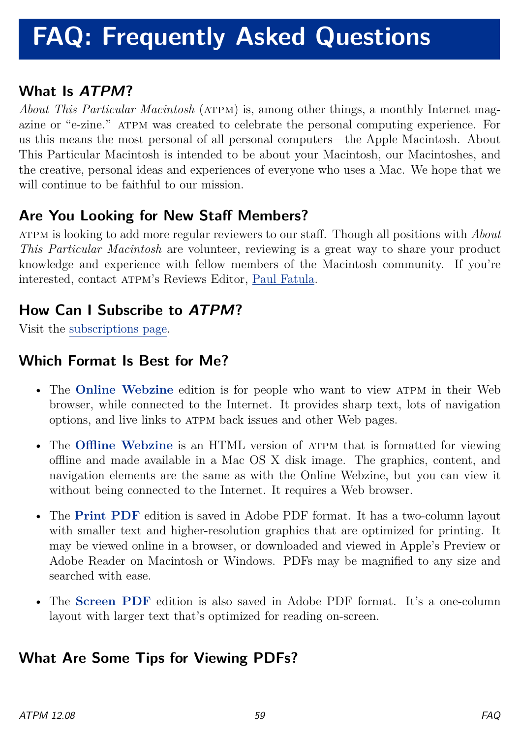# FAQ: Frequently Asked Questions

## What Is *ATPM*?

*About This Particular Macintosh* (ATPM) is, among other things, a monthly Internet magazine or "e-zine." ATPM was created to celebrate the personal computing experience. For us this means the most personal of all personal computers—the Apple Macintosh. About This Particular Macintosh is intended to be about your Macintosh, our Macintoshes, and the creative, personal ideas and experiences of everyone who uses a Mac. We hope that we will continue to be faithful to our mission.

## Are You Looking for New Staff Members?

ATPM is looking to add more regular reviewers to our staff. Though all positions with *About This Particular Macintosh* are volunteer, reviewing is a great way to share your product knowledge and experience with fellow members of the Macintosh community. If you're interested, contact ATPM's Reviews Editor, Paul Fatula.

## How Can I Subscribe to *ATPM*?

Visit the subscriptions page.

## Which Format Is Best for Me?

- The **Online Webzine** edition is for people who want to view ATPM in their Web browser, while connected to the Internet. It provides sharp text, lots of navigation options, and live links to ATPM back issues and other Web pages.
- The **Offline Webzine** is an HTML version of ATPM that is formatted for viewing offline and made available in a Mac OS X disk image. The graphics, content, and navigation elements are the same as with the Online Webzine, but you can view it without being connected to the Internet. It requires a Web browser.
- The **Print PDF** edition is saved in Adobe PDF format. It has a two-column layout with smaller text and higher-resolution graphics that are optimized for printing. It may be viewed online in a browser, or downloaded and viewed in Apple's Preview or Adobe Reader on Macintosh or Windows. PDFs may be magnified to any size and searched with ease.
- The **Screen PDF** edition is also saved in Adobe PDF format. It's a one-column layout with larger text that's optimized for reading on-screen.

## What Are Some Tips for Viewing PDFs?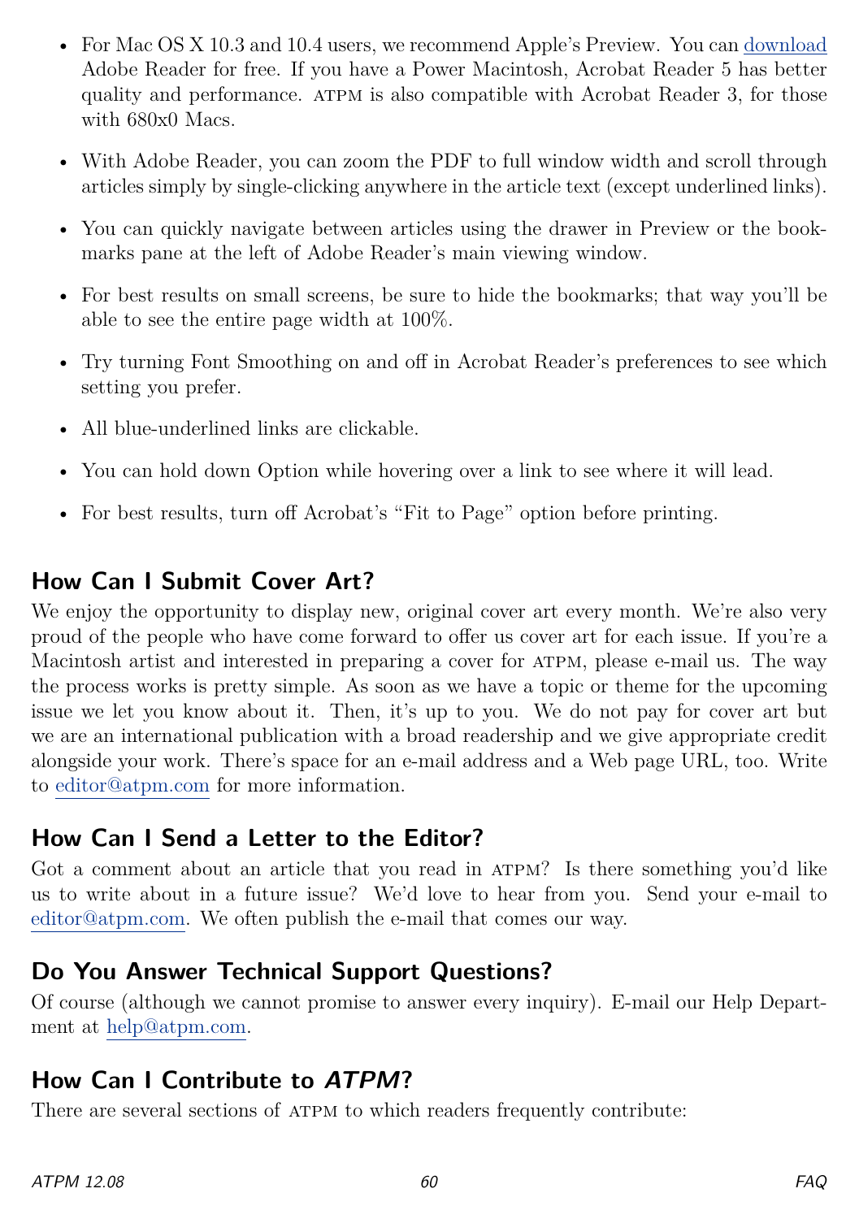- For Mac OS X 10.3 and 10.4 users, we recommend Apple's Preview. You can download Adobe Reader for free. If you have a Power Macintosh, Acrobat Reader 5 has better quality and performance. ATPM is also compatible with Acrobat Reader 3, for those with 680x0 Macs.
- With Adobe Reader, you can zoom the PDF to full window width and scroll through articles simply by single-clicking anywhere in the article text (except underlined links).
- You can quickly navigate between articles using the drawer in Preview or the bookmarks pane at the left of Adobe Reader's main viewing window.
- For best results on small screens, be sure to hide the bookmarks; that way you'll be able to see the entire page width at 100%.
- Try turning Font Smoothing on and off in Acrobat Reader's preferences to see which setting you prefer.
- All blue-underlined links are clickable.
- You can hold down Option while hovering over a link to see where it will lead.
- For best results, turn off Acrobat's "Fit to Page" option before printing.

## How Can I Submit Cover Art?

We enjoy the opportunity to display new, original cover art every month. We're also very proud of the people who have come forward to offer us cover art for each issue. If you're a Macintosh artist and interested in preparing a cover for ATPM, please e-mail us. The way the process works is pretty simple. As soon as we have a topic or theme for the upcoming issue we let you know about it. Then, it's up to you. We do not pay for cover art but we are an international publication with a broad readership and we give appropriate credit alongside your work. There's space for an e-mail address and a Web page URL, too. Write to editor@atpm.com for more information.

## How Can I Send a Letter to the Editor?

Got a comment about an article that you read in ATPM? Is there something you'd like us to write about in a future issue? We'd love to hear from you. Send your e-mail to editor@atpm.com. We often publish the e-mail that comes our way.

## Do You Answer Technical Support Questions?

Of course (although we cannot promise to answer every inquiry). E-mail our Help Department at help@atpm.com.

## How Can I Contribute to *ATPM*?

There are several sections of ATPM to which readers frequently contribute: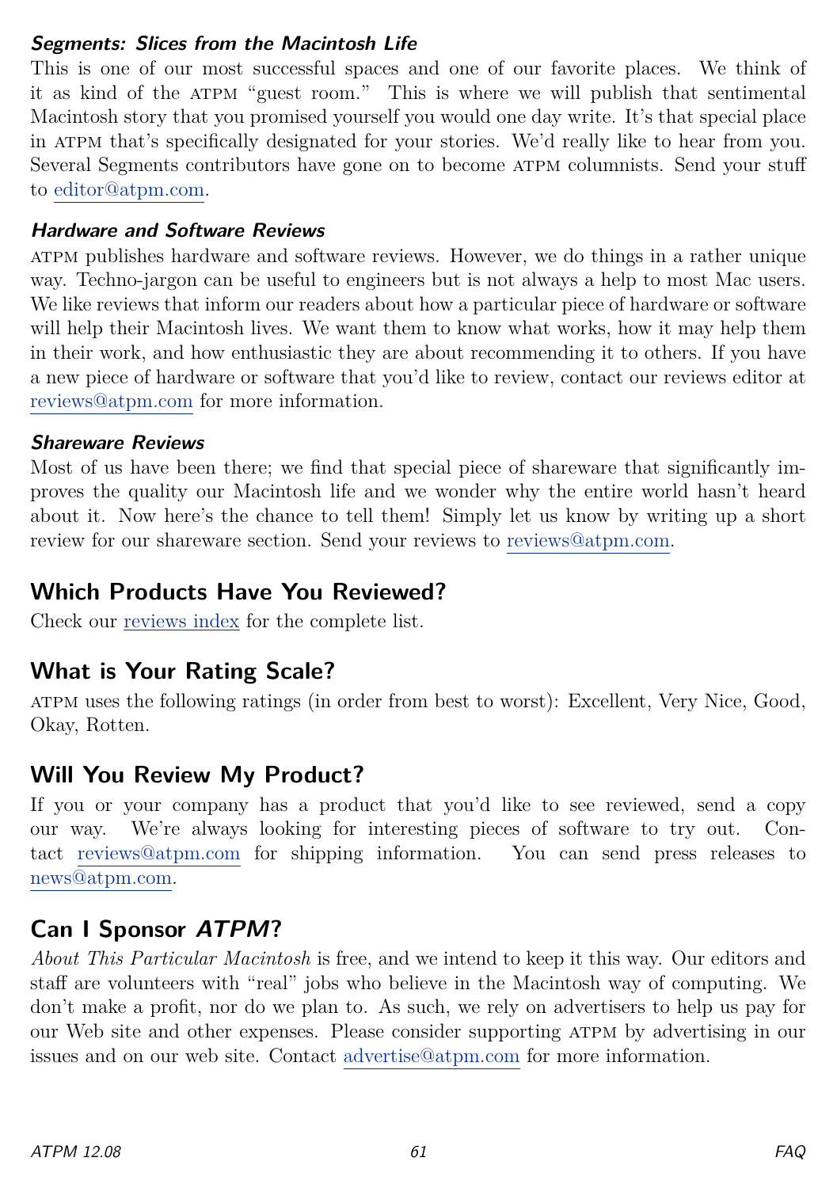### *Segments: Slices from the Macintosh Life*

This is one of our most successful spaces and one of our favorite places. We think of it as kind of the ATPM "guest room." This is where we will publish that sentimental Macintosh story that you promised yourself you would one day write. It's that special place in ATPM that's specifically designated for your stories. We'd really like to hear from you. Several Segments contributors have gone on to become ATPM columnists. Send your stuff to editor@atpm.com.

### *Hardware and Software Reviews*

ATPM publishes hardware and software reviews. However, we do things in a rather unique way. Techno-jargon can be useful to engineers but is not always a help to most Mac users. We like reviews that inform our readers about how a particular piece of hardware or software will help their Macintosh lives. We want them to know what works, how it may help them in their work, and how enthusiastic they are about recommending it to others. If you have a new piece of hardware or software that you'd like to review, contact our reviews editor at reviews@atpm.com for more information.

### *Shareware Reviews*

Most of us have been there; we find that special piece of shareware that significantly improves the quality our Macintosh life and we wonder why the entire world hasn't heard about it. Now here's the chance to tell them! Simply let us know by writing up a short review for our shareware section. Send your reviews to reviews@atpm.com.

## Which Products Have You Reviewed?

Check our reviews index for the complete list.

## What is Your Rating Scale?

ATPM uses the following ratings (in order from best to worst): Excellent, Very Nice, Good, Okay, Rotten.

## Will You Review My Product?

If you or your company has a product that you'd like to see reviewed, send a copy our way. We're always looking for interesting pieces of software to try out. Contact reviews@atpm.com for shipping information. You can send press releases to news@atpm.com.

## Can I Sponsor *ATPM*?

*About This Particular Macintosh* is free, and we intend to keep it this way. Our editors and staff are volunteers with "real" jobs who believe in the Macintosh way of computing. We don't make a profit, nor do we plan to. As such, we rely on advertisers to help us pay for our Web site and other expenses. Please consider supporting ATPM by advertising in our issues and on our web site. Contact advertise@atpm.com for more information.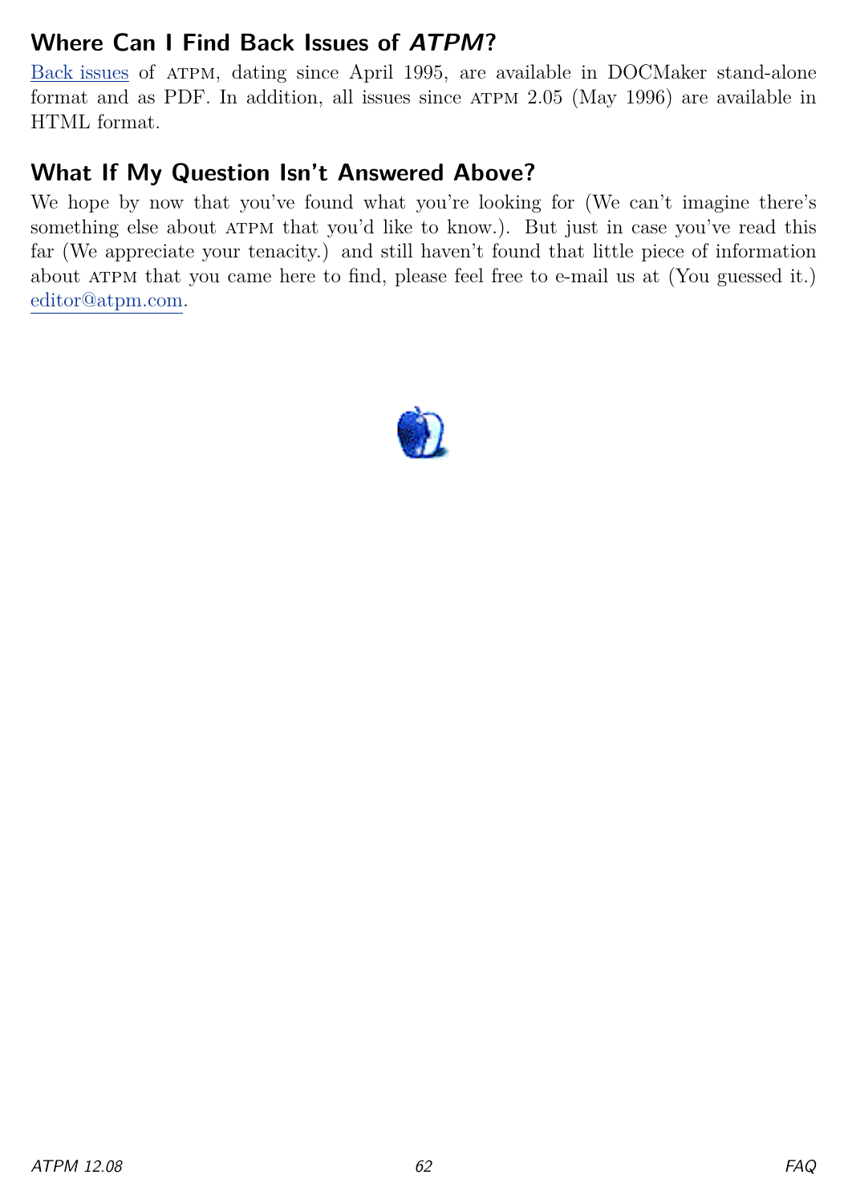## Where Can I Find Back Issues of *ATPM*?

Back issues of ATPM, dating since April 1995, are available in DOCMaker stand-alone format and as PDF. In addition, all issues since ATPM 2.05 (May 1996) are available in HTML format.

## What If My Question Isn't Answered Above?

We hope by now that you've found what you're looking for (We can't imagine there's something else about ATPM that you'd like to know.). But just in case you've read this far (We appreciate your tenacity.) and still haven't found that little piece of information about ATPM that you came here to find, please feel free to e-mail us at (You guessed it.) editor@atpm.com.